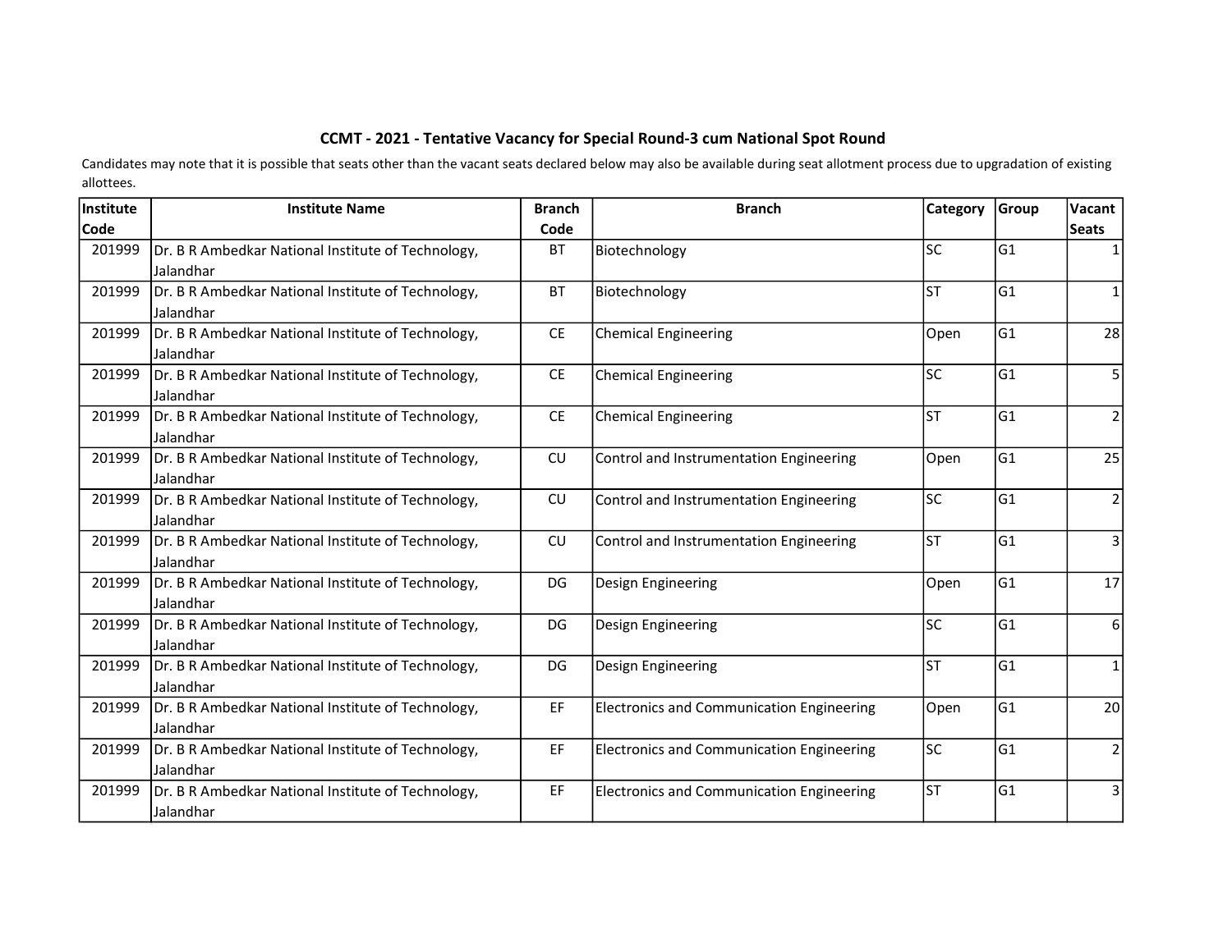## CCMT - 2021 - Tentative Vacancy for Special Round-3 cum National Spot Round

Candidates may note that it is possible that seats other than the vacant seats declared below may also be available during seat allotment process due to upgradation of existing allottees.

| Institute Code | Institute Name | Branch Code | Branch | Category | Group | Vacant Seats |
|---|---|---|---|---|---|---|
| 201999 | Dr. B R Ambedkar National Institute of Technology, Jalandhar | BT | Biotechnology | SC | G1 | 1 |
| 201999 | Dr. B R Ambedkar National Institute of Technology, Jalandhar | BT | Biotechnology | ST | G1 | 1 |
| 201999 | Dr. B R Ambedkar National Institute of Technology, Jalandhar | CE | Chemical Engineering | Open | G1 | 28 |
| 201999 | Dr. B R Ambedkar National Institute of Technology, Jalandhar | CE | Chemical Engineering | SC | G1 | 5 |
| 201999 | Dr. B R Ambedkar National Institute of Technology, Jalandhar | CE | Chemical Engineering | ST | G1 | 2 |
| 201999 | Dr. B R Ambedkar National Institute of Technology, Jalandhar | CU | Control and Instrumentation Engineering | Open | G1 | 25 |
| 201999 | Dr. B R Ambedkar National Institute of Technology, Jalandhar | CU | Control and Instrumentation Engineering | SC | G1 | 2 |
| 201999 | Dr. B R Ambedkar National Institute of Technology, Jalandhar | CU | Control and Instrumentation Engineering | ST | G1 | 3 |
| 201999 | Dr. B R Ambedkar National Institute of Technology, Jalandhar | DG | Design Engineering | Open | G1 | 17 |
| 201999 | Dr. B R Ambedkar National Institute of Technology, Jalandhar | DG | Design Engineering | SC | G1 | 6 |
| 201999 | Dr. B R Ambedkar National Institute of Technology, Jalandhar | DG | Design Engineering | ST | G1 | 1 |
| 201999 | Dr. B R Ambedkar National Institute of Technology, Jalandhar | EF | Electronics and Communication Engineering | Open | G1 | 20 |
| 201999 | Dr. B R Ambedkar National Institute of Technology, Jalandhar | EF | Electronics and Communication Engineering | SC | G1 | 2 |
| 201999 | Dr. B R Ambedkar National Institute of Technology, Jalandhar | EF | Electronics and Communication Engineering | ST | G1 | 3 |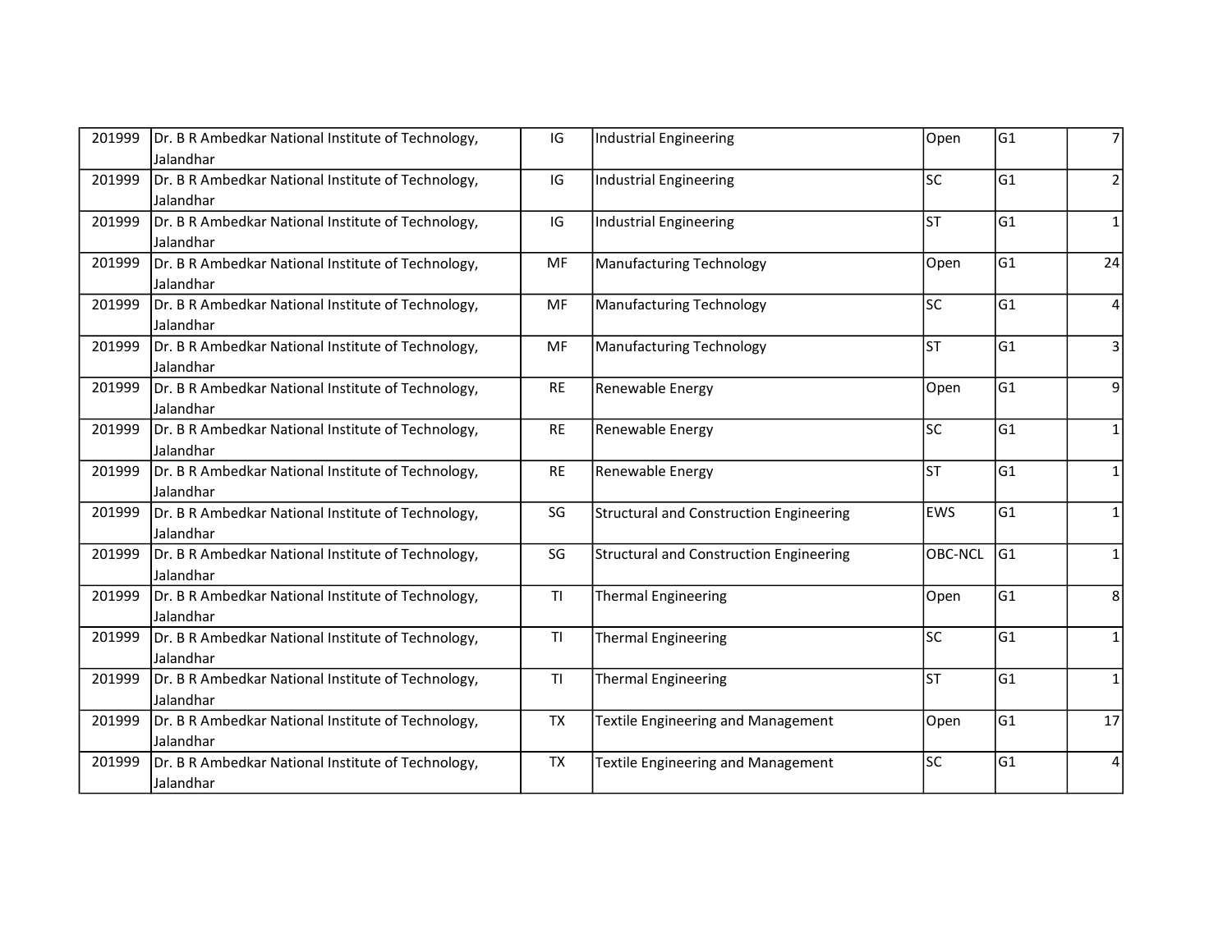| | | | | | | |
|---|---|---|---|---|---|---|
| 201999 | Dr. B R Ambedkar National Institute of Technology, Jalandhar | IG | Industrial Engineering | Open | G1 | 7 |
| 201999 | Dr. B R Ambedkar National Institute of Technology, Jalandhar | IG | Industrial Engineering | SC | G1 | 2 |
| 201999 | Dr. B R Ambedkar National Institute of Technology, Jalandhar | IG | Industrial Engineering | ST | G1 | 1 |
| 201999 | Dr. B R Ambedkar National Institute of Technology, Jalandhar | MF | Manufacturing Technology | Open | G1 | 24 |
| 201999 | Dr. B R Ambedkar National Institute of Technology, Jalandhar | MF | Manufacturing Technology | SC | G1 | 4 |
| 201999 | Dr. B R Ambedkar National Institute of Technology, Jalandhar | MF | Manufacturing Technology | ST | G1 | 3 |
| 201999 | Dr. B R Ambedkar National Institute of Technology, Jalandhar | RE | Renewable Energy | Open | G1 | 9 |
| 201999 | Dr. B R Ambedkar National Institute of Technology, Jalandhar | RE | Renewable Energy | SC | G1 | 1 |
| 201999 | Dr. B R Ambedkar National Institute of Technology, Jalandhar | RE | Renewable Energy | ST | G1 | 1 |
| 201999 | Dr. B R Ambedkar National Institute of Technology, Jalandhar | SG | Structural and Construction Engineering | EWS | G1 | 1 |
| 201999 | Dr. B R Ambedkar National Institute of Technology, Jalandhar | SG | Structural and Construction Engineering | OBC-NCL | G1 | 1 |
| 201999 | Dr. B R Ambedkar National Institute of Technology, Jalandhar | TI | Thermal Engineering | Open | G1 | 8 |
| 201999 | Dr. B R Ambedkar National Institute of Technology, Jalandhar | TI | Thermal Engineering | SC | G1 | 1 |
| 201999 | Dr. B R Ambedkar National Institute of Technology, Jalandhar | TI | Thermal Engineering | ST | G1 | 1 |
| 201999 | Dr. B R Ambedkar National Institute of Technology, Jalandhar | TX | Textile Engineering and Management | Open | G1 | 17 |
| 201999 | Dr. B R Ambedkar National Institute of Technology, Jalandhar | TX | Textile Engineering and Management | SC | G1 | 4 |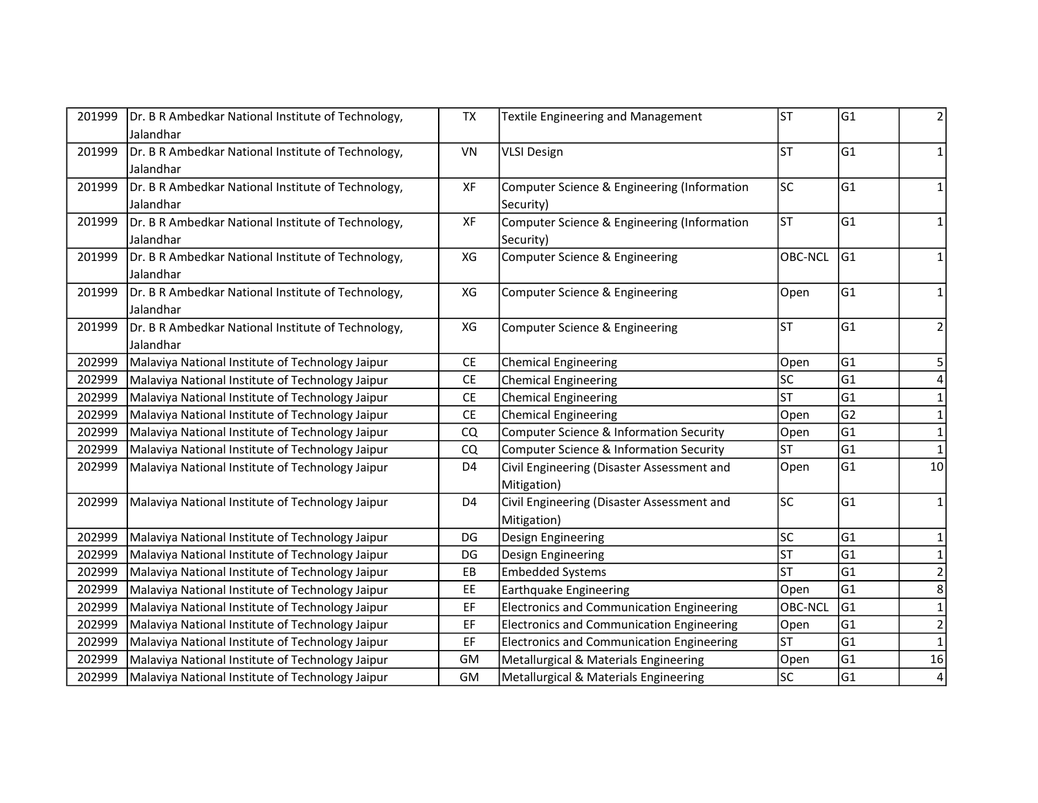| | | | | | | |
|---|---|---|---|---|---|---|
| 201999 | Dr. B R Ambedkar National Institute of Technology, Jalandhar | TX | Textile Engineering and Management | ST | G1 | 2 |
| 201999 | Dr. B R Ambedkar National Institute of Technology, Jalandhar | VN | VLSI Design | ST | G1 | 1 |
| 201999 | Dr. B R Ambedkar National Institute of Technology, Jalandhar | XF | Computer Science & Engineering (Information Security) | SC | G1 | 1 |
| 201999 | Dr. B R Ambedkar National Institute of Technology, Jalandhar | XF | Computer Science & Engineering (Information Security) | ST | G1 | 1 |
| 201999 | Dr. B R Ambedkar National Institute of Technology, Jalandhar | XG | Computer Science & Engineering | OBC-NCL | G1 | 1 |
| 201999 | Dr. B R Ambedkar National Institute of Technology, Jalandhar | XG | Computer Science & Engineering | Open | G1 | 1 |
| 201999 | Dr. B R Ambedkar National Institute of Technology, Jalandhar | XG | Computer Science & Engineering | ST | G1 | 2 |
| 202999 | Malaviya National Institute of Technology Jaipur | CE | Chemical Engineering | Open | G1 | 5 |
| 202999 | Malaviya National Institute of Technology Jaipur | CE | Chemical Engineering | SC | G1 | 4 |
| 202999 | Malaviya National Institute of Technology Jaipur | CE | Chemical Engineering | ST | G1 | 1 |
| 202999 | Malaviya National Institute of Technology Jaipur | CE | Chemical Engineering | Open | G2 | 1 |
| 202999 | Malaviya National Institute of Technology Jaipur | CQ | Computer Science & Information Security | Open | G1 | 1 |
| 202999 | Malaviya National Institute of Technology Jaipur | CQ | Computer Science & Information Security | ST | G1 | 1 |
| 202999 | Malaviya National Institute of Technology Jaipur | D4 | Civil Engineering (Disaster Assessment and Mitigation) | Open | G1 | 10 |
| 202999 | Malaviya National Institute of Technology Jaipur | D4 | Civil Engineering (Disaster Assessment and Mitigation) | SC | G1 | 1 |
| 202999 | Malaviya National Institute of Technology Jaipur | DG | Design Engineering | SC | G1 | 1 |
| 202999 | Malaviya National Institute of Technology Jaipur | DG | Design Engineering | ST | G1 | 1 |
| 202999 | Malaviya National Institute of Technology Jaipur | EB | Embedded Systems | ST | G1 | 2 |
| 202999 | Malaviya National Institute of Technology Jaipur | EE | Earthquake Engineering | Open | G1 | 8 |
| 202999 | Malaviya National Institute of Technology Jaipur | EF | Electronics and Communication Engineering | OBC-NCL | G1 | 1 |
| 202999 | Malaviya National Institute of Technology Jaipur | EF | Electronics and Communication Engineering | Open | G1 | 2 |
| 202999 | Malaviya National Institute of Technology Jaipur | EF | Electronics and Communication Engineering | ST | G1 | 1 |
| 202999 | Malaviya National Institute of Technology Jaipur | GM | Metallurgical & Materials Engineering | Open | G1 | 16 |
| 202999 | Malaviya National Institute of Technology Jaipur | GM | Metallurgical & Materials Engineering | SC | G1 | 4 |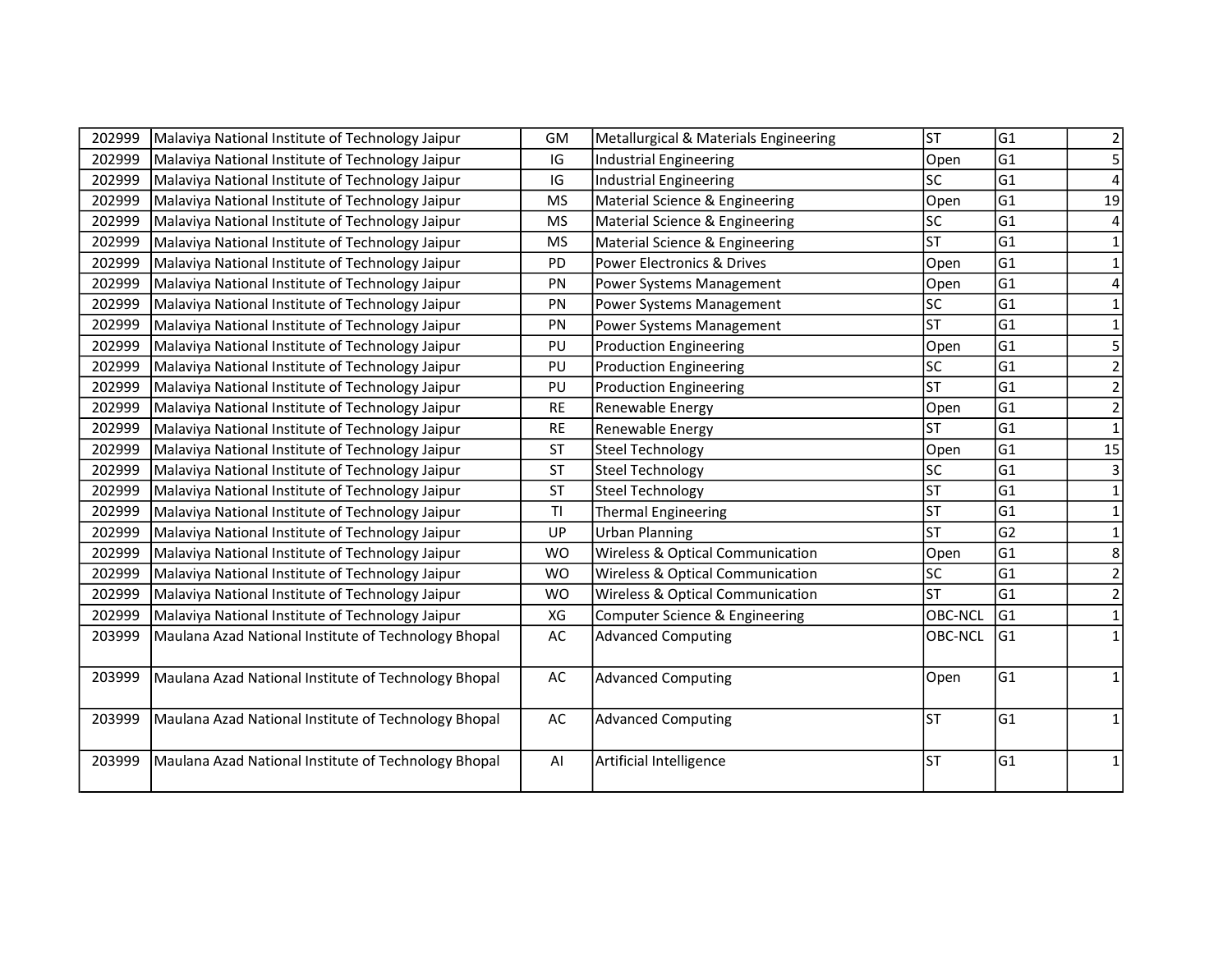| | | | | | | |
|---|---|---|---|---|---|---|
| 202999 | Malaviya National Institute of Technology Jaipur | GM | Metallurgical & Materials Engineering | ST | G1 | 2 |
| 202999 | Malaviya National Institute of Technology Jaipur | IG | Industrial Engineering | Open | G1 | 5 |
| 202999 | Malaviya National Institute of Technology Jaipur | IG | Industrial Engineering | SC | G1 | 4 |
| 202999 | Malaviya National Institute of Technology Jaipur | MS | Material Science & Engineering | Open | G1 | 19 |
| 202999 | Malaviya National Institute of Technology Jaipur | MS | Material Science & Engineering | SC | G1 | 4 |
| 202999 | Malaviya National Institute of Technology Jaipur | MS | Material Science & Engineering | ST | G1 | 1 |
| 202999 | Malaviya National Institute of Technology Jaipur | PD | Power Electronics & Drives | Open | G1 | 1 |
| 202999 | Malaviya National Institute of Technology Jaipur | PN | Power Systems Management | Open | G1 | 4 |
| 202999 | Malaviya National Institute of Technology Jaipur | PN | Power Systems Management | SC | G1 | 1 |
| 202999 | Malaviya National Institute of Technology Jaipur | PN | Power Systems Management | ST | G1 | 1 |
| 202999 | Malaviya National Institute of Technology Jaipur | PU | Production Engineering | Open | G1 | 5 |
| 202999 | Malaviya National Institute of Technology Jaipur | PU | Production Engineering | SC | G1 | 2 |
| 202999 | Malaviya National Institute of Technology Jaipur | PU | Production Engineering | ST | G1 | 2 |
| 202999 | Malaviya National Institute of Technology Jaipur | RE | Renewable Energy | Open | G1 | 2 |
| 202999 | Malaviya National Institute of Technology Jaipur | RE | Renewable Energy | ST | G1 | 1 |
| 202999 | Malaviya National Institute of Technology Jaipur | ST | Steel Technology | Open | G1 | 15 |
| 202999 | Malaviya National Institute of Technology Jaipur | ST | Steel Technology | SC | G1 | 3 |
| 202999 | Malaviya National Institute of Technology Jaipur | ST | Steel Technology | ST | G1 | 1 |
| 202999 | Malaviya National Institute of Technology Jaipur | TI | Thermal Engineering | ST | G1 | 1 |
| 202999 | Malaviya National Institute of Technology Jaipur | UP | Urban Planning | ST | G2 | 1 |
| 202999 | Malaviya National Institute of Technology Jaipur | WO | Wireless & Optical Communication | Open | G1 | 8 |
| 202999 | Malaviya National Institute of Technology Jaipur | WO | Wireless & Optical Communication | SC | G1 | 2 |
| 202999 | Malaviya National Institute of Technology Jaipur | WO | Wireless & Optical Communication | ST | G1 | 2 |
| 202999 | Malaviya National Institute of Technology Jaipur | XG | Computer Science & Engineering | OBC-NCL | G1 | 1 |
| 203999 | Maulana Azad National Institute of Technology Bhopal | AC | Advanced Computing | OBC-NCL | G1 | 1 |
| 203999 | Maulana Azad National Institute of Technology Bhopal | AC | Advanced Computing | Open | G1 | 1 |
| 203999 | Maulana Azad National Institute of Technology Bhopal | AC | Advanced Computing | ST | G1 | 1 |
| 203999 | Maulana Azad National Institute of Technology Bhopal | AI | Artificial Intelligence | ST | G1 | 1 |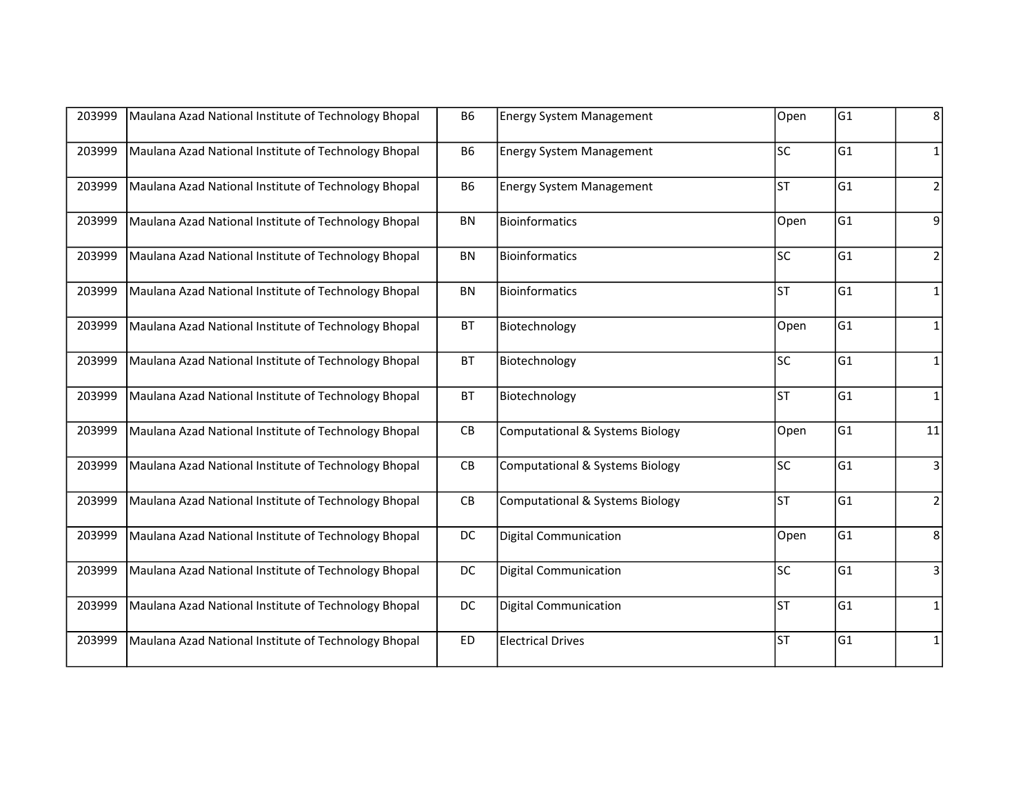| 203999 | Maulana Azad National Institute of Technology Bhopal | B6 | Energy System Management | Open | G1 | 8 |
|---|---|---|---|---|---|---|
| 203999 | Maulana Azad National Institute of Technology Bhopal | B6 | Energy System Management | SC | G1 | 1 |
| 203999 | Maulana Azad National Institute of Technology Bhopal | B6 | Energy System Management | ST | G1 | 2 |
| 203999 | Maulana Azad National Institute of Technology Bhopal | BN | Bioinformatics | Open | G1 | 9 |
| 203999 | Maulana Azad National Institute of Technology Bhopal | BN | Bioinformatics | SC | G1 | 2 |
| 203999 | Maulana Azad National Institute of Technology Bhopal | BN | Bioinformatics | ST | G1 | 1 |
| 203999 | Maulana Azad National Institute of Technology Bhopal | BT | Biotechnology | Open | G1 | 1 |
| 203999 | Maulana Azad National Institute of Technology Bhopal | BT | Biotechnology | SC | G1 | 1 |
| 203999 | Maulana Azad National Institute of Technology Bhopal | BT | Biotechnology | ST | G1 | 1 |
| 203999 | Maulana Azad National Institute of Technology Bhopal | CB | Computational & Systems Biology | Open | G1 | 11 |
| 203999 | Maulana Azad National Institute of Technology Bhopal | CB | Computational & Systems Biology | SC | G1 | 3 |
| 203999 | Maulana Azad National Institute of Technology Bhopal | CB | Computational & Systems Biology | ST | G1 | 2 |
| 203999 | Maulana Azad National Institute of Technology Bhopal | DC | Digital Communication | Open | G1 | 8 |
| 203999 | Maulana Azad National Institute of Technology Bhopal | DC | Digital Communication | SC | G1 | 3 |
| 203999 | Maulana Azad National Institute of Technology Bhopal | DC | Digital Communication | ST | G1 | 1 |
| 203999 | Maulana Azad National Institute of Technology Bhopal | ED | Electrical Drives | ST | G1 | 1 |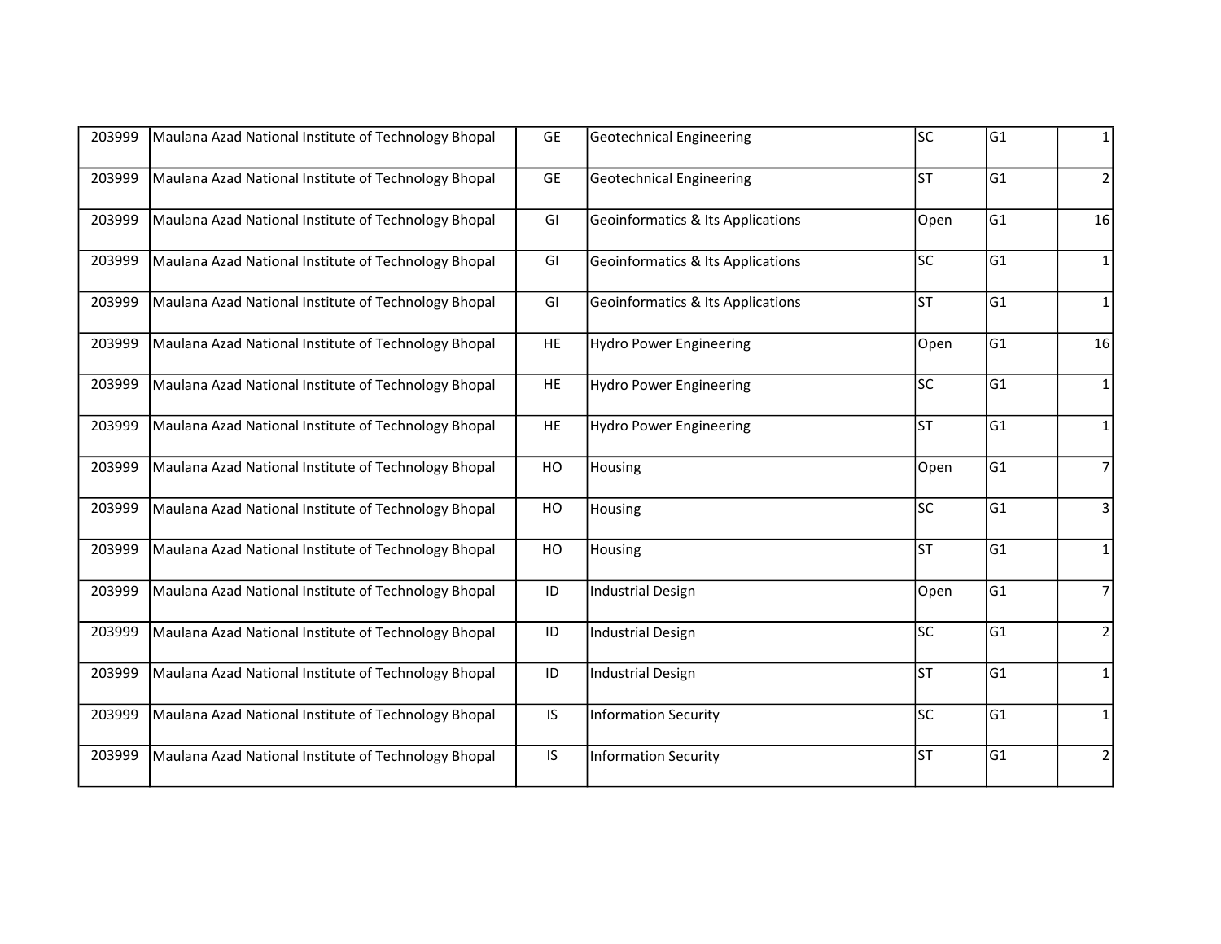| | | | | | | |
|---|---|---|---|---|---|---|
| 203999 | Maulana Azad National Institute of Technology Bhopal | GE | Geotechnical Engineering | SC | G1 | 1 |
| 203999 | Maulana Azad National Institute of Technology Bhopal | GE | Geotechnical Engineering | ST | G1 | 2 |
| 203999 | Maulana Azad National Institute of Technology Bhopal | GI | Geoinformatics & Its Applications | Open | G1 | 16 |
| 203999 | Maulana Azad National Institute of Technology Bhopal | GI | Geoinformatics & Its Applications | SC | G1 | 1 |
| 203999 | Maulana Azad National Institute of Technology Bhopal | GI | Geoinformatics & Its Applications | ST | G1 | 1 |
| 203999 | Maulana Azad National Institute of Technology Bhopal | HE | Hydro Power Engineering | Open | G1 | 16 |
| 203999 | Maulana Azad National Institute of Technology Bhopal | HE | Hydro Power Engineering | SC | G1 | 1 |
| 203999 | Maulana Azad National Institute of Technology Bhopal | HE | Hydro Power Engineering | ST | G1 | 1 |
| 203999 | Maulana Azad National Institute of Technology Bhopal | HO | Housing | Open | G1 | 7 |
| 203999 | Maulana Azad National Institute of Technology Bhopal | HO | Housing | SC | G1 | 3 |
| 203999 | Maulana Azad National Institute of Technology Bhopal | HO | Housing | ST | G1 | 1 |
| 203999 | Maulana Azad National Institute of Technology Bhopal | ID | Industrial Design | Open | G1 | 7 |
| 203999 | Maulana Azad National Institute of Technology Bhopal | ID | Industrial Design | SC | G1 | 2 |
| 203999 | Maulana Azad National Institute of Technology Bhopal | ID | Industrial Design | ST | G1 | 1 |
| 203999 | Maulana Azad National Institute of Technology Bhopal | IS | Information Security | SC | G1 | 1 |
| 203999 | Maulana Azad National Institute of Technology Bhopal | IS | Information Security | ST | G1 | 2 |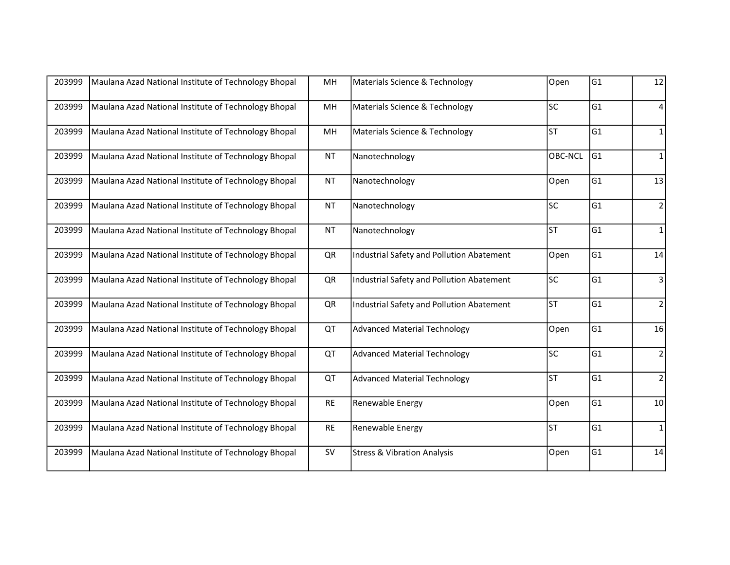| | | | | | | |
|---|---|---|---|---|---|---|
| 203999 | Maulana Azad National Institute of Technology Bhopal | MH | Materials Science & Technology | Open | G1 | 12 |
| 203999 | Maulana Azad National Institute of Technology Bhopal | MH | Materials Science & Technology | SC | G1 | 4 |
| 203999 | Maulana Azad National Institute of Technology Bhopal | MH | Materials Science & Technology | ST | G1 | 1 |
| 203999 | Maulana Azad National Institute of Technology Bhopal | NT | Nanotechnology | OBC-NCL | G1 | 1 |
| 203999 | Maulana Azad National Institute of Technology Bhopal | NT | Nanotechnology | Open | G1 | 13 |
| 203999 | Maulana Azad National Institute of Technology Bhopal | NT | Nanotechnology | SC | G1 | 2 |
| 203999 | Maulana Azad National Institute of Technology Bhopal | NT | Nanotechnology | ST | G1 | 1 |
| 203999 | Maulana Azad National Institute of Technology Bhopal | QR | Industrial Safety and Pollution Abatement | Open | G1 | 14 |
| 203999 | Maulana Azad National Institute of Technology Bhopal | QR | Industrial Safety and Pollution Abatement | SC | G1 | 3 |
| 203999 | Maulana Azad National Institute of Technology Bhopal | QR | Industrial Safety and Pollution Abatement | ST | G1 | 2 |
| 203999 | Maulana Azad National Institute of Technology Bhopal | QT | Advanced Material Technology | Open | G1 | 16 |
| 203999 | Maulana Azad National Institute of Technology Bhopal | QT | Advanced Material Technology | SC | G1 | 2 |
| 203999 | Maulana Azad National Institute of Technology Bhopal | QT | Advanced Material Technology | ST | G1 | 2 |
| 203999 | Maulana Azad National Institute of Technology Bhopal | RE | Renewable Energy | Open | G1 | 10 |
| 203999 | Maulana Azad National Institute of Technology Bhopal | RE | Renewable Energy | ST | G1 | 1 |
| 203999 | Maulana Azad National Institute of Technology Bhopal | SV | Stress & Vibration Analysis | Open | G1 | 14 |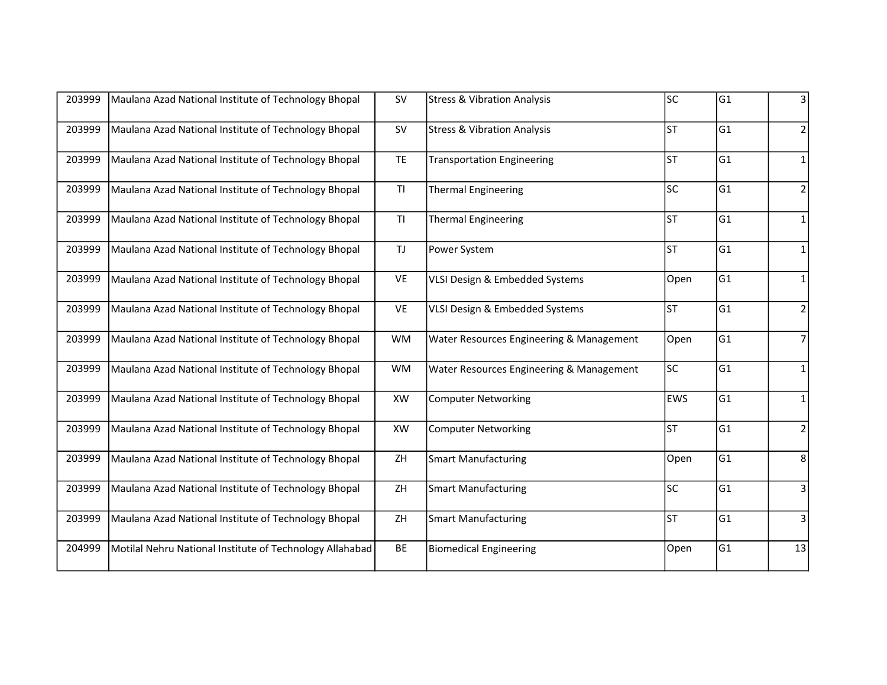| | | | | | | |
|---|---|---|---|---|---|---|
| 203999 | Maulana Azad National Institute of Technology Bhopal | SV | Stress & Vibration Analysis | SC | G1 | 3 |
| 203999 | Maulana Azad National Institute of Technology Bhopal | SV | Stress & Vibration Analysis | ST | G1 | 2 |
| 203999 | Maulana Azad National Institute of Technology Bhopal | TE | Transportation Engineering | ST | G1 | 1 |
| 203999 | Maulana Azad National Institute of Technology Bhopal | TI | Thermal Engineering | SC | G1 | 2 |
| 203999 | Maulana Azad National Institute of Technology Bhopal | TI | Thermal Engineering | ST | G1 | 1 |
| 203999 | Maulana Azad National Institute of Technology Bhopal | TJ | Power System | ST | G1 | 1 |
| 203999 | Maulana Azad National Institute of Technology Bhopal | VE | VLSI Design & Embedded Systems | Open | G1 | 1 |
| 203999 | Maulana Azad National Institute of Technology Bhopal | VE | VLSI Design & Embedded Systems | ST | G1 | 2 |
| 203999 | Maulana Azad National Institute of Technology Bhopal | WM | Water Resources Engineering & Management | Open | G1 | 7 |
| 203999 | Maulana Azad National Institute of Technology Bhopal | WM | Water Resources Engineering & Management | SC | G1 | 1 |
| 203999 | Maulana Azad National Institute of Technology Bhopal | XW | Computer Networking | EWS | G1 | 1 |
| 203999 | Maulana Azad National Institute of Technology Bhopal | XW | Computer Networking | ST | G1 | 2 |
| 203999 | Maulana Azad National Institute of Technology Bhopal | ZH | Smart Manufacturing | Open | G1 | 8 |
| 203999 | Maulana Azad National Institute of Technology Bhopal | ZH | Smart Manufacturing | SC | G1 | 3 |
| 203999 | Maulana Azad National Institute of Technology Bhopal | ZH | Smart Manufacturing | ST | G1 | 3 |
| 204999 | Motilal Nehru National Institute of Technology Allahabad | BE | Biomedical Engineering | Open | G1 | 13 |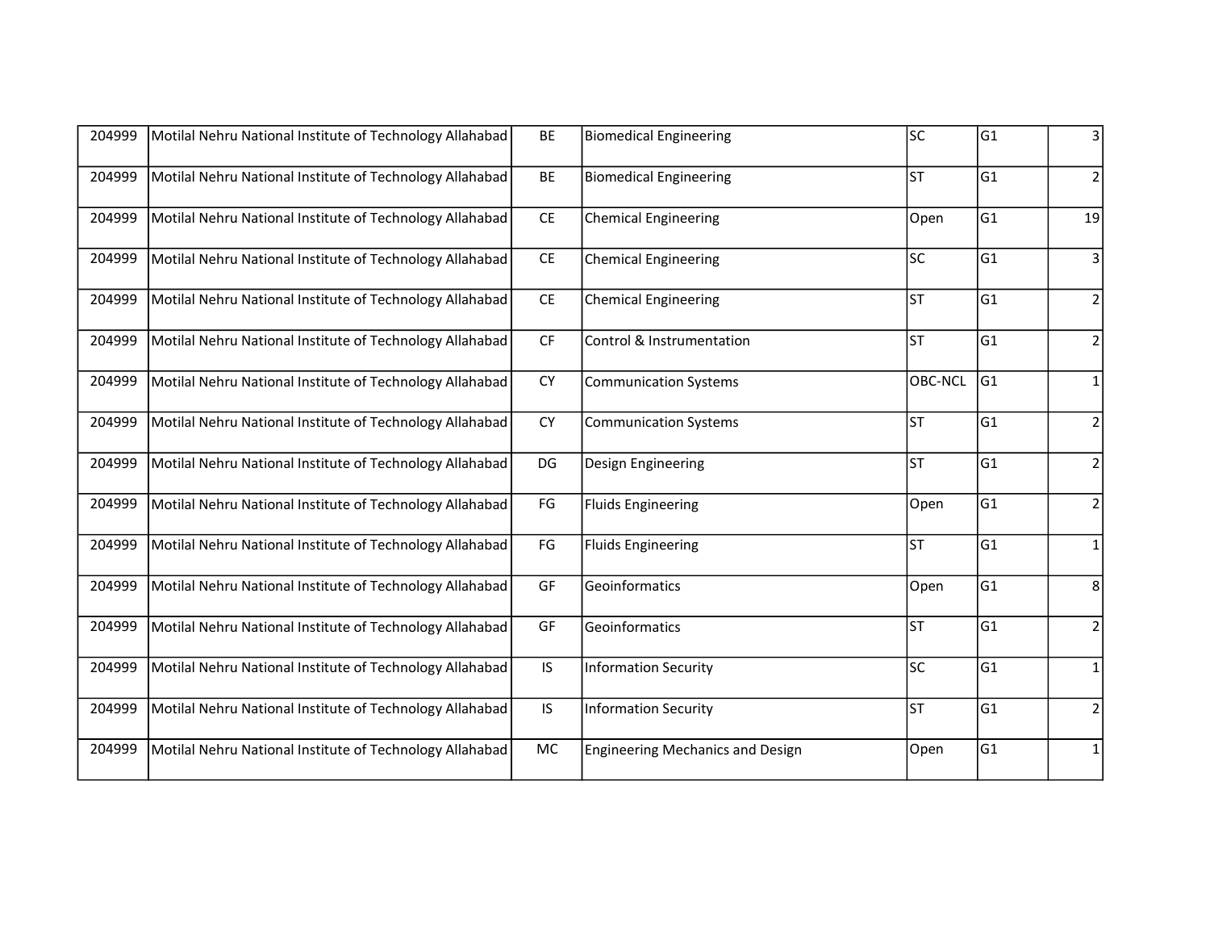| | | | | | | |
|---|---|---|---|---|---|---|
| 204999 | Motilal Nehru National Institute of Technology Allahabad | BE | Biomedical Engineering | SC | G1 | 3 |
| 204999 | Motilal Nehru National Institute of Technology Allahabad | BE | Biomedical Engineering | ST | G1 | 2 |
| 204999 | Motilal Nehru National Institute of Technology Allahabad | CE | Chemical Engineering | Open | G1 | 19 |
| 204999 | Motilal Nehru National Institute of Technology Allahabad | CE | Chemical Engineering | SC | G1 | 3 |
| 204999 | Motilal Nehru National Institute of Technology Allahabad | CE | Chemical Engineering | ST | G1 | 2 |
| 204999 | Motilal Nehru National Institute of Technology Allahabad | CF | Control & Instrumentation | ST | G1 | 2 |
| 204999 | Motilal Nehru National Institute of Technology Allahabad | CY | Communication Systems | OBC-NCL | G1 | 1 |
| 204999 | Motilal Nehru National Institute of Technology Allahabad | CY | Communication Systems | ST | G1 | 2 |
| 204999 | Motilal Nehru National Institute of Technology Allahabad | DG | Design Engineering | ST | G1 | 2 |
| 204999 | Motilal Nehru National Institute of Technology Allahabad | FG | Fluids Engineering | Open | G1 | 2 |
| 204999 | Motilal Nehru National Institute of Technology Allahabad | FG | Fluids Engineering | ST | G1 | 1 |
| 204999 | Motilal Nehru National Institute of Technology Allahabad | GF | Geoinformatics | Open | G1 | 8 |
| 204999 | Motilal Nehru National Institute of Technology Allahabad | GF | Geoinformatics | ST | G1 | 2 |
| 204999 | Motilal Nehru National Institute of Technology Allahabad | IS | Information Security | SC | G1 | 1 |
| 204999 | Motilal Nehru National Institute of Technology Allahabad | IS | Information Security | ST | G1 | 2 |
| 204999 | Motilal Nehru National Institute of Technology Allahabad | MC | Engineering Mechanics and Design | Open | G1 | 1 |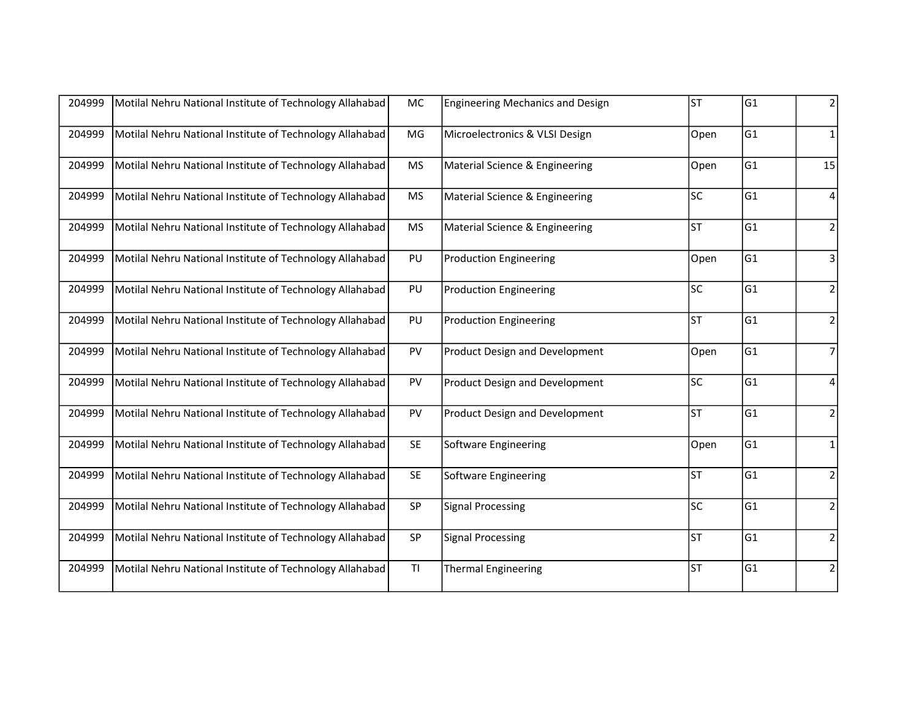| | | | | | | |
|---|---|---|---|---|---|---|
| 204999 | Motilal Nehru National Institute of Technology Allahabad | MC | Engineering Mechanics and Design | ST | G1 | 2 |
| 204999 | Motilal Nehru National Institute of Technology Allahabad | MG | Microelectronics & VLSI Design | Open | G1 | 1 |
| 204999 | Motilal Nehru National Institute of Technology Allahabad | MS | Material Science & Engineering | Open | G1 | 15 |
| 204999 | Motilal Nehru National Institute of Technology Allahabad | MS | Material Science & Engineering | SC | G1 | 4 |
| 204999 | Motilal Nehru National Institute of Technology Allahabad | MS | Material Science & Engineering | ST | G1 | 2 |
| 204999 | Motilal Nehru National Institute of Technology Allahabad | PU | Production Engineering | Open | G1 | 3 |
| 204999 | Motilal Nehru National Institute of Technology Allahabad | PU | Production Engineering | SC | G1 | 2 |
| 204999 | Motilal Nehru National Institute of Technology Allahabad | PU | Production Engineering | ST | G1 | 2 |
| 204999 | Motilal Nehru National Institute of Technology Allahabad | PV | Product Design and Development | Open | G1 | 7 |
| 204999 | Motilal Nehru National Institute of Technology Allahabad | PV | Product Design and Development | SC | G1 | 4 |
| 204999 | Motilal Nehru National Institute of Technology Allahabad | PV | Product Design and Development | ST | G1 | 2 |
| 204999 | Motilal Nehru National Institute of Technology Allahabad | SE | Software Engineering | Open | G1 | 1 |
| 204999 | Motilal Nehru National Institute of Technology Allahabad | SE | Software Engineering | ST | G1 | 2 |
| 204999 | Motilal Nehru National Institute of Technology Allahabad | SP | Signal Processing | SC | G1 | 2 |
| 204999 | Motilal Nehru National Institute of Technology Allahabad | SP | Signal Processing | ST | G1 | 2 |
| 204999 | Motilal Nehru National Institute of Technology Allahabad | TI | Thermal Engineering | ST | G1 | 2 |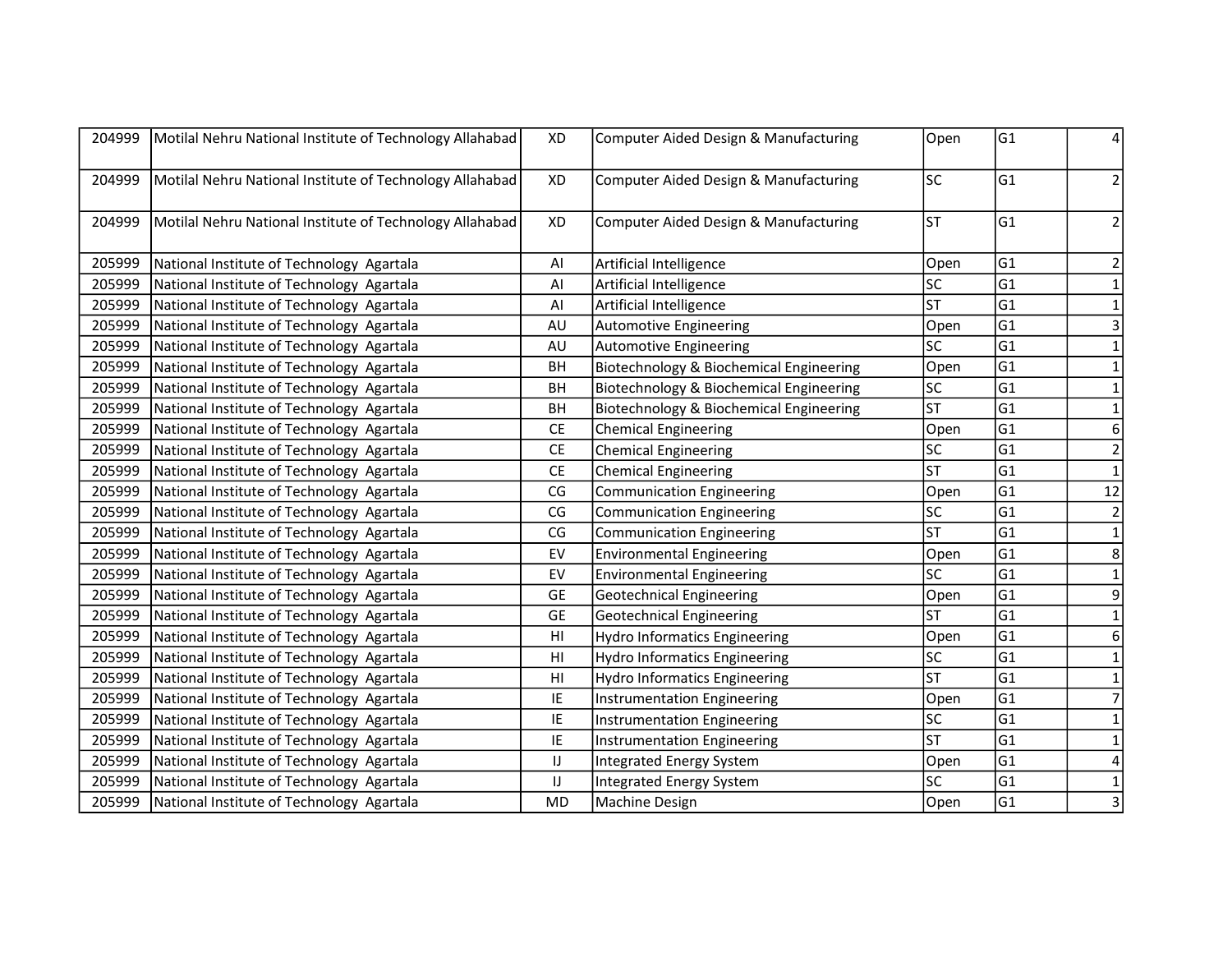| | | | | | | |
|---|---|---|---|---|---|---|
| 204999 | Motilal Nehru National Institute of Technology Allahabad | XD | Computer Aided Design & Manufacturing | Open | G1 | 4 |
| 204999 | Motilal Nehru National Institute of Technology Allahabad | XD | Computer Aided Design & Manufacturing | SC | G1 | 2 |
| 204999 | Motilal Nehru National Institute of Technology Allahabad | XD | Computer Aided Design & Manufacturing | ST | G1 | 2 |
| 205999 | National Institute of Technology Agartala | AI | Artificial Intelligence | Open | G1 | 2 |
| 205999 | National Institute of Technology Agartala | AI | Artificial Intelligence | SC | G1 | 1 |
| 205999 | National Institute of Technology Agartala | AI | Artificial Intelligence | ST | G1 | 1 |
| 205999 | National Institute of Technology Agartala | AU | Automotive Engineering | Open | G1 | 3 |
| 205999 | National Institute of Technology Agartala | AU | Automotive Engineering | SC | G1 | 1 |
| 205999 | National Institute of Technology Agartala | BH | Biotechnology & Biochemical Engineering | Open | G1 | 1 |
| 205999 | National Institute of Technology Agartala | BH | Biotechnology & Biochemical Engineering | SC | G1 | 1 |
| 205999 | National Institute of Technology Agartala | BH | Biotechnology & Biochemical Engineering | ST | G1 | 1 |
| 205999 | National Institute of Technology Agartala | CE | Chemical Engineering | Open | G1 | 6 |
| 205999 | National Institute of Technology Agartala | CE | Chemical Engineering | SC | G1 | 2 |
| 205999 | National Institute of Technology Agartala | CE | Chemical Engineering | ST | G1 | 1 |
| 205999 | National Institute of Technology Agartala | CG | Communication Engineering | Open | G1 | 12 |
| 205999 | National Institute of Technology Agartala | CG | Communication Engineering | SC | G1 | 2 |
| 205999 | National Institute of Technology Agartala | CG | Communication Engineering | ST | G1 | 1 |
| 205999 | National Institute of Technology Agartala | EV | Environmental Engineering | Open | G1 | 8 |
| 205999 | National Institute of Technology Agartala | EV | Environmental Engineering | SC | G1 | 1 |
| 205999 | National Institute of Technology Agartala | GE | Geotechnical Engineering | Open | G1 | 9 |
| 205999 | National Institute of Technology Agartala | GE | Geotechnical Engineering | ST | G1 | 1 |
| 205999 | National Institute of Technology Agartala | HI | Hydro Informatics Engineering | Open | G1 | 6 |
| 205999 | National Institute of Technology Agartala | HI | Hydro Informatics Engineering | SC | G1 | 1 |
| 205999 | National Institute of Technology Agartala | HI | Hydro Informatics Engineering | ST | G1 | 1 |
| 205999 | National Institute of Technology Agartala | IE | Instrumentation Engineering | Open | G1 | 7 |
| 205999 | National Institute of Technology Agartala | IE | Instrumentation Engineering | SC | G1 | 1 |
| 205999 | National Institute of Technology Agartala | IE | Instrumentation Engineering | ST | G1 | 1 |
| 205999 | National Institute of Technology Agartala | IJ | Integrated Energy System | Open | G1 | 4 |
| 205999 | National Institute of Technology Agartala | IJ | Integrated Energy System | SC | G1 | 1 |
| 205999 | National Institute of Technology Agartala | MD | Machine Design | Open | G1 | 3 |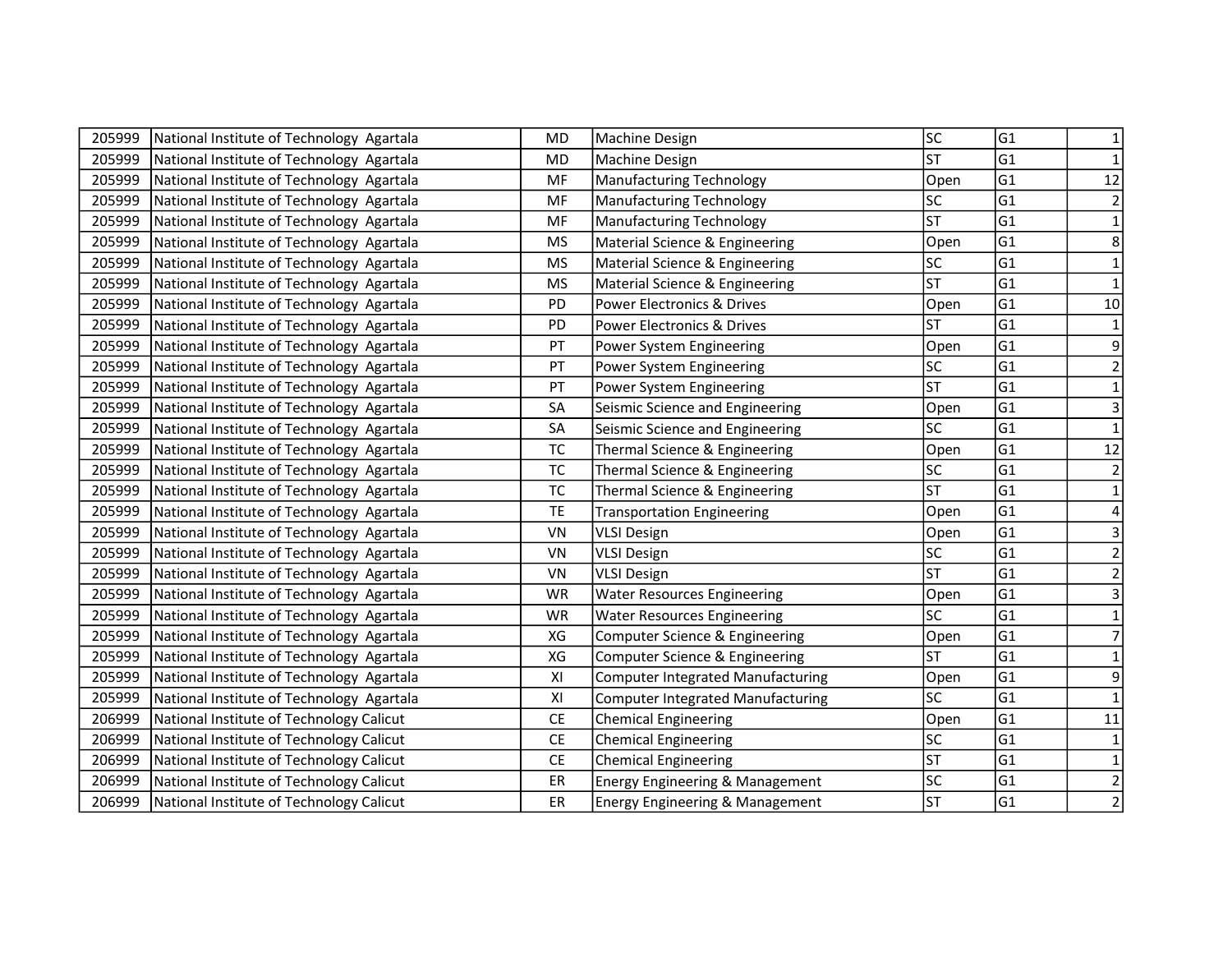| | | | | | | |
|---|---|---|---|---|---|---|
| 205999 | National Institute of Technology  Agartala | MD | Machine Design | SC | G1 | 1 |
| 205999 | National Institute of Technology  Agartala | MD | Machine Design | ST | G1 | 1 |
| 205999 | National Institute of Technology  Agartala | MF | Manufacturing Technology | Open | G1 | 12 |
| 205999 | National Institute of Technology  Agartala | MF | Manufacturing Technology | SC | G1 | 2 |
| 205999 | National Institute of Technology  Agartala | MF | Manufacturing Technology | ST | G1 | 1 |
| 205999 | National Institute of Technology  Agartala | MS | Material Science & Engineering | Open | G1 | 8 |
| 205999 | National Institute of Technology  Agartala | MS | Material Science & Engineering | SC | G1 | 1 |
| 205999 | National Institute of Technology  Agartala | MS | Material Science & Engineering | ST | G1 | 1 |
| 205999 | National Institute of Technology  Agartala | PD | Power Electronics & Drives | Open | G1 | 10 |
| 205999 | National Institute of Technology  Agartala | PD | Power Electronics & Drives | ST | G1 | 1 |
| 205999 | National Institute of Technology  Agartala | PT | Power System Engineering | Open | G1 | 9 |
| 205999 | National Institute of Technology  Agartala | PT | Power System Engineering | SC | G1 | 2 |
| 205999 | National Institute of Technology  Agartala | PT | Power System Engineering | ST | G1 | 1 |
| 205999 | National Institute of Technology  Agartala | SA | Seismic Science and Engineering | Open | G1 | 3 |
| 205999 | National Institute of Technology  Agartala | SA | Seismic Science and Engineering | SC | G1 | 1 |
| 205999 | National Institute of Technology  Agartala | TC | Thermal Science & Engineering | Open | G1 | 12 |
| 205999 | National Institute of Technology  Agartala | TC | Thermal Science & Engineering | SC | G1 | 2 |
| 205999 | National Institute of Technology  Agartala | TC | Thermal Science & Engineering | ST | G1 | 1 |
| 205999 | National Institute of Technology  Agartala | TE | Transportation Engineering | Open | G1 | 4 |
| 205999 | National Institute of Technology  Agartala | VN | VLSI Design | Open | G1 | 3 |
| 205999 | National Institute of Technology  Agartala | VN | VLSI Design | SC | G1 | 2 |
| 205999 | National Institute of Technology  Agartala | VN | VLSI Design | ST | G1 | 2 |
| 205999 | National Institute of Technology  Agartala | WR | Water Resources Engineering | Open | G1 | 3 |
| 205999 | National Institute of Technology  Agartala | WR | Water Resources Engineering | SC | G1 | 1 |
| 205999 | National Institute of Technology  Agartala | XG | Computer Science & Engineering | Open | G1 | 7 |
| 205999 | National Institute of Technology  Agartala | XG | Computer Science & Engineering | ST | G1 | 1 |
| 205999 | National Institute of Technology  Agartala | XI | Computer Integrated Manufacturing | Open | G1 | 9 |
| 205999 | National Institute of Technology  Agartala | XI | Computer Integrated Manufacturing | SC | G1 | 1 |
| 206999 | National Institute of Technology Calicut | CE | Chemical Engineering | Open | G1 | 11 |
| 206999 | National Institute of Technology Calicut | CE | Chemical Engineering | SC | G1 | 1 |
| 206999 | National Institute of Technology Calicut | CE | Chemical Engineering | ST | G1 | 1 |
| 206999 | National Institute of Technology Calicut | ER | Energy Engineering & Management | SC | G1 | 2 |
| 206999 | National Institute of Technology Calicut | ER | Energy Engineering & Management | ST | G1 | 2 |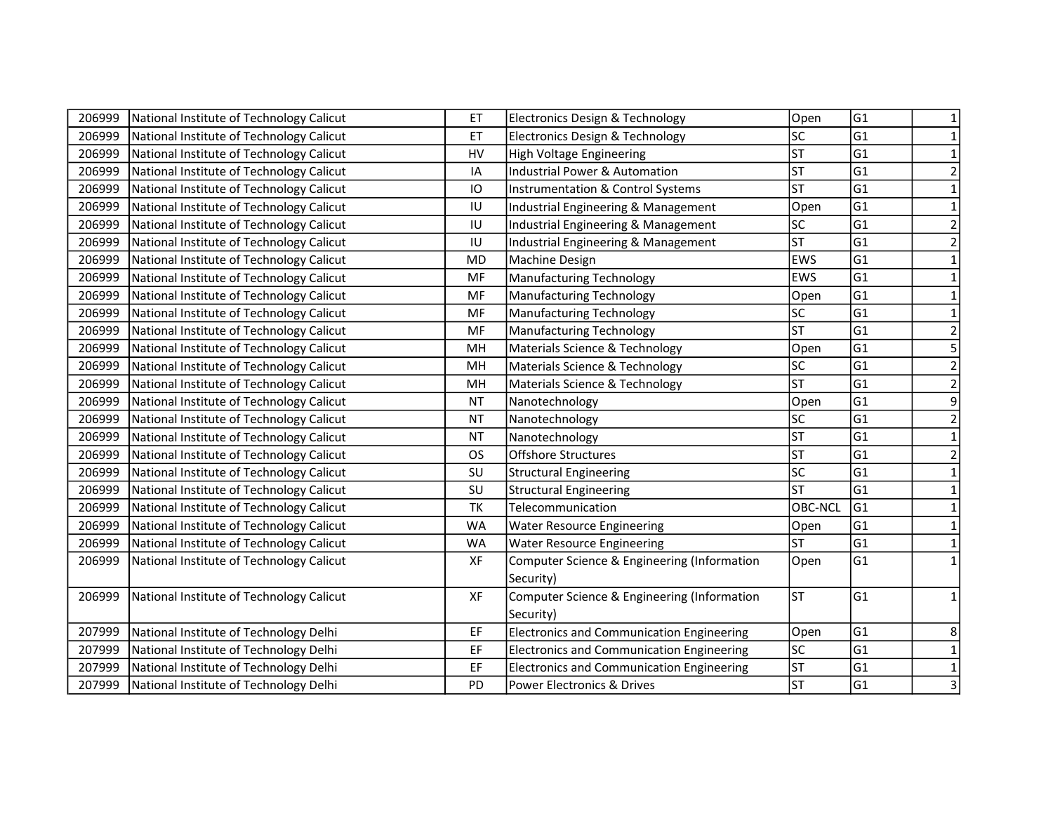| | | | | | | |
|---|---|---|---|---|---|---|
| 206999 | National Institute of Technology Calicut | ET | Electronics Design & Technology | Open | G1 | 1 |
| 206999 | National Institute of Technology Calicut | ET | Electronics Design & Technology | SC | G1 | 1 |
| 206999 | National Institute of Technology Calicut | HV | High Voltage Engineering | ST | G1 | 1 |
| 206999 | National Institute of Technology Calicut | IA | Industrial Power & Automation | ST | G1 | 2 |
| 206999 | National Institute of Technology Calicut | IO | Instrumentation & Control Systems | ST | G1 | 1 |
| 206999 | National Institute of Technology Calicut | IU | Industrial Engineering & Management | Open | G1 | 1 |
| 206999 | National Institute of Technology Calicut | IU | Industrial Engineering & Management | SC | G1 | 2 |
| 206999 | National Institute of Technology Calicut | IU | Industrial Engineering & Management | ST | G1 | 2 |
| 206999 | National Institute of Technology Calicut | MD | Machine Design | EWS | G1 | 1 |
| 206999 | National Institute of Technology Calicut | MF | Manufacturing Technology | EWS | G1 | 1 |
| 206999 | National Institute of Technology Calicut | MF | Manufacturing Technology | Open | G1 | 1 |
| 206999 | National Institute of Technology Calicut | MF | Manufacturing Technology | SC | G1 | 1 |
| 206999 | National Institute of Technology Calicut | MF | Manufacturing Technology | ST | G1 | 2 |
| 206999 | National Institute of Technology Calicut | MH | Materials Science & Technology | Open | G1 | 5 |
| 206999 | National Institute of Technology Calicut | MH | Materials Science & Technology | SC | G1 | 2 |
| 206999 | National Institute of Technology Calicut | MH | Materials Science & Technology | ST | G1 | 2 |
| 206999 | National Institute of Technology Calicut | NT | Nanotechnology | Open | G1 | 9 |
| 206999 | National Institute of Technology Calicut | NT | Nanotechnology | SC | G1 | 2 |
| 206999 | National Institute of Technology Calicut | NT | Nanotechnology | ST | G1 | 1 |
| 206999 | National Institute of Technology Calicut | OS | Offshore Structures | ST | G1 | 2 |
| 206999 | National Institute of Technology Calicut | SU | Structural Engineering | SC | G1 | 1 |
| 206999 | National Institute of Technology Calicut | SU | Structural Engineering | ST | G1 | 1 |
| 206999 | National Institute of Technology Calicut | TK | Telecommunication | OBC-NCL | G1 | 1 |
| 206999 | National Institute of Technology Calicut | WA | Water Resource Engineering | Open | G1 | 1 |
| 206999 | National Institute of Technology Calicut | WA | Water Resource Engineering | ST | G1 | 1 |
| 206999 | National Institute of Technology Calicut | XF | Computer Science & Engineering (Information Security) | Open | G1 | 1 |
| 206999 | National Institute of Technology Calicut | XF | Computer Science & Engineering (Information Security) | ST | G1 | 1 |
| 207999 | National Institute of Technology Delhi | EF | Electronics and Communication Engineering | Open | G1 | 8 |
| 207999 | National Institute of Technology Delhi | EF | Electronics and Communication Engineering | SC | G1 | 1 |
| 207999 | National Institute of Technology Delhi | EF | Electronics and Communication Engineering | ST | G1 | 1 |
| 207999 | National Institute of Technology Delhi | PD | Power Electronics & Drives | ST | G1 | 3 |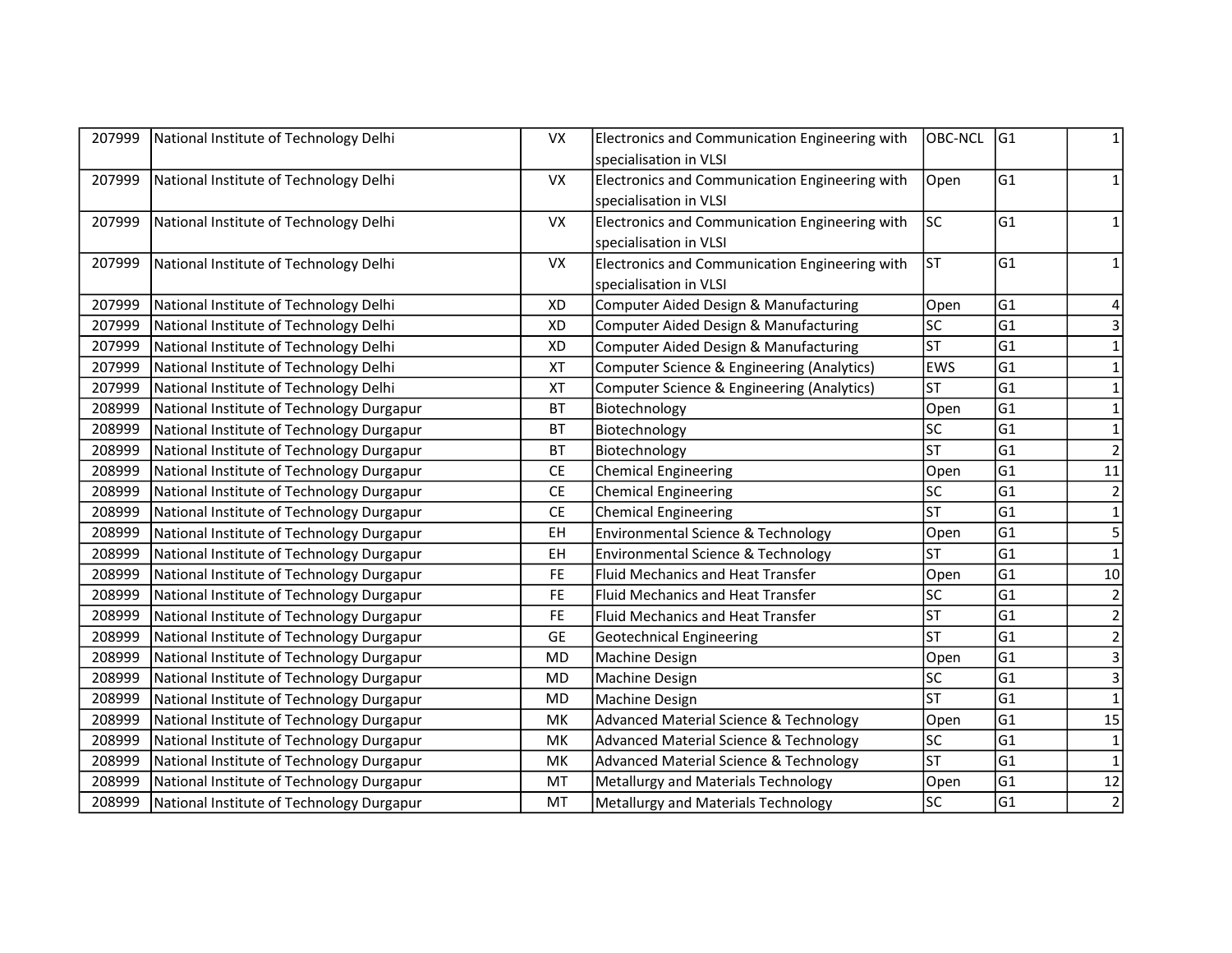| | | | | | | |
|---|---|---|---|---|---|---|
| 207999 | National Institute of Technology Delhi | VX | Electronics and Communication Engineering with specialisation in VLSI | OBC-NCL | G1 | 1 |
| 207999 | National Institute of Technology Delhi | VX | Electronics and Communication Engineering with specialisation in VLSI | Open | G1 | 1 |
| 207999 | National Institute of Technology Delhi | VX | Electronics and Communication Engineering with specialisation in VLSI | SC | G1 | 1 |
| 207999 | National Institute of Technology Delhi | VX | Electronics and Communication Engineering with specialisation in VLSI | ST | G1 | 1 |
| 207999 | National Institute of Technology Delhi | XD | Computer Aided Design & Manufacturing | Open | G1 | 4 |
| 207999 | National Institute of Technology Delhi | XD | Computer Aided Design & Manufacturing | SC | G1 | 3 |
| 207999 | National Institute of Technology Delhi | XD | Computer Aided Design & Manufacturing | ST | G1 | 1 |
| 207999 | National Institute of Technology Delhi | XT | Computer Science & Engineering (Analytics) | EWS | G1 | 1 |
| 207999 | National Institute of Technology Delhi | XT | Computer Science & Engineering (Analytics) | ST | G1 | 1 |
| 208999 | National Institute of Technology Durgapur | BT | Biotechnology | Open | G1 | 1 |
| 208999 | National Institute of Technology Durgapur | BT | Biotechnology | SC | G1 | 1 |
| 208999 | National Institute of Technology Durgapur | BT | Biotechnology | ST | G1 | 2 |
| 208999 | National Institute of Technology Durgapur | CE | Chemical Engineering | Open | G1 | 11 |
| 208999 | National Institute of Technology Durgapur | CE | Chemical Engineering | SC | G1 | 2 |
| 208999 | National Institute of Technology Durgapur | CE | Chemical Engineering | ST | G1 | 1 |
| 208999 | National Institute of Technology Durgapur | EH | Environmental Science & Technology | Open | G1 | 5 |
| 208999 | National Institute of Technology Durgapur | EH | Environmental Science & Technology | ST | G1 | 1 |
| 208999 | National Institute of Technology Durgapur | FE | Fluid Mechanics and Heat Transfer | Open | G1 | 10 |
| 208999 | National Institute of Technology Durgapur | FE | Fluid Mechanics and Heat Transfer | SC | G1 | 2 |
| 208999 | National Institute of Technology Durgapur | FE | Fluid Mechanics and Heat Transfer | ST | G1 | 2 |
| 208999 | National Institute of Technology Durgapur | GE | Geotechnical Engineering | ST | G1 | 2 |
| 208999 | National Institute of Technology Durgapur | MD | Machine Design | Open | G1 | 3 |
| 208999 | National Institute of Technology Durgapur | MD | Machine Design | SC | G1 | 3 |
| 208999 | National Institute of Technology Durgapur | MD | Machine Design | ST | G1 | 1 |
| 208999 | National Institute of Technology Durgapur | MK | Advanced Material Science & Technology | Open | G1 | 15 |
| 208999 | National Institute of Technology Durgapur | MK | Advanced Material Science & Technology | SC | G1 | 1 |
| 208999 | National Institute of Technology Durgapur | MK | Advanced Material Science & Technology | ST | G1 | 1 |
| 208999 | National Institute of Technology Durgapur | MT | Metallurgy and Materials Technology | Open | G1 | 12 |
| 208999 | National Institute of Technology Durgapur | MT | Metallurgy and Materials Technology | SC | G1 | 2 |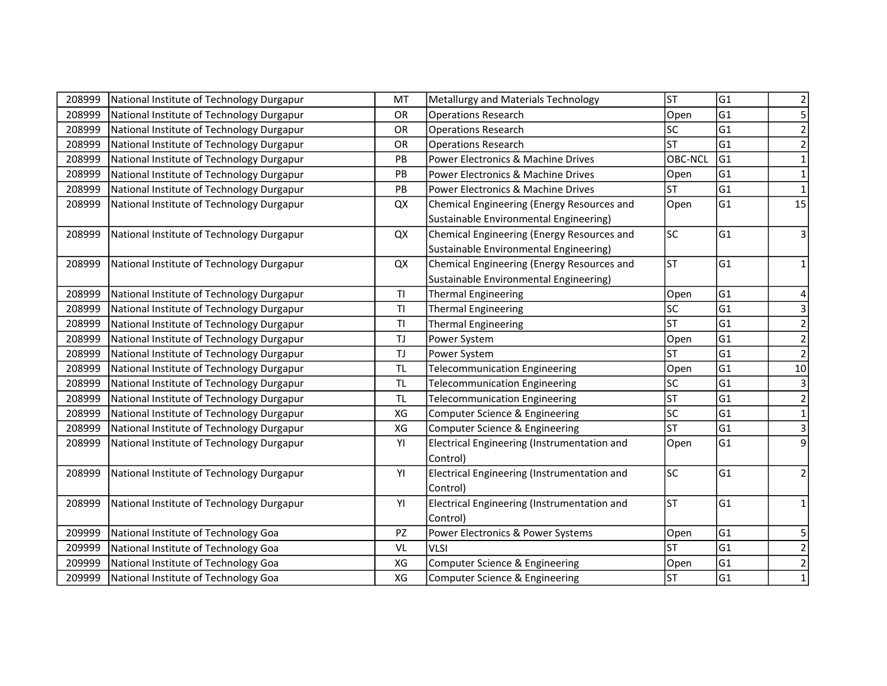| | | | | | | |
|---|---|---|---|---|---|---|
| 208999 | National Institute of Technology Durgapur | MT | Metallurgy and Materials Technology | ST | G1 | 2 |
| 208999 | National Institute of Technology Durgapur | OR | Operations Research | Open | G1 | 5 |
| 208999 | National Institute of Technology Durgapur | OR | Operations Research | SC | G1 | 2 |
| 208999 | National Institute of Technology Durgapur | OR | Operations Research | ST | G1 | 2 |
| 208999 | National Institute of Technology Durgapur | PB | Power Electronics & Machine Drives | OBC-NCL | G1 | 1 |
| 208999 | National Institute of Technology Durgapur | PB | Power Electronics & Machine Drives | Open | G1 | 1 |
| 208999 | National Institute of Technology Durgapur | PB | Power Electronics & Machine Drives | ST | G1 | 1 |
| 208999 | National Institute of Technology Durgapur | QX | Chemical Engineering (Energy Resources and Sustainable Environmental Engineering) | Open | G1 | 15 |
| 208999 | National Institute of Technology Durgapur | QX | Chemical Engineering (Energy Resources and Sustainable Environmental Engineering) | SC | G1 | 3 |
| 208999 | National Institute of Technology Durgapur | QX | Chemical Engineering (Energy Resources and Sustainable Environmental Engineering) | ST | G1 | 1 |
| 208999 | National Institute of Technology Durgapur | TI | Thermal Engineering | Open | G1 | 4 |
| 208999 | National Institute of Technology Durgapur | TI | Thermal Engineering | SC | G1 | 3 |
| 208999 | National Institute of Technology Durgapur | TI | Thermal Engineering | ST | G1 | 2 |
| 208999 | National Institute of Technology Durgapur | TJ | Power System | Open | G1 | 2 |
| 208999 | National Institute of Technology Durgapur | TJ | Power System | ST | G1 | 2 |
| 208999 | National Institute of Technology Durgapur | TL | Telecommunication Engineering | Open | G1 | 10 |
| 208999 | National Institute of Technology Durgapur | TL | Telecommunication Engineering | SC | G1 | 3 |
| 208999 | National Institute of Technology Durgapur | TL | Telecommunication Engineering | ST | G1 | 2 |
| 208999 | National Institute of Technology Durgapur | XG | Computer Science & Engineering | SC | G1 | 1 |
| 208999 | National Institute of Technology Durgapur | XG | Computer Science & Engineering | ST | G1 | 3 |
| 208999 | National Institute of Technology Durgapur | YI | Electrical Engineering (Instrumentation and Control) | Open | G1 | 9 |
| 208999 | National Institute of Technology Durgapur | YI | Electrical Engineering (Instrumentation and Control) | SC | G1 | 2 |
| 208999 | National Institute of Technology Durgapur | YI | Electrical Engineering (Instrumentation and Control) | ST | G1 | 1 |
| 209999 | National Institute of Technology Goa | PZ | Power Electronics & Power Systems | Open | G1 | 5 |
| 209999 | National Institute of Technology Goa | VL | VLSI | ST | G1 | 2 |
| 209999 | National Institute of Technology Goa | XG | Computer Science & Engineering | Open | G1 | 2 |
| 209999 | National Institute of Technology Goa | XG | Computer Science & Engineering | ST | G1 | 1 |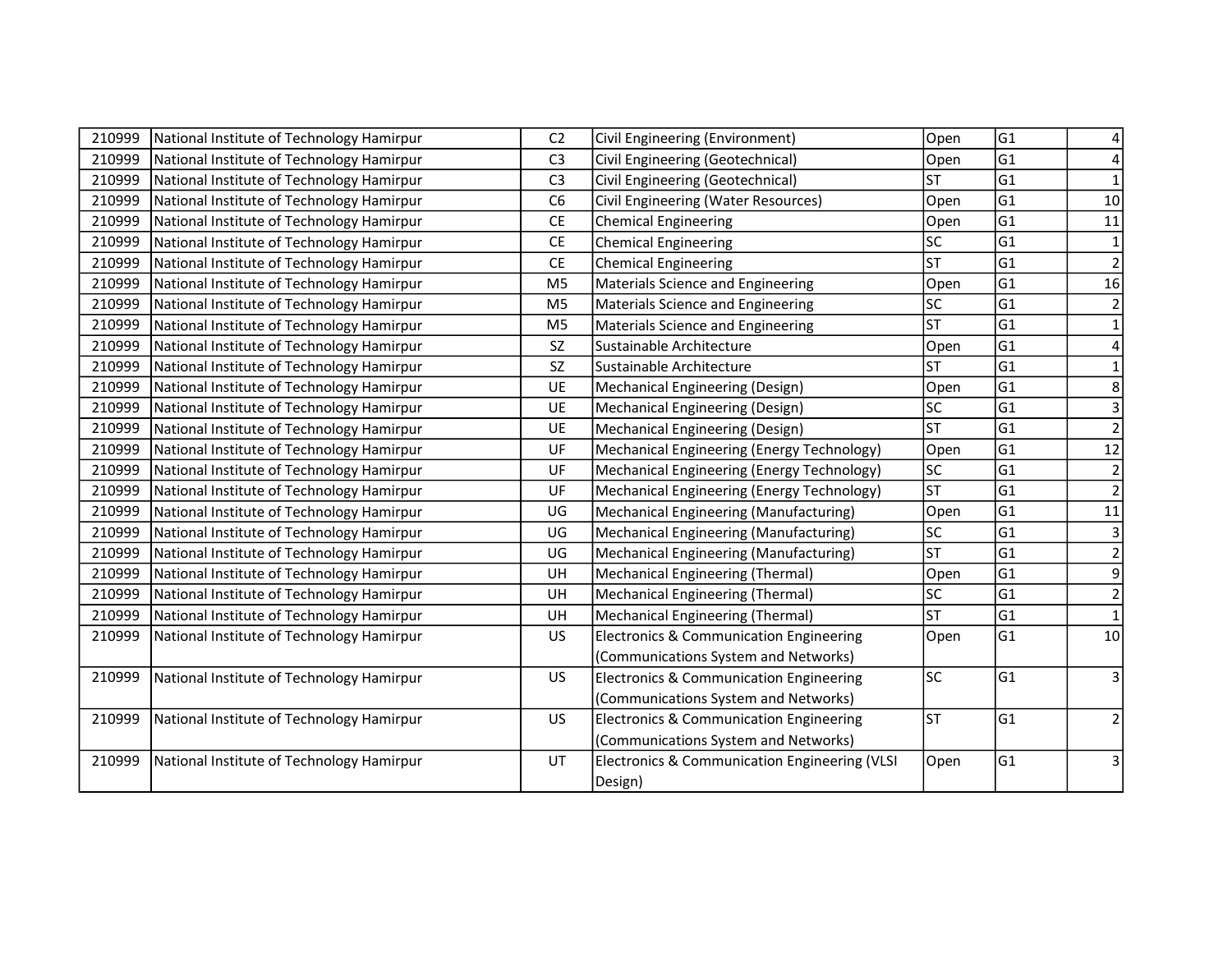| 210999 | National Institute of Technology Hamirpur | C2 | Civil Engineering (Environment) | Open | G1 | 4 |
|---|---|---|---|---|---|---|
| 210999 | National Institute of Technology Hamirpur | C3 | Civil Engineering (Geotechnical) | Open | G1 | 4 |
| 210999 | National Institute of Technology Hamirpur | C3 | Civil Engineering (Geotechnical) | ST | G1 | 1 |
| 210999 | National Institute of Technology Hamirpur | C6 | Civil Engineering (Water Resources) | Open | G1 | 10 |
| 210999 | National Institute of Technology Hamirpur | CE | Chemical Engineering | Open | G1 | 11 |
| 210999 | National Institute of Technology Hamirpur | CE | Chemical Engineering | SC | G1 | 1 |
| 210999 | National Institute of Technology Hamirpur | CE | Chemical Engineering | ST | G1 | 2 |
| 210999 | National Institute of Technology Hamirpur | M5 | Materials Science and Engineering | Open | G1 | 16 |
| 210999 | National Institute of Technology Hamirpur | M5 | Materials Science and Engineering | SC | G1 | 2 |
| 210999 | National Institute of Technology Hamirpur | M5 | Materials Science and Engineering | ST | G1 | 1 |
| 210999 | National Institute of Technology Hamirpur | SZ | Sustainable Architecture | Open | G1 | 4 |
| 210999 | National Institute of Technology Hamirpur | SZ | Sustainable Architecture | ST | G1 | 1 |
| 210999 | National Institute of Technology Hamirpur | UE | Mechanical Engineering (Design) | Open | G1 | 8 |
| 210999 | National Institute of Technology Hamirpur | UE | Mechanical Engineering (Design) | SC | G1 | 3 |
| 210999 | National Institute of Technology Hamirpur | UE | Mechanical Engineering (Design) | ST | G1 | 2 |
| 210999 | National Institute of Technology Hamirpur | UF | Mechanical Engineering (Energy Technology) | Open | G1 | 12 |
| 210999 | National Institute of Technology Hamirpur | UF | Mechanical Engineering (Energy Technology) | SC | G1 | 2 |
| 210999 | National Institute of Technology Hamirpur | UF | Mechanical Engineering (Energy Technology) | ST | G1 | 2 |
| 210999 | National Institute of Technology Hamirpur | UG | Mechanical Engineering (Manufacturing) | Open | G1 | 11 |
| 210999 | National Institute of Technology Hamirpur | UG | Mechanical Engineering (Manufacturing) | SC | G1 | 3 |
| 210999 | National Institute of Technology Hamirpur | UG | Mechanical Engineering (Manufacturing) | ST | G1 | 2 |
| 210999 | National Institute of Technology Hamirpur | UH | Mechanical Engineering (Thermal) | Open | G1 | 9 |
| 210999 | National Institute of Technology Hamirpur | UH | Mechanical Engineering (Thermal) | SC | G1 | 2 |
| 210999 | National Institute of Technology Hamirpur | UH | Mechanical Engineering (Thermal) | ST | G1 | 1 |
| 210999 | National Institute of Technology Hamirpur | US | Electronics & Communication Engineering (Communications System and Networks) | Open | G1 | 10 |
| 210999 | National Institute of Technology Hamirpur | US | Electronics & Communication Engineering (Communications System and Networks) | SC | G1 | 3 |
| 210999 | National Institute of Technology Hamirpur | US | Electronics & Communication Engineering (Communications System and Networks) | ST | G1 | 2 |
| 210999 | National Institute of Technology Hamirpur | UT | Electronics & Communication Engineering (VLSI Design) | Open | G1 | 3 |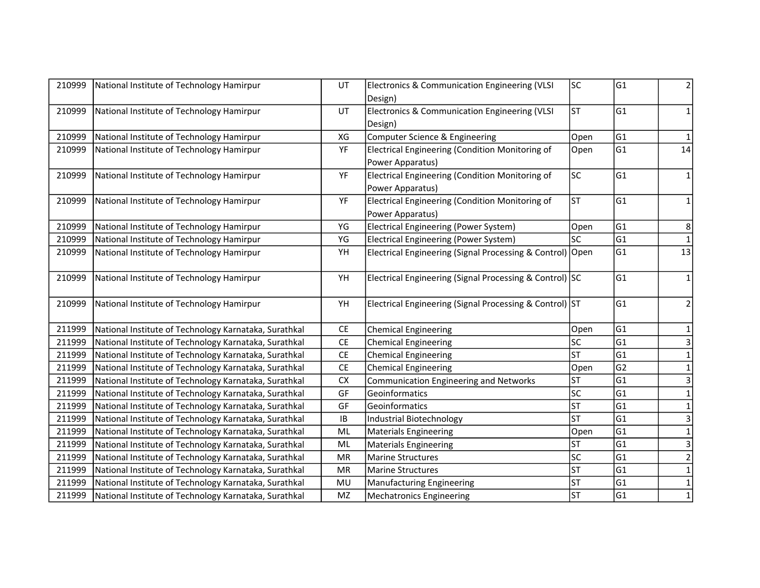| | | | | | | |
|---|---|---|---|---|---|---|
| 210999 | National Institute of Technology Hamirpur | UT | Electronics & Communication Engineering (VLSI Design) | SC | G1 | 2 |
| 210999 | National Institute of Technology Hamirpur | UT | Electronics & Communication Engineering (VLSI Design) | ST | G1 | 1 |
| 210999 | National Institute of Technology Hamirpur | XG | Computer Science & Engineering | Open | G1 | 1 |
| 210999 | National Institute of Technology Hamirpur | YF | Electrical Engineering (Condition Monitoring of Power Apparatus) | Open | G1 | 14 |
| 210999 | National Institute of Technology Hamirpur | YF | Electrical Engineering (Condition Monitoring of Power Apparatus) | SC | G1 | 1 |
| 210999 | National Institute of Technology Hamirpur | YF | Electrical Engineering (Condition Monitoring of Power Apparatus) | ST | G1 | 1 |
| 210999 | National Institute of Technology Hamirpur | YG | Electrical Engineering (Power System) | Open | G1 | 8 |
| 210999 | National Institute of Technology Hamirpur | YG | Electrical Engineering (Power System) | SC | G1 | 1 |
| 210999 | National Institute of Technology Hamirpur | YH | Electrical Engineering (Signal Processing & Control) | Open | G1 | 13 |
| 210999 | National Institute of Technology Hamirpur | YH | Electrical Engineering (Signal Processing & Control) | SC | G1 | 1 |
| 210999 | National Institute of Technology Hamirpur | YH | Electrical Engineering (Signal Processing & Control) | ST | G1 | 2 |
| 211999 | National Institute of Technology Karnataka, Surathkal | CE | Chemical Engineering | Open | G1 | 1 |
| 211999 | National Institute of Technology Karnataka, Surathkal | CE | Chemical Engineering | SC | G1 | 3 |
| 211999 | National Institute of Technology Karnataka, Surathkal | CE | Chemical Engineering | ST | G1 | 1 |
| 211999 | National Institute of Technology Karnataka, Surathkal | CE | Chemical Engineering | Open | G2 | 1 |
| 211999 | National Institute of Technology Karnataka, Surathkal | CX | Communication Engineering and Networks | ST | G1 | 3 |
| 211999 | National Institute of Technology Karnataka, Surathkal | GF | Geoinformatics | SC | G1 | 1 |
| 211999 | National Institute of Technology Karnataka, Surathkal | GF | Geoinformatics | ST | G1 | 1 |
| 211999 | National Institute of Technology Karnataka, Surathkal | IB | Industrial Biotechnology | ST | G1 | 3 |
| 211999 | National Institute of Technology Karnataka, Surathkal | ML | Materials Engineering | Open | G1 | 1 |
| 211999 | National Institute of Technology Karnataka, Surathkal | ML | Materials Engineering | ST | G1 | 3 |
| 211999 | National Institute of Technology Karnataka, Surathkal | MR | Marine Structures | SC | G1 | 2 |
| 211999 | National Institute of Technology Karnataka, Surathkal | MR | Marine Structures | ST | G1 | 1 |
| 211999 | National Institute of Technology Karnataka, Surathkal | MU | Manufacturing Engineering | ST | G1 | 1 |
| 211999 | National Institute of Technology Karnataka, Surathkal | MZ | Mechatronics Engineering | ST | G1 | 1 |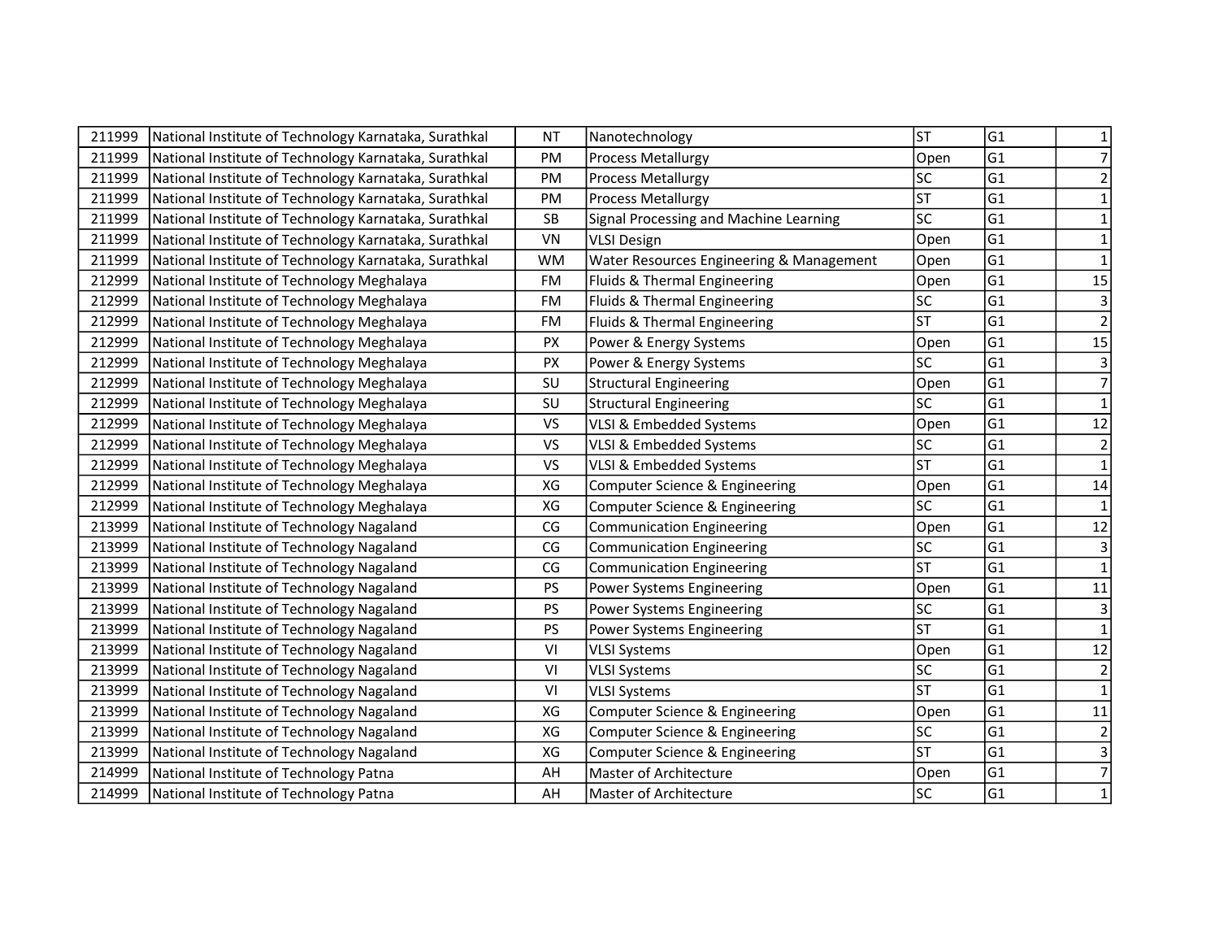| | | | | | | |
|---|---|---|---|---|---|---|
| 211999 | National Institute of Technology Karnataka, Surathkal | NT | Nanotechnology | ST | G1 | 1 |
| 211999 | National Institute of Technology Karnataka, Surathkal | PM | Process Metallurgy | Open | G1 | 7 |
| 211999 | National Institute of Technology Karnataka, Surathkal | PM | Process Metallurgy | SC | G1 | 2 |
| 211999 | National Institute of Technology Karnataka, Surathkal | PM | Process Metallurgy | ST | G1 | 1 |
| 211999 | National Institute of Technology Karnataka, Surathkal | SB | Signal Processing and Machine Learning | SC | G1 | 1 |
| 211999 | National Institute of Technology Karnataka, Surathkal | VN | VLSI Design | Open | G1 | 1 |
| 211999 | National Institute of Technology Karnataka, Surathkal | WM | Water Resources Engineering & Management | Open | G1 | 1 |
| 212999 | National Institute of Technology Meghalaya | FM | Fluids & Thermal Engineering | Open | G1 | 15 |
| 212999 | National Institute of Technology Meghalaya | FM | Fluids & Thermal Engineering | SC | G1 | 3 |
| 212999 | National Institute of Technology Meghalaya | FM | Fluids & Thermal Engineering | ST | G1 | 2 |
| 212999 | National Institute of Technology Meghalaya | PX | Power & Energy Systems | Open | G1 | 15 |
| 212999 | National Institute of Technology Meghalaya | PX | Power & Energy Systems | SC | G1 | 3 |
| 212999 | National Institute of Technology Meghalaya | SU | Structural Engineering | Open | G1 | 7 |
| 212999 | National Institute of Technology Meghalaya | SU | Structural Engineering | SC | G1 | 1 |
| 212999 | National Institute of Technology Meghalaya | VS | VLSI & Embedded Systems | Open | G1 | 12 |
| 212999 | National Institute of Technology Meghalaya | VS | VLSI & Embedded Systems | SC | G1 | 2 |
| 212999 | National Institute of Technology Meghalaya | VS | VLSI & Embedded Systems | ST | G1 | 1 |
| 212999 | National Institute of Technology Meghalaya | XG | Computer Science & Engineering | Open | G1 | 14 |
| 212999 | National Institute of Technology Meghalaya | XG | Computer Science & Engineering | SC | G1 | 1 |
| 213999 | National Institute of Technology Nagaland | CG | Communication Engineering | Open | G1 | 12 |
| 213999 | National Institute of Technology Nagaland | CG | Communication Engineering | SC | G1 | 3 |
| 213999 | National Institute of Technology Nagaland | CG | Communication Engineering | ST | G1 | 1 |
| 213999 | National Institute of Technology Nagaland | PS | Power Systems Engineering | Open | G1 | 11 |
| 213999 | National Institute of Technology Nagaland | PS | Power Systems Engineering | SC | G1 | 3 |
| 213999 | National Institute of Technology Nagaland | PS | Power Systems Engineering | ST | G1 | 1 |
| 213999 | National Institute of Technology Nagaland | VI | VLSI Systems | Open | G1 | 12 |
| 213999 | National Institute of Technology Nagaland | VI | VLSI Systems | SC | G1 | 2 |
| 213999 | National Institute of Technology Nagaland | VI | VLSI Systems | ST | G1 | 1 |
| 213999 | National Institute of Technology Nagaland | XG | Computer Science & Engineering | Open | G1 | 11 |
| 213999 | National Institute of Technology Nagaland | XG | Computer Science & Engineering | SC | G1 | 2 |
| 213999 | National Institute of Technology Nagaland | XG | Computer Science & Engineering | ST | G1 | 3 |
| 214999 | National Institute of Technology Patna | AH | Master of Architecture | Open | G1 | 7 |
| 214999 | National Institute of Technology Patna | AH | Master of Architecture | SC | G1 | 1 |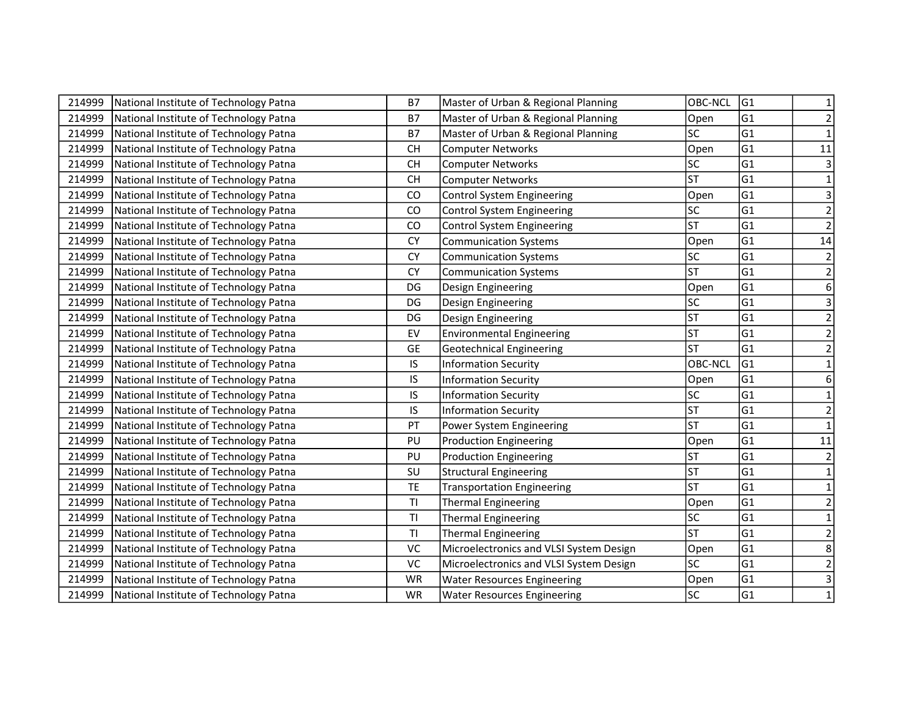| 214999 | National Institute of Technology Patna | B7 | Master of Urban & Regional Planning | OBC-NCL | G1 | 1 |
|---|---|---|---|---|---|---|
| 214999 | National Institute of Technology Patna | B7 | Master of Urban & Regional Planning | Open | G1 | 2 |
| 214999 | National Institute of Technology Patna | B7 | Master of Urban & Regional Planning | SC | G1 | 1 |
| 214999 | National Institute of Technology Patna | CH | Computer Networks | Open | G1 | 11 |
| 214999 | National Institute of Technology Patna | CH | Computer Networks | SC | G1 | 3 |
| 214999 | National Institute of Technology Patna | CH | Computer Networks | ST | G1 | 1 |
| 214999 | National Institute of Technology Patna | CO | Control System Engineering | Open | G1 | 3 |
| 214999 | National Institute of Technology Patna | CO | Control System Engineering | SC | G1 | 2 |
| 214999 | National Institute of Technology Patna | CO | Control System Engineering | ST | G1 | 2 |
| 214999 | National Institute of Technology Patna | CY | Communication Systems | Open | G1 | 14 |
| 214999 | National Institute of Technology Patna | CY | Communication Systems | SC | G1 | 2 |
| 214999 | National Institute of Technology Patna | CY | Communication Systems | ST | G1 | 2 |
| 214999 | National Institute of Technology Patna | DG | Design Engineering | Open | G1 | 6 |
| 214999 | National Institute of Technology Patna | DG | Design Engineering | SC | G1 | 3 |
| 214999 | National Institute of Technology Patna | DG | Design Engineering | ST | G1 | 2 |
| 214999 | National Institute of Technology Patna | EV | Environmental Engineering | ST | G1 | 2 |
| 214999 | National Institute of Technology Patna | GE | Geotechnical Engineering | ST | G1 | 2 |
| 214999 | National Institute of Technology Patna | IS | Information Security | OBC-NCL | G1 | 1 |
| 214999 | National Institute of Technology Patna | IS | Information Security | Open | G1 | 6 |
| 214999 | National Institute of Technology Patna | IS | Information Security | SC | G1 | 1 |
| 214999 | National Institute of Technology Patna | IS | Information Security | ST | G1 | 2 |
| 214999 | National Institute of Technology Patna | PT | Power System Engineering | ST | G1 | 1 |
| 214999 | National Institute of Technology Patna | PU | Production Engineering | Open | G1 | 11 |
| 214999 | National Institute of Technology Patna | PU | Production Engineering | ST | G1 | 2 |
| 214999 | National Institute of Technology Patna | SU | Structural Engineering | ST | G1 | 1 |
| 214999 | National Institute of Technology Patna | TE | Transportation Engineering | ST | G1 | 1 |
| 214999 | National Institute of Technology Patna | TI | Thermal Engineering | Open | G1 | 2 |
| 214999 | National Institute of Technology Patna | TI | Thermal Engineering | SC | G1 | 1 |
| 214999 | National Institute of Technology Patna | TI | Thermal Engineering | ST | G1 | 2 |
| 214999 | National Institute of Technology Patna | VC | Microelectronics and VLSI System Design | Open | G1 | 8 |
| 214999 | National Institute of Technology Patna | VC | Microelectronics and VLSI System Design | SC | G1 | 2 |
| 214999 | National Institute of Technology Patna | WR | Water Resources Engineering | Open | G1 | 3 |
| 214999 | National Institute of Technology Patna | WR | Water Resources Engineering | SC | G1 | 1 |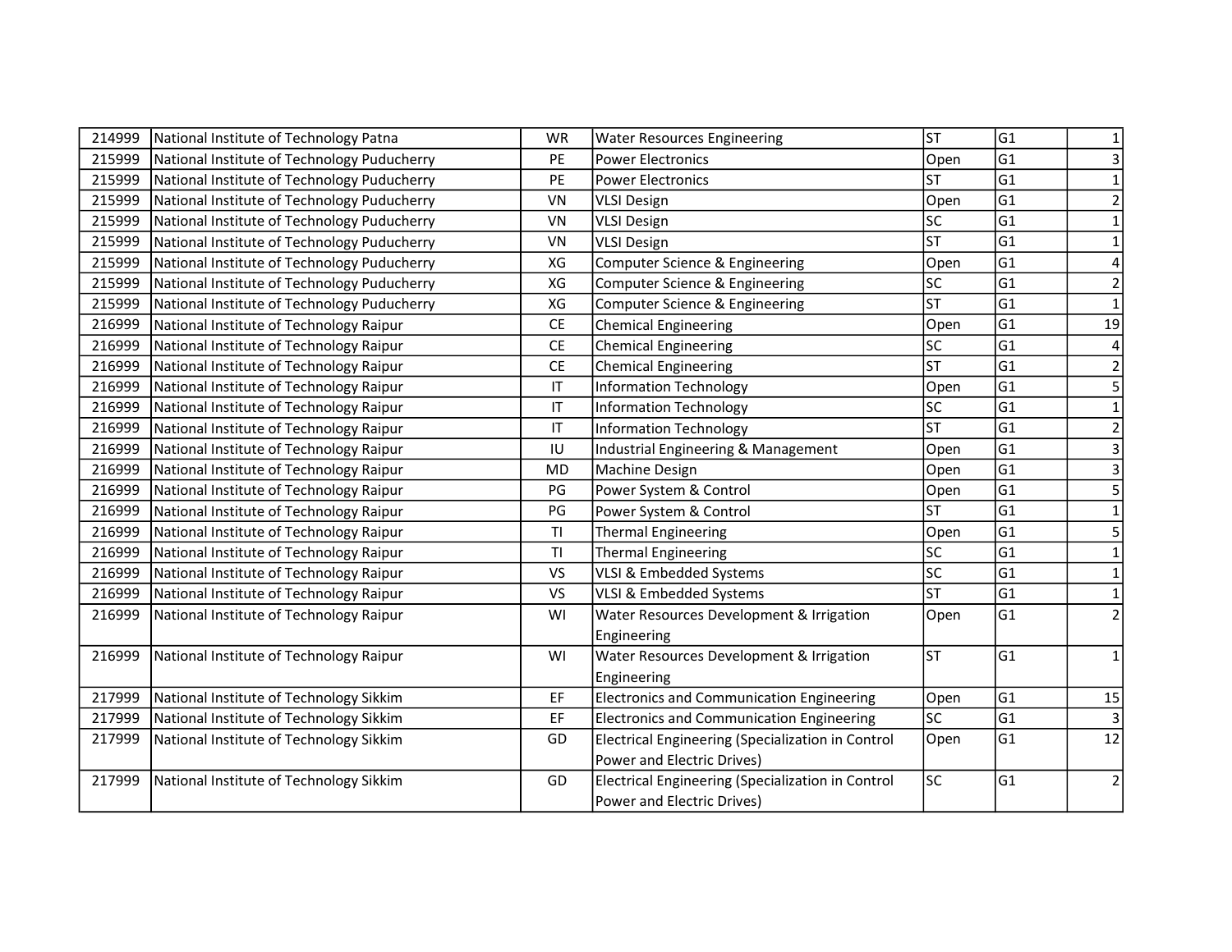| | | | | | | |
|---|---|---|---|---|---|---|
| 214999 | National Institute of Technology Patna | WR | Water Resources Engineering | ST | G1 | 1 |
| 215999 | National Institute of Technology Puducherry | PE | Power Electronics | Open | G1 | 3 |
| 215999 | National Institute of Technology Puducherry | PE | Power Electronics | ST | G1 | 1 |
| 215999 | National Institute of Technology Puducherry | VN | VLSI Design | Open | G1 | 2 |
| 215999 | National Institute of Technology Puducherry | VN | VLSI Design | SC | G1 | 1 |
| 215999 | National Institute of Technology Puducherry | VN | VLSI Design | ST | G1 | 1 |
| 215999 | National Institute of Technology Puducherry | XG | Computer Science & Engineering | Open | G1 | 4 |
| 215999 | National Institute of Technology Puducherry | XG | Computer Science & Engineering | SC | G1 | 2 |
| 215999 | National Institute of Technology Puducherry | XG | Computer Science & Engineering | ST | G1 | 1 |
| 216999 | National Institute of Technology Raipur | CE | Chemical Engineering | Open | G1 | 19 |
| 216999 | National Institute of Technology Raipur | CE | Chemical Engineering | SC | G1 | 4 |
| 216999 | National Institute of Technology Raipur | CE | Chemical Engineering | ST | G1 | 2 |
| 216999 | National Institute of Technology Raipur | IT | Information Technology | Open | G1 | 5 |
| 216999 | National Institute of Technology Raipur | IT | Information Technology | SC | G1 | 1 |
| 216999 | National Institute of Technology Raipur | IT | Information Technology | ST | G1 | 2 |
| 216999 | National Institute of Technology Raipur | IU | Industrial Engineering & Management | Open | G1 | 3 |
| 216999 | National Institute of Technology Raipur | MD | Machine Design | Open | G1 | 3 |
| 216999 | National Institute of Technology Raipur | PG | Power System & Control | Open | G1 | 5 |
| 216999 | National Institute of Technology Raipur | PG | Power System & Control | ST | G1 | 1 |
| 216999 | National Institute of Technology Raipur | TI | Thermal Engineering | Open | G1 | 5 |
| 216999 | National Institute of Technology Raipur | TI | Thermal Engineering | SC | G1 | 1 |
| 216999 | National Institute of Technology Raipur | VS | VLSI & Embedded Systems | SC | G1 | 1 |
| 216999 | National Institute of Technology Raipur | VS | VLSI & Embedded Systems | ST | G1 | 1 |
| 216999 | National Institute of Technology Raipur | WI | Water Resources Development & Irrigation Engineering | Open | G1 | 2 |
| 216999 | National Institute of Technology Raipur | WI | Water Resources Development & Irrigation Engineering | ST | G1 | 1 |
| 217999 | National Institute of Technology Sikkim | EF | Electronics and Communication Engineering | Open | G1 | 15 |
| 217999 | National Institute of Technology Sikkim | EF | Electronics and Communication Engineering | SC | G1 | 3 |
| 217999 | National Institute of Technology Sikkim | GD | Electrical Engineering (Specialization in Control Power and Electric Drives) | Open | G1 | 12 |
| 217999 | National Institute of Technology Sikkim | GD | Electrical Engineering (Specialization in Control Power and Electric Drives) | SC | G1 | 2 |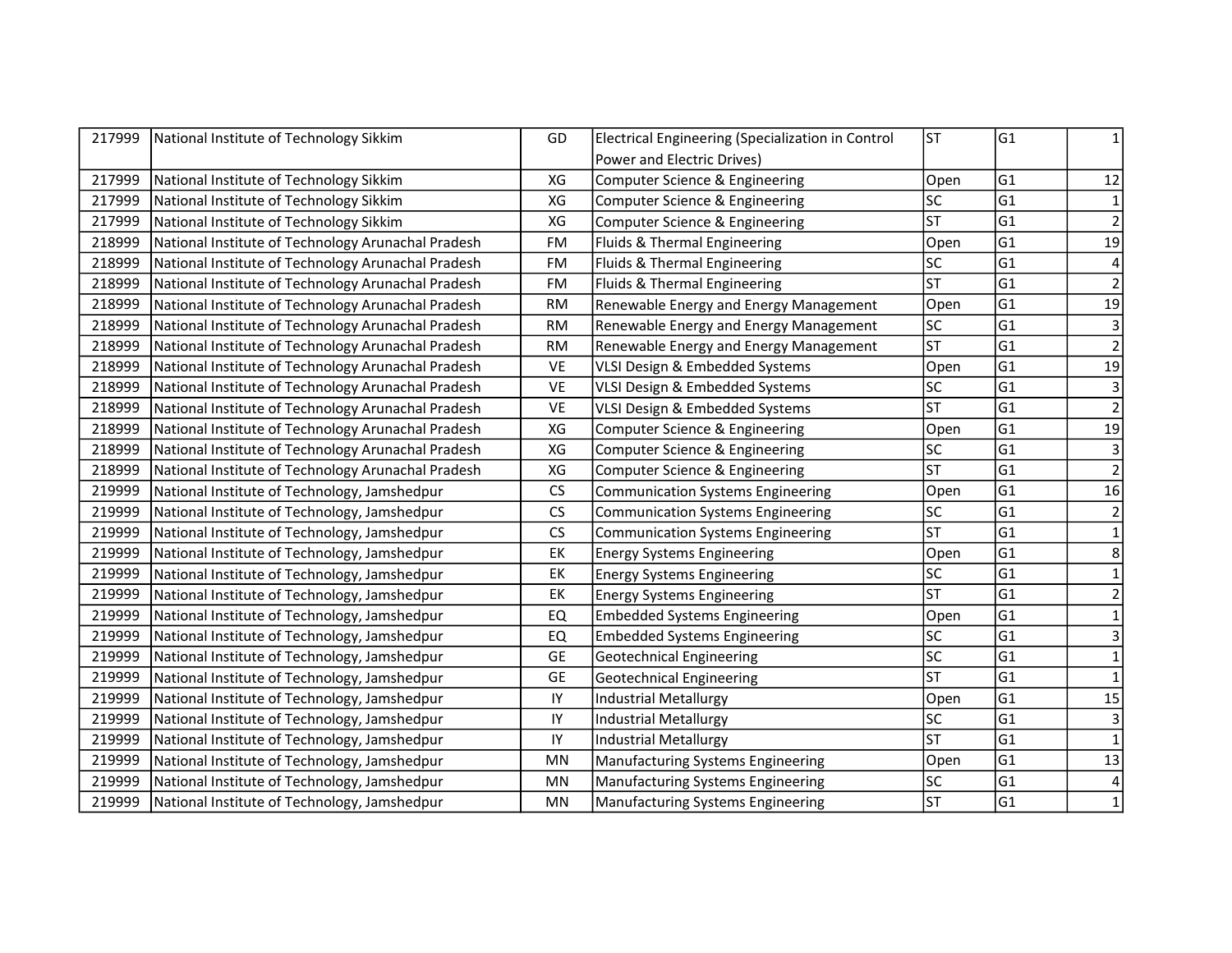| | | | | | | |
|---|---|---|---|---|---|---|
| 217999 | National Institute of Technology Sikkim | GD | Electrical Engineering (Specialization in Control Power and Electric Drives) | ST | G1 | 1 |
| 217999 | National Institute of Technology Sikkim | XG | Computer Science & Engineering | Open | G1 | 12 |
| 217999 | National Institute of Technology Sikkim | XG | Computer Science & Engineering | SC | G1 | 1 |
| 217999 | National Institute of Technology Sikkim | XG | Computer Science & Engineering | ST | G1 | 2 |
| 218999 | National Institute of Technology Arunachal Pradesh | FM | Fluids & Thermal Engineering | Open | G1 | 19 |
| 218999 | National Institute of Technology Arunachal Pradesh | FM | Fluids & Thermal Engineering | SC | G1 | 4 |
| 218999 | National Institute of Technology Arunachal Pradesh | FM | Fluids & Thermal Engineering | ST | G1 | 2 |
| 218999 | National Institute of Technology Arunachal Pradesh | RM | Renewable Energy and Energy Management | Open | G1 | 19 |
| 218999 | National Institute of Technology Arunachal Pradesh | RM | Renewable Energy and Energy Management | SC | G1 | 3 |
| 218999 | National Institute of Technology Arunachal Pradesh | RM | Renewable Energy and Energy Management | ST | G1 | 2 |
| 218999 | National Institute of Technology Arunachal Pradesh | VE | VLSI Design & Embedded Systems | Open | G1 | 19 |
| 218999 | National Institute of Technology Arunachal Pradesh | VE | VLSI Design & Embedded Systems | SC | G1 | 3 |
| 218999 | National Institute of Technology Arunachal Pradesh | VE | VLSI Design & Embedded Systems | ST | G1 | 2 |
| 218999 | National Institute of Technology Arunachal Pradesh | XG | Computer Science & Engineering | Open | G1 | 19 |
| 218999 | National Institute of Technology Arunachal Pradesh | XG | Computer Science & Engineering | SC | G1 | 3 |
| 218999 | National Institute of Technology Arunachal Pradesh | XG | Computer Science & Engineering | ST | G1 | 2 |
| 219999 | National Institute of Technology, Jamshedpur | CS | Communication Systems Engineering | Open | G1 | 16 |
| 219999 | National Institute of Technology, Jamshedpur | CS | Communication Systems Engineering | SC | G1 | 2 |
| 219999 | National Institute of Technology, Jamshedpur | CS | Communication Systems Engineering | ST | G1 | 1 |
| 219999 | National Institute of Technology, Jamshedpur | EK | Energy Systems Engineering | Open | G1 | 8 |
| 219999 | National Institute of Technology, Jamshedpur | EK | Energy Systems Engineering | SC | G1 | 1 |
| 219999 | National Institute of Technology, Jamshedpur | EK | Energy Systems Engineering | ST | G1 | 2 |
| 219999 | National Institute of Technology, Jamshedpur | EQ | Embedded Systems Engineering | Open | G1 | 1 |
| 219999 | National Institute of Technology, Jamshedpur | EQ | Embedded Systems Engineering | SC | G1 | 3 |
| 219999 | National Institute of Technology, Jamshedpur | GE | Geotechnical Engineering | SC | G1 | 1 |
| 219999 | National Institute of Technology, Jamshedpur | GE | Geotechnical Engineering | ST | G1 | 1 |
| 219999 | National Institute of Technology, Jamshedpur | IY | Industrial Metallurgy | Open | G1 | 15 |
| 219999 | National Institute of Technology, Jamshedpur | IY | Industrial Metallurgy | SC | G1 | 3 |
| 219999 | National Institute of Technology, Jamshedpur | IY | Industrial Metallurgy | ST | G1 | 1 |
| 219999 | National Institute of Technology, Jamshedpur | MN | Manufacturing Systems Engineering | Open | G1 | 13 |
| 219999 | National Institute of Technology, Jamshedpur | MN | Manufacturing Systems Engineering | SC | G1 | 4 |
| 219999 | National Institute of Technology, Jamshedpur | MN | Manufacturing Systems Engineering | ST | G1 | 1 |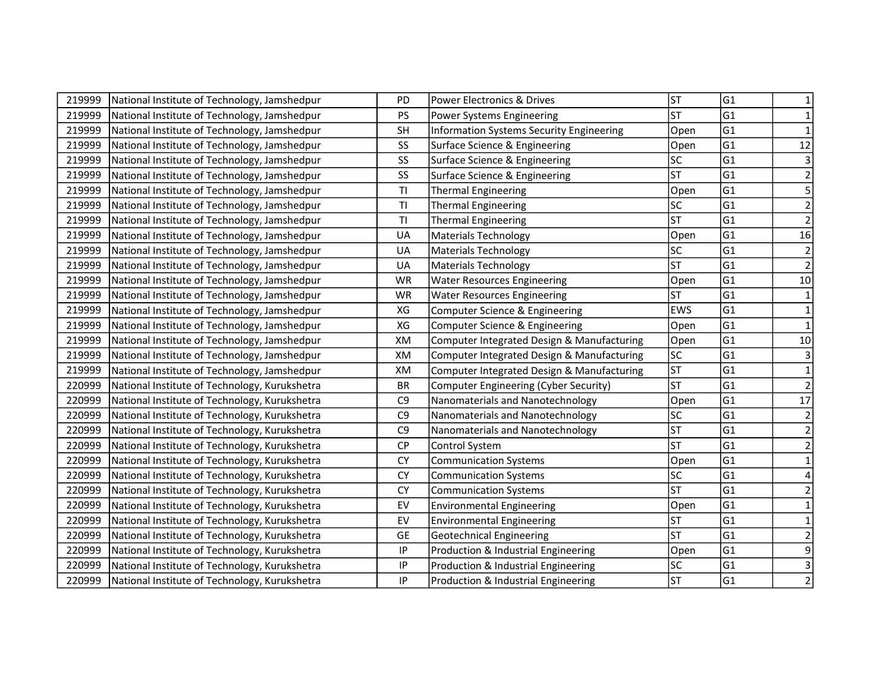| | | | | | | |
|---|---|---|---|---|---|---|
| 219999 | National Institute of Technology, Jamshedpur | PD | Power Electronics & Drives | ST | G1 | 1 |
| 219999 | National Institute of Technology, Jamshedpur | PS | Power Systems Engineering | ST | G1 | 1 |
| 219999 | National Institute of Technology, Jamshedpur | SH | Information Systems Security Engineering | Open | G1 | 1 |
| 219999 | National Institute of Technology, Jamshedpur | SS | Surface Science & Engineering | Open | G1 | 12 |
| 219999 | National Institute of Technology, Jamshedpur | SS | Surface Science & Engineering | SC | G1 | 3 |
| 219999 | National Institute of Technology, Jamshedpur | SS | Surface Science & Engineering | ST | G1 | 2 |
| 219999 | National Institute of Technology, Jamshedpur | TI | Thermal Engineering | Open | G1 | 5 |
| 219999 | National Institute of Technology, Jamshedpur | TI | Thermal Engineering | SC | G1 | 2 |
| 219999 | National Institute of Technology, Jamshedpur | TI | Thermal Engineering | ST | G1 | 2 |
| 219999 | National Institute of Technology, Jamshedpur | UA | Materials Technology | Open | G1 | 16 |
| 219999 | National Institute of Technology, Jamshedpur | UA | Materials Technology | SC | G1 | 2 |
| 219999 | National Institute of Technology, Jamshedpur | UA | Materials Technology | ST | G1 | 2 |
| 219999 | National Institute of Technology, Jamshedpur | WR | Water Resources Engineering | Open | G1 | 10 |
| 219999 | National Institute of Technology, Jamshedpur | WR | Water Resources Engineering | ST | G1 | 1 |
| 219999 | National Institute of Technology, Jamshedpur | XG | Computer Science & Engineering | EWS | G1 | 1 |
| 219999 | National Institute of Technology, Jamshedpur | XG | Computer Science & Engineering | Open | G1 | 1 |
| 219999 | National Institute of Technology, Jamshedpur | XM | Computer Integrated Design & Manufacturing | Open | G1 | 10 |
| 219999 | National Institute of Technology, Jamshedpur | XM | Computer Integrated Design & Manufacturing | SC | G1 | 3 |
| 219999 | National Institute of Technology, Jamshedpur | XM | Computer Integrated Design & Manufacturing | ST | G1 | 1 |
| 220999 | National Institute of Technology, Kurukshetra | BR | Computer Engineering (Cyber Security) | ST | G1 | 2 |
| 220999 | National Institute of Technology, Kurukshetra | C9 | Nanomaterials and Nanotechnology | Open | G1 | 17 |
| 220999 | National Institute of Technology, Kurukshetra | C9 | Nanomaterials and Nanotechnology | SC | G1 | 2 |
| 220999 | National Institute of Technology, Kurukshetra | C9 | Nanomaterials and Nanotechnology | ST | G1 | 2 |
| 220999 | National Institute of Technology, Kurukshetra | CP | Control System | ST | G1 | 2 |
| 220999 | National Institute of Technology, Kurukshetra | CY | Communication Systems | Open | G1 | 1 |
| 220999 | National Institute of Technology, Kurukshetra | CY | Communication Systems | SC | G1 | 4 |
| 220999 | National Institute of Technology, Kurukshetra | CY | Communication Systems | ST | G1 | 2 |
| 220999 | National Institute of Technology, Kurukshetra | EV | Environmental Engineering | Open | G1 | 1 |
| 220999 | National Institute of Technology, Kurukshetra | EV | Environmental Engineering | ST | G1 | 1 |
| 220999 | National Institute of Technology, Kurukshetra | GE | Geotechnical Engineering | ST | G1 | 2 |
| 220999 | National Institute of Technology, Kurukshetra | IP | Production & Industrial Engineering | Open | G1 | 9 |
| 220999 | National Institute of Technology, Kurukshetra | IP | Production & Industrial Engineering | SC | G1 | 3 |
| 220999 | National Institute of Technology, Kurukshetra | IP | Production & Industrial Engineering | ST | G1 | 2 |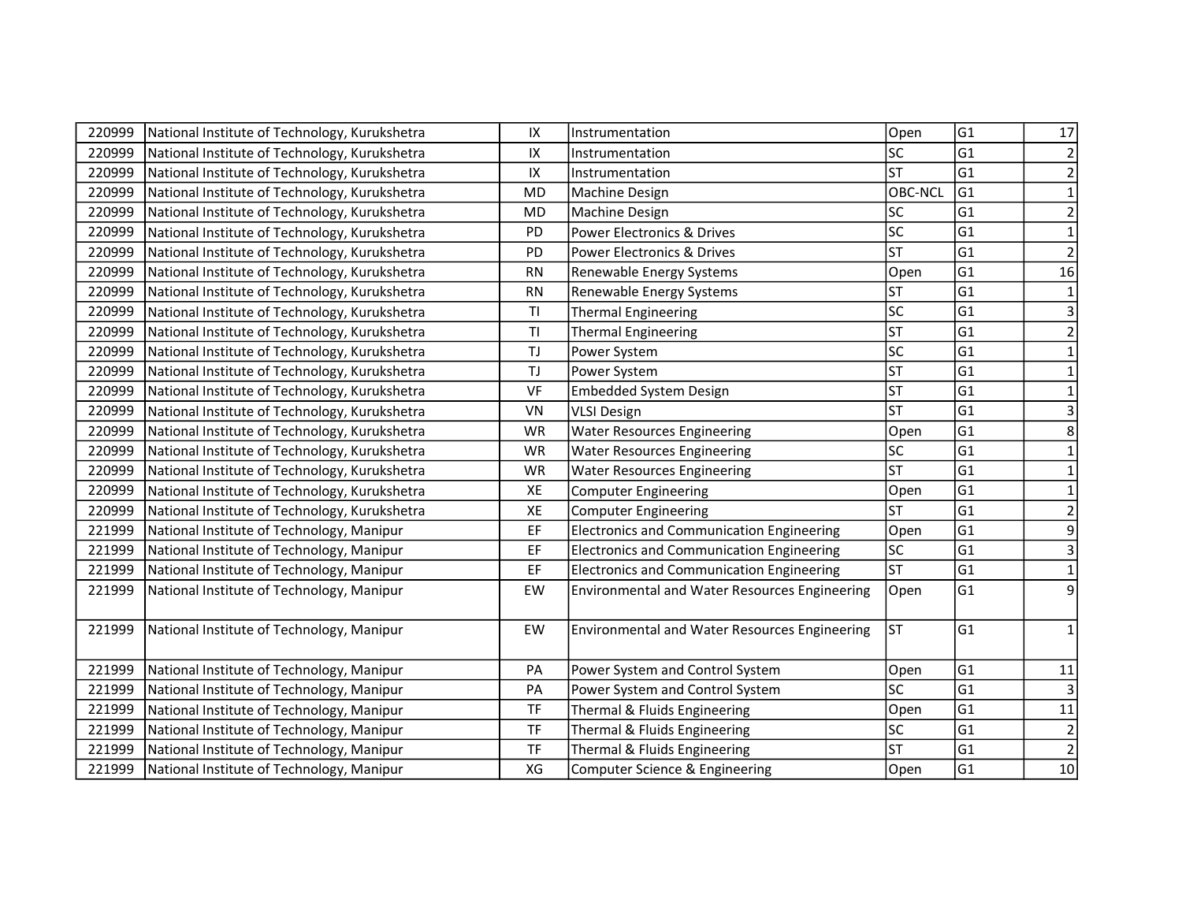| | | | | | | |
|---|---|---|---|---|---|---|
| 220999 | National Institute of Technology, Kurukshetra | IX | Instrumentation | Open | G1 | 17 |
| 220999 | National Institute of Technology, Kurukshetra | IX | Instrumentation | SC | G1 | 2 |
| 220999 | National Institute of Technology, Kurukshetra | IX | Instrumentation | ST | G1 | 2 |
| 220999 | National Institute of Technology, Kurukshetra | MD | Machine Design | OBC-NCL | G1 | 1 |
| 220999 | National Institute of Technology, Kurukshetra | MD | Machine Design | SC | G1 | 2 |
| 220999 | National Institute of Technology, Kurukshetra | PD | Power Electronics & Drives | SC | G1 | 1 |
| 220999 | National Institute of Technology, Kurukshetra | PD | Power Electronics & Drives | ST | G1 | 2 |
| 220999 | National Institute of Technology, Kurukshetra | RN | Renewable Energy Systems | Open | G1 | 16 |
| 220999 | National Institute of Technology, Kurukshetra | RN | Renewable Energy Systems | ST | G1 | 1 |
| 220999 | National Institute of Technology, Kurukshetra | TI | Thermal Engineering | SC | G1 | 3 |
| 220999 | National Institute of Technology, Kurukshetra | TI | Thermal Engineering | ST | G1 | 2 |
| 220999 | National Institute of Technology, Kurukshetra | TJ | Power System | SC | G1 | 1 |
| 220999 | National Institute of Technology, Kurukshetra | TJ | Power System | ST | G1 | 1 |
| 220999 | National Institute of Technology, Kurukshetra | VF | Embedded System Design | ST | G1 | 1 |
| 220999 | National Institute of Technology, Kurukshetra | VN | VLSI Design | ST | G1 | 3 |
| 220999 | National Institute of Technology, Kurukshetra | WR | Water Resources Engineering | Open | G1 | 8 |
| 220999 | National Institute of Technology, Kurukshetra | WR | Water Resources Engineering | SC | G1 | 1 |
| 220999 | National Institute of Technology, Kurukshetra | WR | Water Resources Engineering | ST | G1 | 1 |
| 220999 | National Institute of Technology, Kurukshetra | XE | Computer Engineering | Open | G1 | 1 |
| 220999 | National Institute of Technology, Kurukshetra | XE | Computer Engineering | ST | G1 | 2 |
| 221999 | National Institute of Technology, Manipur | EF | Electronics and Communication Engineering | Open | G1 | 9 |
| 221999 | National Institute of Technology, Manipur | EF | Electronics and Communication Engineering | SC | G1 | 3 |
| 221999 | National Institute of Technology, Manipur | EF | Electronics and Communication Engineering | ST | G1 | 1 |
| 221999 | National Institute of Technology, Manipur | EW | Environmental and Water Resources Engineering | Open | G1 | 9 |
| 221999 | National Institute of Technology, Manipur | EW | Environmental and Water Resources Engineering | ST | G1 | 1 |
| 221999 | National Institute of Technology, Manipur | PA | Power System and Control System | Open | G1 | 11 |
| 221999 | National Institute of Technology, Manipur | PA | Power System and Control System | SC | G1 | 3 |
| 221999 | National Institute of Technology, Manipur | TF | Thermal & Fluids Engineering | Open | G1 | 11 |
| 221999 | National Institute of Technology, Manipur | TF | Thermal & Fluids Engineering | SC | G1 | 2 |
| 221999 | National Institute of Technology, Manipur | TF | Thermal & Fluids Engineering | ST | G1 | 2 |
| 221999 | National Institute of Technology, Manipur | XG | Computer Science & Engineering | Open | G1 | 10 |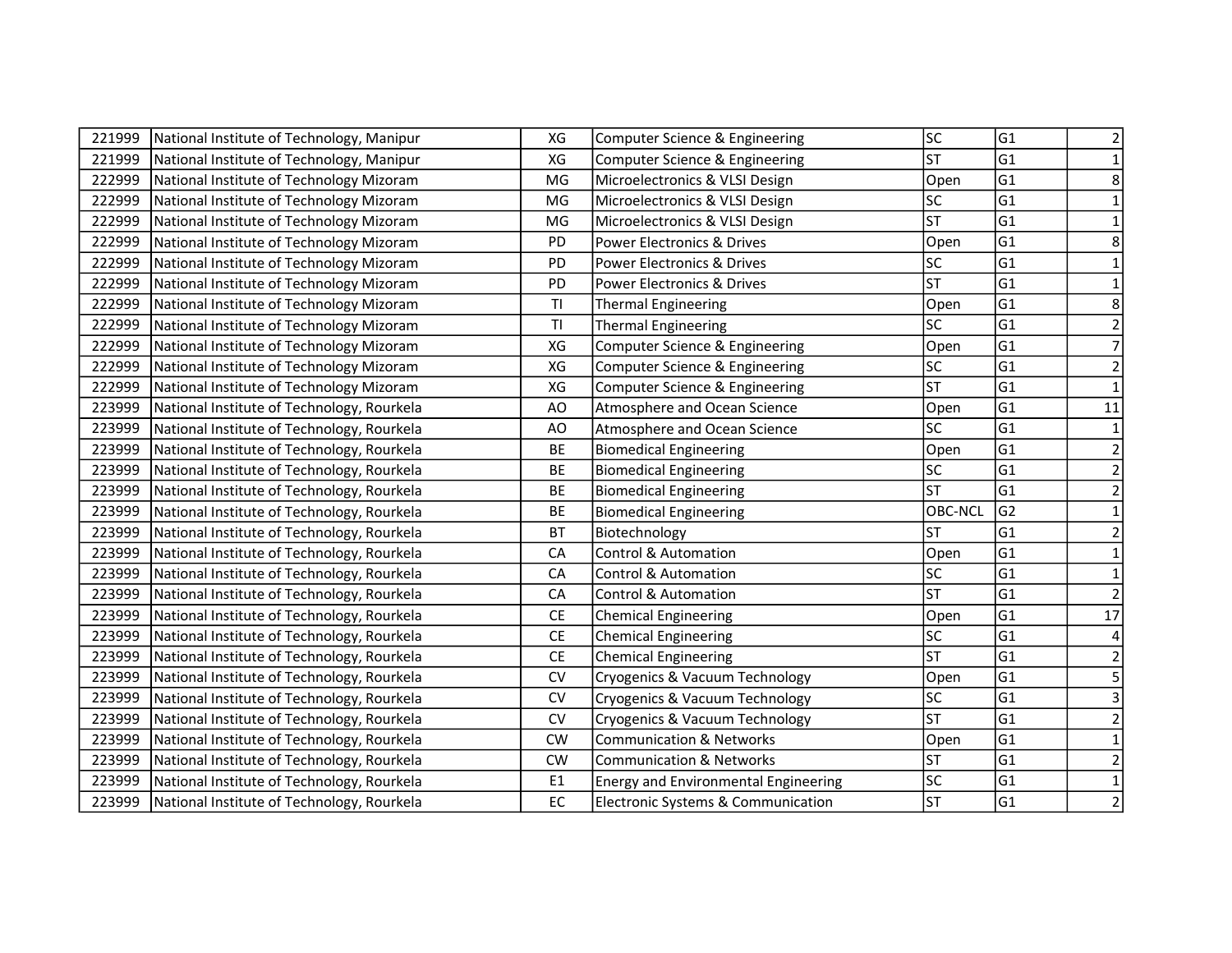| | | | | | | |
|---|---|---|---|---|---|---|
| 221999 | National Institute of Technology, Manipur | XG | Computer Science & Engineering | SC | G1 | 2 |
| 221999 | National Institute of Technology, Manipur | XG | Computer Science & Engineering | ST | G1 | 1 |
| 222999 | National Institute of Technology Mizoram | MG | Microelectronics & VLSI Design | Open | G1 | 8 |
| 222999 | National Institute of Technology Mizoram | MG | Microelectronics & VLSI Design | SC | G1 | 1 |
| 222999 | National Institute of Technology Mizoram | MG | Microelectronics & VLSI Design | ST | G1 | 1 |
| 222999 | National Institute of Technology Mizoram | PD | Power Electronics & Drives | Open | G1 | 8 |
| 222999 | National Institute of Technology Mizoram | PD | Power Electronics & Drives | SC | G1 | 1 |
| 222999 | National Institute of Technology Mizoram | PD | Power Electronics & Drives | ST | G1 | 1 |
| 222999 | National Institute of Technology Mizoram | TI | Thermal Engineering | Open | G1 | 8 |
| 222999 | National Institute of Technology Mizoram | TI | Thermal Engineering | SC | G1 | 2 |
| 222999 | National Institute of Technology Mizoram | XG | Computer Science & Engineering | Open | G1 | 7 |
| 222999 | National Institute of Technology Mizoram | XG | Computer Science & Engineering | SC | G1 | 2 |
| 222999 | National Institute of Technology Mizoram | XG | Computer Science & Engineering | ST | G1 | 1 |
| 223999 | National Institute of Technology, Rourkela | AO | Atmosphere and Ocean Science | Open | G1 | 11 |
| 223999 | National Institute of Technology, Rourkela | AO | Atmosphere and Ocean Science | SC | G1 | 1 |
| 223999 | National Institute of Technology, Rourkela | BE | Biomedical Engineering | Open | G1 | 2 |
| 223999 | National Institute of Technology, Rourkela | BE | Biomedical Engineering | SC | G1 | 2 |
| 223999 | National Institute of Technology, Rourkela | BE | Biomedical Engineering | ST | G1 | 2 |
| 223999 | National Institute of Technology, Rourkela | BE | Biomedical Engineering | OBC-NCL | G2 | 1 |
| 223999 | National Institute of Technology, Rourkela | BT | Biotechnology | ST | G1 | 2 |
| 223999 | National Institute of Technology, Rourkela | CA | Control & Automation | Open | G1 | 1 |
| 223999 | National Institute of Technology, Rourkela | CA | Control & Automation | SC | G1 | 1 |
| 223999 | National Institute of Technology, Rourkela | CA | Control & Automation | ST | G1 | 2 |
| 223999 | National Institute of Technology, Rourkela | CE | Chemical Engineering | Open | G1 | 17 |
| 223999 | National Institute of Technology, Rourkela | CE | Chemical Engineering | SC | G1 | 4 |
| 223999 | National Institute of Technology, Rourkela | CE | Chemical Engineering | ST | G1 | 2 |
| 223999 | National Institute of Technology, Rourkela | CV | Cryogenics & Vacuum Technology | Open | G1 | 5 |
| 223999 | National Institute of Technology, Rourkela | CV | Cryogenics & Vacuum Technology | SC | G1 | 3 |
| 223999 | National Institute of Technology, Rourkela | CV | Cryogenics & Vacuum Technology | ST | G1 | 2 |
| 223999 | National Institute of Technology, Rourkela | CW | Communication & Networks | Open | G1 | 1 |
| 223999 | National Institute of Technology, Rourkela | CW | Communication & Networks | ST | G1 | 2 |
| 223999 | National Institute of Technology, Rourkela | E1 | Energy and Environmental Engineering | SC | G1 | 1 |
| 223999 | National Institute of Technology, Rourkela | EC | Electronic Systems & Communication | ST | G1 | 2 |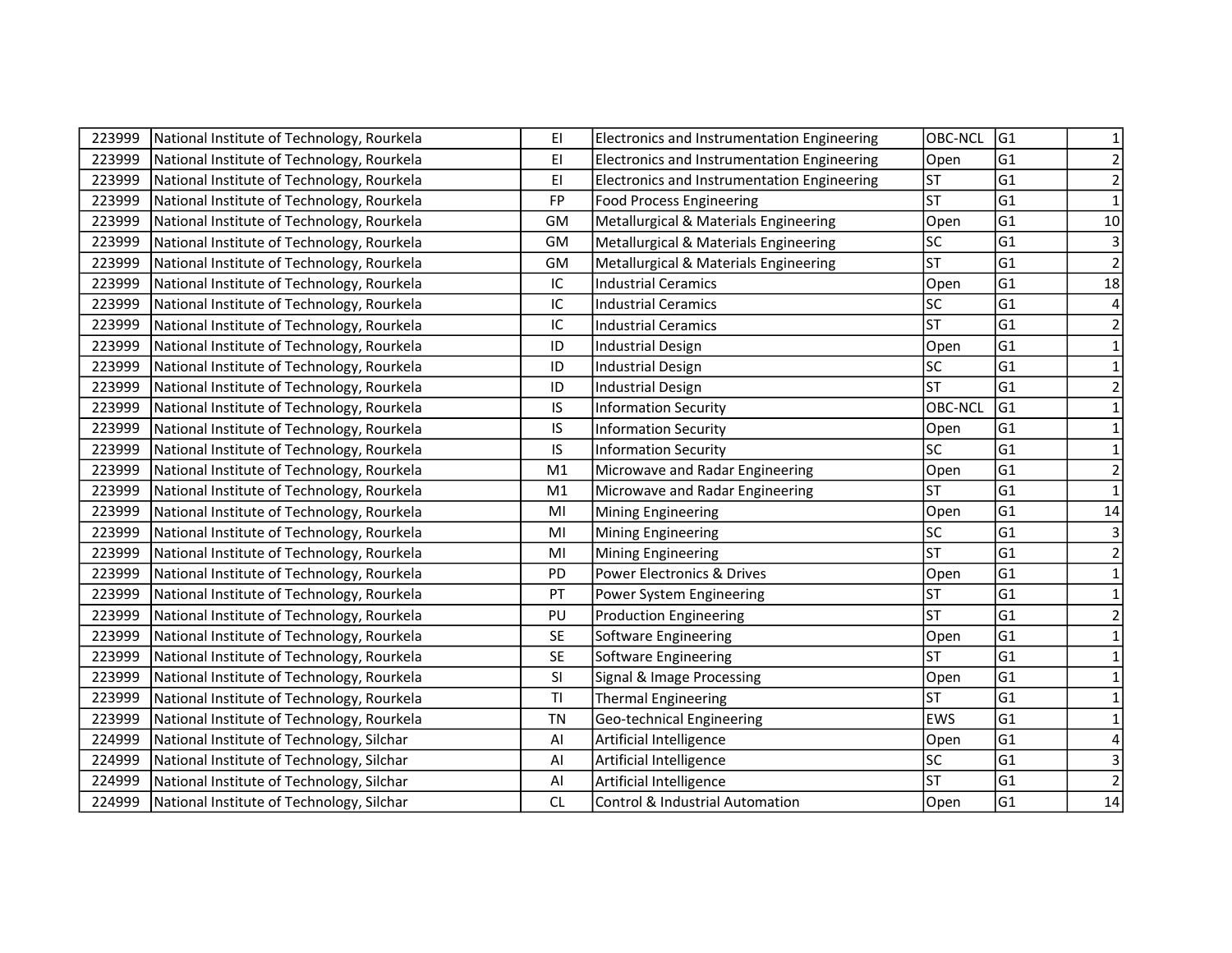| | | | | | | |
|---|---|---|---|---|---|---|
| 223999 | National Institute of Technology, Rourkela | EI | Electronics and Instrumentation Engineering | OBC-NCL | G1 | 1 |
| 223999 | National Institute of Technology, Rourkela | EI | Electronics and Instrumentation Engineering | Open | G1 | 2 |
| 223999 | National Institute of Technology, Rourkela | EI | Electronics and Instrumentation Engineering | ST | G1 | 2 |
| 223999 | National Institute of Technology, Rourkela | FP | Food Process Engineering | ST | G1 | 1 |
| 223999 | National Institute of Technology, Rourkela | GM | Metallurgical & Materials Engineering | Open | G1 | 10 |
| 223999 | National Institute of Technology, Rourkela | GM | Metallurgical & Materials Engineering | SC | G1 | 3 |
| 223999 | National Institute of Technology, Rourkela | GM | Metallurgical & Materials Engineering | ST | G1 | 2 |
| 223999 | National Institute of Technology, Rourkela | IC | Industrial Ceramics | Open | G1 | 18 |
| 223999 | National Institute of Technology, Rourkela | IC | Industrial Ceramics | SC | G1 | 4 |
| 223999 | National Institute of Technology, Rourkela | IC | Industrial Ceramics | ST | G1 | 2 |
| 223999 | National Institute of Technology, Rourkela | ID | Industrial Design | Open | G1 | 1 |
| 223999 | National Institute of Technology, Rourkela | ID | Industrial Design | SC | G1 | 1 |
| 223999 | National Institute of Technology, Rourkela | ID | Industrial Design | ST | G1 | 2 |
| 223999 | National Institute of Technology, Rourkela | IS | Information Security | OBC-NCL | G1 | 1 |
| 223999 | National Institute of Technology, Rourkela | IS | Information Security | Open | G1 | 1 |
| 223999 | National Institute of Technology, Rourkela | IS | Information Security | SC | G1 | 1 |
| 223999 | National Institute of Technology, Rourkela | M1 | Microwave and Radar Engineering | Open | G1 | 2 |
| 223999 | National Institute of Technology, Rourkela | M1 | Microwave and Radar Engineering | ST | G1 | 1 |
| 223999 | National Institute of Technology, Rourkela | MI | Mining Engineering | Open | G1 | 14 |
| 223999 | National Institute of Technology, Rourkela | MI | Mining Engineering | SC | G1 | 3 |
| 223999 | National Institute of Technology, Rourkela | MI | Mining Engineering | ST | G1 | 2 |
| 223999 | National Institute of Technology, Rourkela | PD | Power Electronics & Drives | Open | G1 | 1 |
| 223999 | National Institute of Technology, Rourkela | PT | Power System Engineering | ST | G1 | 1 |
| 223999 | National Institute of Technology, Rourkela | PU | Production Engineering | ST | G1 | 2 |
| 223999 | National Institute of Technology, Rourkela | SE | Software Engineering | Open | G1 | 1 |
| 223999 | National Institute of Technology, Rourkela | SE | Software Engineering | ST | G1 | 1 |
| 223999 | National Institute of Technology, Rourkela | SI | Signal & Image Processing | Open | G1 | 1 |
| 223999 | National Institute of Technology, Rourkela | TI | Thermal Engineering | ST | G1 | 1 |
| 223999 | National Institute of Technology, Rourkela | TN | Geo-technical Engineering | EWS | G1 | 1 |
| 224999 | National Institute of Technology, Silchar | AI | Artificial Intelligence | Open | G1 | 4 |
| 224999 | National Institute of Technology, Silchar | AI | Artificial Intelligence | SC | G1 | 3 |
| 224999 | National Institute of Technology, Silchar | AI | Artificial Intelligence | ST | G1 | 2 |
| 224999 | National Institute of Technology, Silchar | CL | Control & Industrial Automation | Open | G1 | 14 |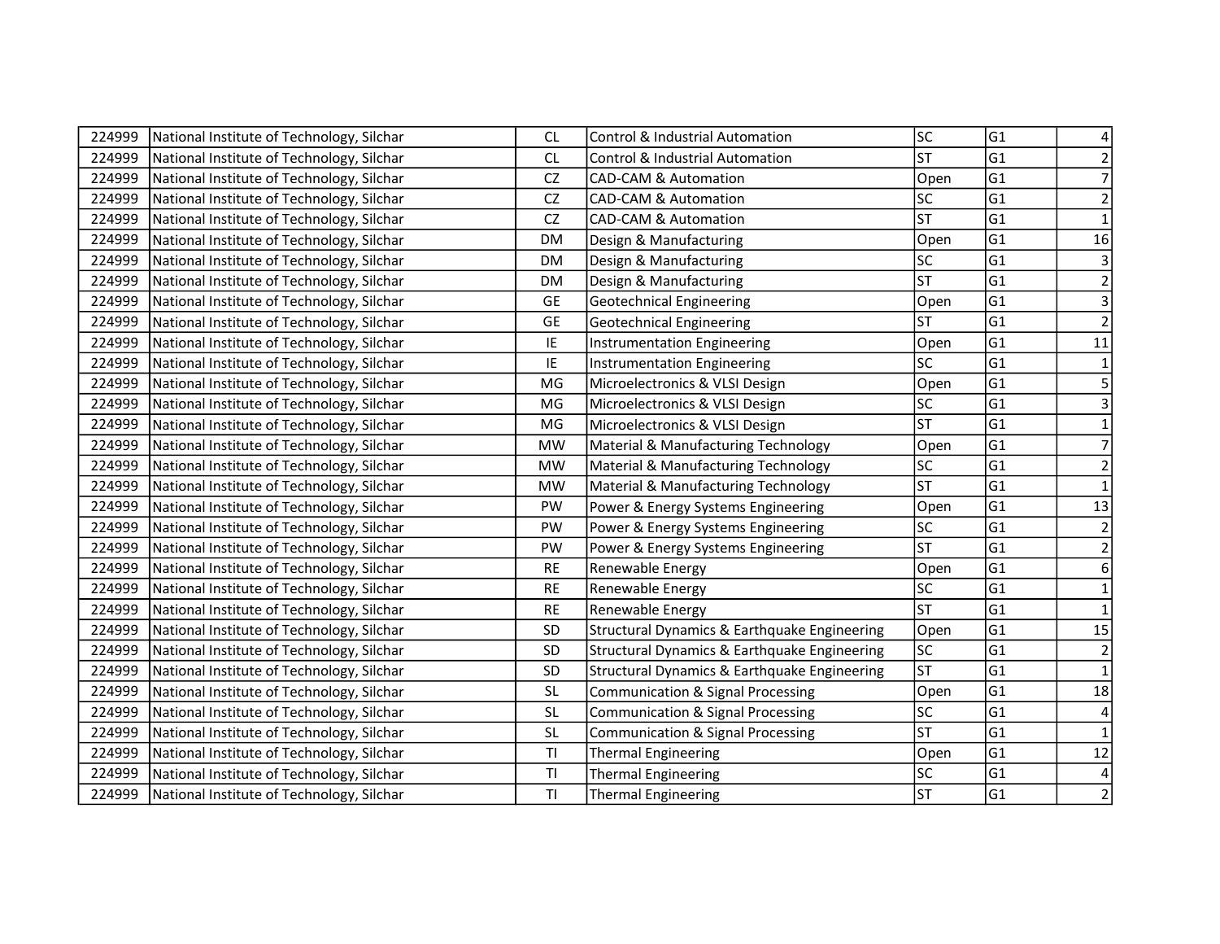| | | | | | | |
|---|---|---|---|---|---|---|
| 224999 | National Institute of Technology, Silchar | CL | Control & Industrial Automation | SC | G1 | 4 |
| 224999 | National Institute of Technology, Silchar | CL | Control & Industrial Automation | ST | G1 | 2 |
| 224999 | National Institute of Technology, Silchar | CZ | CAD-CAM & Automation | Open | G1 | 7 |
| 224999 | National Institute of Technology, Silchar | CZ | CAD-CAM & Automation | SC | G1 | 2 |
| 224999 | National Institute of Technology, Silchar | CZ | CAD-CAM & Automation | ST | G1 | 1 |
| 224999 | National Institute of Technology, Silchar | DM | Design & Manufacturing | Open | G1 | 16 |
| 224999 | National Institute of Technology, Silchar | DM | Design & Manufacturing | SC | G1 | 3 |
| 224999 | National Institute of Technology, Silchar | DM | Design & Manufacturing | ST | G1 | 2 |
| 224999 | National Institute of Technology, Silchar | GE | Geotechnical Engineering | Open | G1 | 3 |
| 224999 | National Institute of Technology, Silchar | GE | Geotechnical Engineering | ST | G1 | 2 |
| 224999 | National Institute of Technology, Silchar | IE | Instrumentation Engineering | Open | G1 | 11 |
| 224999 | National Institute of Technology, Silchar | IE | Instrumentation Engineering | SC | G1 | 1 |
| 224999 | National Institute of Technology, Silchar | MG | Microelectronics & VLSI Design | Open | G1 | 5 |
| 224999 | National Institute of Technology, Silchar | MG | Microelectronics & VLSI Design | SC | G1 | 3 |
| 224999 | National Institute of Technology, Silchar | MG | Microelectronics & VLSI Design | ST | G1 | 1 |
| 224999 | National Institute of Technology, Silchar | MW | Material & Manufacturing Technology | Open | G1 | 7 |
| 224999 | National Institute of Technology, Silchar | MW | Material & Manufacturing Technology | SC | G1 | 2 |
| 224999 | National Institute of Technology, Silchar | MW | Material & Manufacturing Technology | ST | G1 | 1 |
| 224999 | National Institute of Technology, Silchar | PW | Power & Energy Systems Engineering | Open | G1 | 13 |
| 224999 | National Institute of Technology, Silchar | PW | Power & Energy Systems Engineering | SC | G1 | 2 |
| 224999 | National Institute of Technology, Silchar | PW | Power & Energy Systems Engineering | ST | G1 | 2 |
| 224999 | National Institute of Technology, Silchar | RE | Renewable Energy | Open | G1 | 6 |
| 224999 | National Institute of Technology, Silchar | RE | Renewable Energy | SC | G1 | 1 |
| 224999 | National Institute of Technology, Silchar | RE | Renewable Energy | ST | G1 | 1 |
| 224999 | National Institute of Technology, Silchar | SD | Structural Dynamics & Earthquake Engineering | Open | G1 | 15 |
| 224999 | National Institute of Technology, Silchar | SD | Structural Dynamics & Earthquake Engineering | SC | G1 | 2 |
| 224999 | National Institute of Technology, Silchar | SD | Structural Dynamics & Earthquake Engineering | ST | G1 | 1 |
| 224999 | National Institute of Technology, Silchar | SL | Communication & Signal Processing | Open | G1 | 18 |
| 224999 | National Institute of Technology, Silchar | SL | Communication & Signal Processing | SC | G1 | 4 |
| 224999 | National Institute of Technology, Silchar | SL | Communication & Signal Processing | ST | G1 | 1 |
| 224999 | National Institute of Technology, Silchar | TI | Thermal Engineering | Open | G1 | 12 |
| 224999 | National Institute of Technology, Silchar | TI | Thermal Engineering | SC | G1 | 4 |
| 224999 | National Institute of Technology, Silchar | TI | Thermal Engineering | ST | G1 | 2 |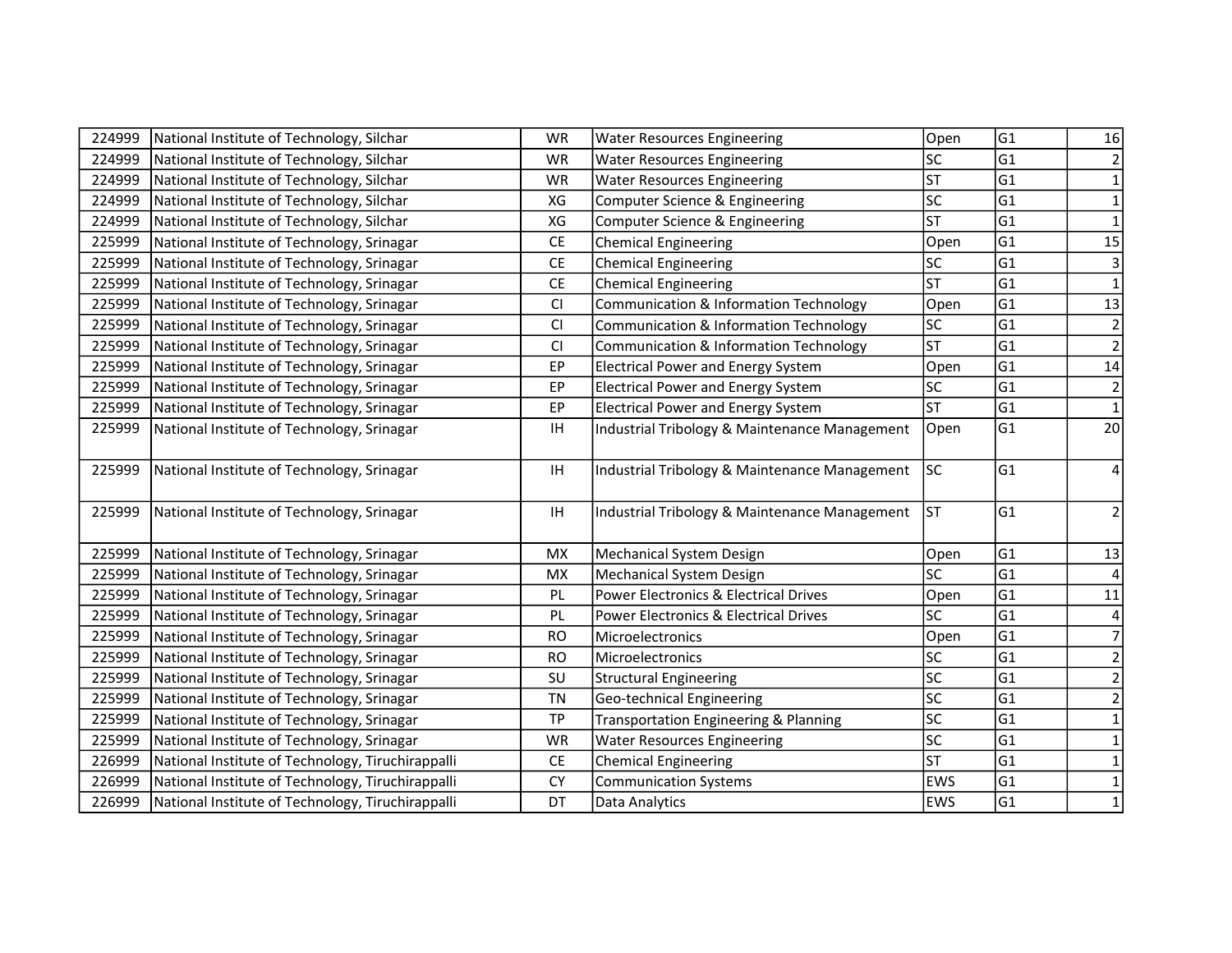| 224999 | National Institute of Technology, Silchar | WR | Water Resources Engineering | Open | G1 | 16 |
|---|---|---|---|---|---|---|
| 224999 | National Institute of Technology, Silchar | WR | Water Resources Engineering | SC | G1 | 2 |
| 224999 | National Institute of Technology, Silchar | WR | Water Resources Engineering | ST | G1 | 1 |
| 224999 | National Institute of Technology, Silchar | XG | Computer Science & Engineering | SC | G1 | 1 |
| 224999 | National Institute of Technology, Silchar | XG | Computer Science & Engineering | ST | G1 | 1 |
| 225999 | National Institute of Technology, Srinagar | CE | Chemical Engineering | Open | G1 | 15 |
| 225999 | National Institute of Technology, Srinagar | CE | Chemical Engineering | SC | G1 | 3 |
| 225999 | National Institute of Technology, Srinagar | CE | Chemical Engineering | ST | G1 | 1 |
| 225999 | National Institute of Technology, Srinagar | CI | Communication & Information Technology | Open | G1 | 13 |
| 225999 | National Institute of Technology, Srinagar | CI | Communication & Information Technology | SC | G1 | 2 |
| 225999 | National Institute of Technology, Srinagar | CI | Communication & Information Technology | ST | G1 | 2 |
| 225999 | National Institute of Technology, Srinagar | EP | Electrical Power and Energy System | Open | G1 | 14 |
| 225999 | National Institute of Technology, Srinagar | EP | Electrical Power and Energy System | SC | G1 | 2 |
| 225999 | National Institute of Technology, Srinagar | EP | Electrical Power and Energy System | ST | G1 | 1 |
| 225999 | National Institute of Technology, Srinagar | IH | Industrial Tribology & Maintenance Management | Open | G1 | 20 |
| 225999 | National Institute of Technology, Srinagar | IH | Industrial Tribology & Maintenance Management | SC | G1 | 4 |
| 225999 | National Institute of Technology, Srinagar | IH | Industrial Tribology & Maintenance Management | ST | G1 | 2 |
| 225999 | National Institute of Technology, Srinagar | MX | Mechanical System Design | Open | G1 | 13 |
| 225999 | National Institute of Technology, Srinagar | MX | Mechanical System Design | SC | G1 | 4 |
| 225999 | National Institute of Technology, Srinagar | PL | Power Electronics & Electrical Drives | Open | G1 | 11 |
| 225999 | National Institute of Technology, Srinagar | PL | Power Electronics & Electrical Drives | SC | G1 | 4 |
| 225999 | National Institute of Technology, Srinagar | RO | Microelectronics | Open | G1 | 7 |
| 225999 | National Institute of Technology, Srinagar | RO | Microelectronics | SC | G1 | 2 |
| 225999 | National Institute of Technology, Srinagar | SU | Structural Engineering | SC | G1 | 2 |
| 225999 | National Institute of Technology, Srinagar | TN | Geo-technical Engineering | SC | G1 | 2 |
| 225999 | National Institute of Technology, Srinagar | TP | Transportation Engineering & Planning | SC | G1 | 1 |
| 225999 | National Institute of Technology, Srinagar | WR | Water Resources Engineering | SC | G1 | 1 |
| 226999 | National Institute of Technology, Tiruchirappalli | CE | Chemical Engineering | ST | G1 | 1 |
| 226999 | National Institute of Technology, Tiruchirappalli | CY | Communication Systems | EWS | G1 | 1 |
| 226999 | National Institute of Technology, Tiruchirappalli | DT | Data Analytics | EWS | G1 | 1 |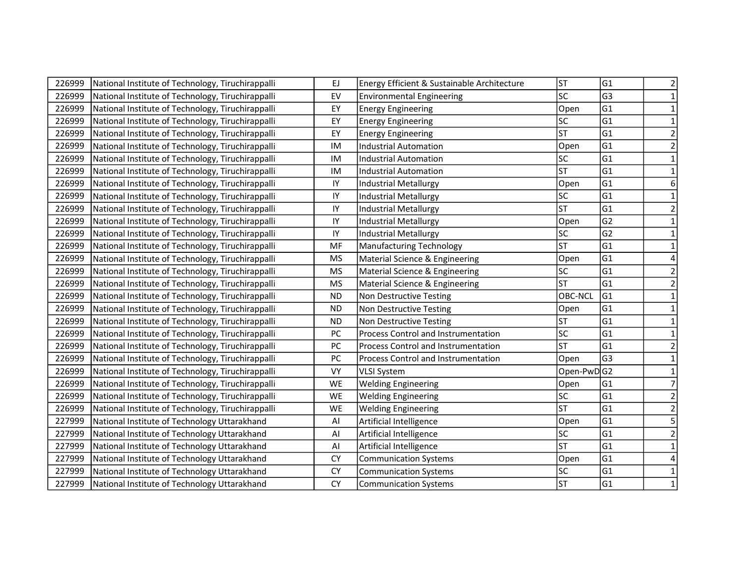| | | | | | | |
|---|---|---|---|---|---|---|
| 226999 | National Institute of Technology, Tiruchirappalli | EJ | Energy Efficient & Sustainable Architecture | ST | G1 | 2 |
| 226999 | National Institute of Technology, Tiruchirappalli | EV | Environmental Engineering | SC | G3 | 1 |
| 226999 | National Institute of Technology, Tiruchirappalli | EY | Energy Engineering | Open | G1 | 1 |
| 226999 | National Institute of Technology, Tiruchirappalli | EY | Energy Engineering | SC | G1 | 1 |
| 226999 | National Institute of Technology, Tiruchirappalli | EY | Energy Engineering | ST | G1 | 2 |
| 226999 | National Institute of Technology, Tiruchirappalli | IM | Industrial Automation | Open | G1 | 2 |
| 226999 | National Institute of Technology, Tiruchirappalli | IM | Industrial Automation | SC | G1 | 1 |
| 226999 | National Institute of Technology, Tiruchirappalli | IM | Industrial Automation | ST | G1 | 1 |
| 226999 | National Institute of Technology, Tiruchirappalli | IY | Industrial Metallurgy | Open | G1 | 6 |
| 226999 | National Institute of Technology, Tiruchirappalli | IY | Industrial Metallurgy | SC | G1 | 1 |
| 226999 | National Institute of Technology, Tiruchirappalli | IY | Industrial Metallurgy | ST | G1 | 2 |
| 226999 | National Institute of Technology, Tiruchirappalli | IY | Industrial Metallurgy | Open | G2 | 1 |
| 226999 | National Institute of Technology, Tiruchirappalli | IY | Industrial Metallurgy | SC | G2 | 1 |
| 226999 | National Institute of Technology, Tiruchirappalli | MF | Manufacturing Technology | ST | G1 | 1 |
| 226999 | National Institute of Technology, Tiruchirappalli | MS | Material Science & Engineering | Open | G1 | 4 |
| 226999 | National Institute of Technology, Tiruchirappalli | MS | Material Science & Engineering | SC | G1 | 2 |
| 226999 | National Institute of Technology, Tiruchirappalli | MS | Material Science & Engineering | ST | G1 | 2 |
| 226999 | National Institute of Technology, Tiruchirappalli | ND | Non Destructive Testing | OBC-NCL | G1 | 1 |
| 226999 | National Institute of Technology, Tiruchirappalli | ND | Non Destructive Testing | Open | G1 | 1 |
| 226999 | National Institute of Technology, Tiruchirappalli | ND | Non Destructive Testing | ST | G1 | 1 |
| 226999 | National Institute of Technology, Tiruchirappalli | PC | Process Control and Instrumentation | SC | G1 | 1 |
| 226999 | National Institute of Technology, Tiruchirappalli | PC | Process Control and Instrumentation | ST | G1 | 2 |
| 226999 | National Institute of Technology, Tiruchirappalli | PC | Process Control and Instrumentation | Open | G3 | 1 |
| 226999 | National Institute of Technology, Tiruchirappalli | VY | VLSI System | Open-PwD | G2 | 1 |
| 226999 | National Institute of Technology, Tiruchirappalli | WE | Welding Engineering | Open | G1 | 7 |
| 226999 | National Institute of Technology, Tiruchirappalli | WE | Welding Engineering | SC | G1 | 2 |
| 226999 | National Institute of Technology, Tiruchirappalli | WE | Welding Engineering | ST | G1 | 2 |
| 227999 | National Institute of Technology Uttarakhand | AI | Artificial Intelligence | Open | G1 | 5 |
| 227999 | National Institute of Technology Uttarakhand | AI | Artificial Intelligence | SC | G1 | 2 |
| 227999 | National Institute of Technology Uttarakhand | AI | Artificial Intelligence | ST | G1 | 1 |
| 227999 | National Institute of Technology Uttarakhand | CY | Communication Systems | Open | G1 | 4 |
| 227999 | National Institute of Technology Uttarakhand | CY | Communication Systems | SC | G1 | 1 |
| 227999 | National Institute of Technology Uttarakhand | CY | Communication Systems | ST | G1 | 1 |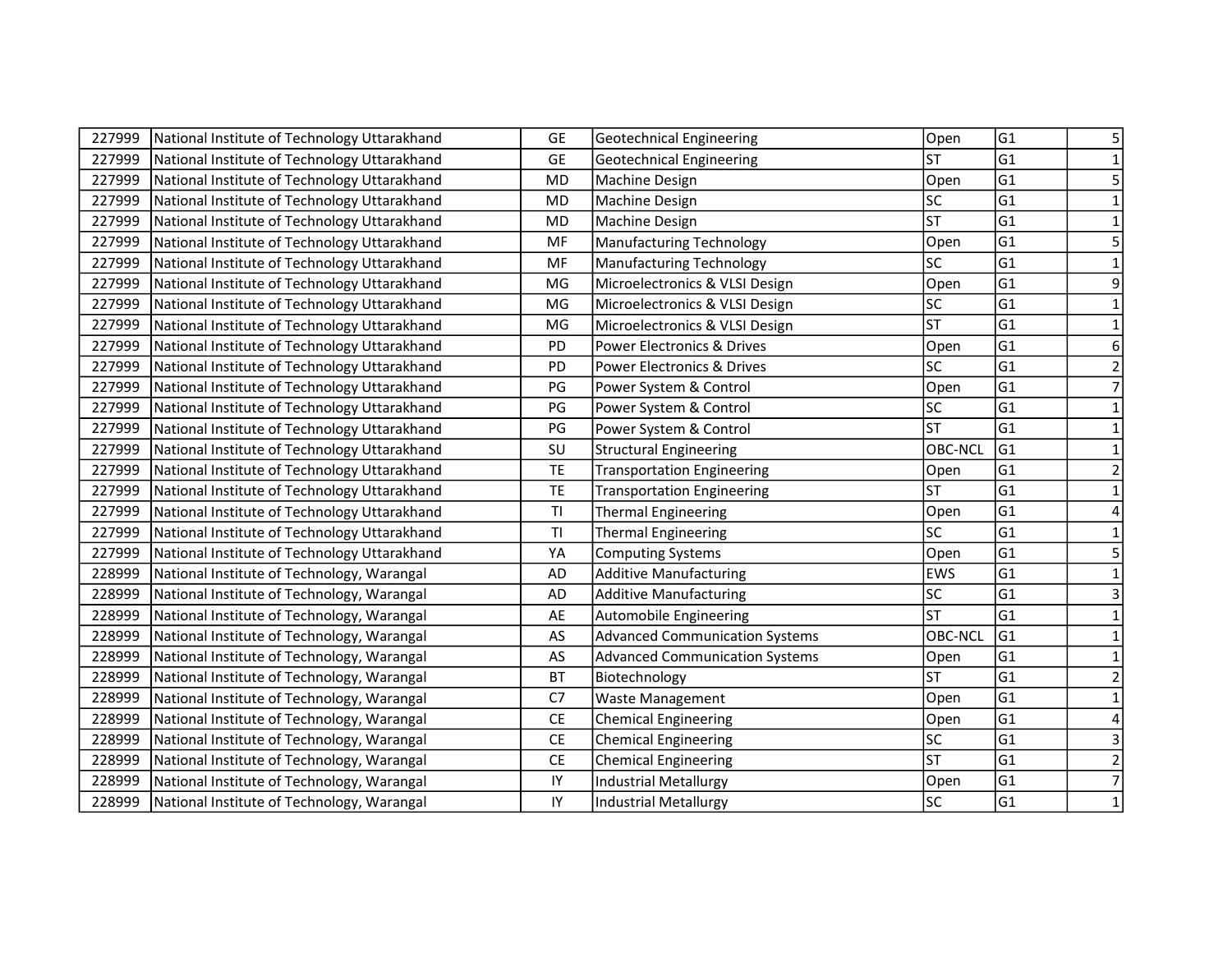| | | | | | | |
|---|---|---|---|---|---|---|
| 227999 | National Institute of Technology Uttarakhand | GE | Geotechnical Engineering | Open | G1 | 5 |
| 227999 | National Institute of Technology Uttarakhand | GE | Geotechnical Engineering | ST | G1 | 1 |
| 227999 | National Institute of Technology Uttarakhand | MD | Machine Design | Open | G1 | 5 |
| 227999 | National Institute of Technology Uttarakhand | MD | Machine Design | SC | G1 | 1 |
| 227999 | National Institute of Technology Uttarakhand | MD | Machine Design | ST | G1 | 1 |
| 227999 | National Institute of Technology Uttarakhand | MF | Manufacturing Technology | Open | G1 | 5 |
| 227999 | National Institute of Technology Uttarakhand | MF | Manufacturing Technology | SC | G1 | 1 |
| 227999 | National Institute of Technology Uttarakhand | MG | Microelectronics & VLSI Design | Open | G1 | 9 |
| 227999 | National Institute of Technology Uttarakhand | MG | Microelectronics & VLSI Design | SC | G1 | 1 |
| 227999 | National Institute of Technology Uttarakhand | MG | Microelectronics & VLSI Design | ST | G1 | 1 |
| 227999 | National Institute of Technology Uttarakhand | PD | Power Electronics & Drives | Open | G1 | 6 |
| 227999 | National Institute of Technology Uttarakhand | PD | Power Electronics & Drives | SC | G1 | 2 |
| 227999 | National Institute of Technology Uttarakhand | PG | Power System & Control | Open | G1 | 7 |
| 227999 | National Institute of Technology Uttarakhand | PG | Power System & Control | SC | G1 | 1 |
| 227999 | National Institute of Technology Uttarakhand | PG | Power System & Control | ST | G1 | 1 |
| 227999 | National Institute of Technology Uttarakhand | SU | Structural Engineering | OBC-NCL | G1 | 1 |
| 227999 | National Institute of Technology Uttarakhand | TE | Transportation Engineering | Open | G1 | 2 |
| 227999 | National Institute of Technology Uttarakhand | TE | Transportation Engineering | ST | G1 | 1 |
| 227999 | National Institute of Technology Uttarakhand | TI | Thermal Engineering | Open | G1 | 4 |
| 227999 | National Institute of Technology Uttarakhand | TI | Thermal Engineering | SC | G1 | 1 |
| 227999 | National Institute of Technology Uttarakhand | YA | Computing Systems | Open | G1 | 5 |
| 228999 | National Institute of Technology, Warangal | AD | Additive Manufacturing | EWS | G1 | 1 |
| 228999 | National Institute of Technology, Warangal | AD | Additive Manufacturing | SC | G1 | 3 |
| 228999 | National Institute of Technology, Warangal | AE | Automobile Engineering | ST | G1 | 1 |
| 228999 | National Institute of Technology, Warangal | AS | Advanced Communication Systems | OBC-NCL | G1 | 1 |
| 228999 | National Institute of Technology, Warangal | AS | Advanced Communication Systems | Open | G1 | 1 |
| 228999 | National Institute of Technology, Warangal | BT | Biotechnology | ST | G1 | 2 |
| 228999 | National Institute of Technology, Warangal | C7 | Waste Management | Open | G1 | 1 |
| 228999 | National Institute of Technology, Warangal | CE | Chemical Engineering | Open | G1 | 4 |
| 228999 | National Institute of Technology, Warangal | CE | Chemical Engineering | SC | G1 | 3 |
| 228999 | National Institute of Technology, Warangal | CE | Chemical Engineering | ST | G1 | 2 |
| 228999 | National Institute of Technology, Warangal | IY | Industrial Metallurgy | Open | G1 | 7 |
| 228999 | National Institute of Technology, Warangal | IY | Industrial Metallurgy | SC | G1 | 1 |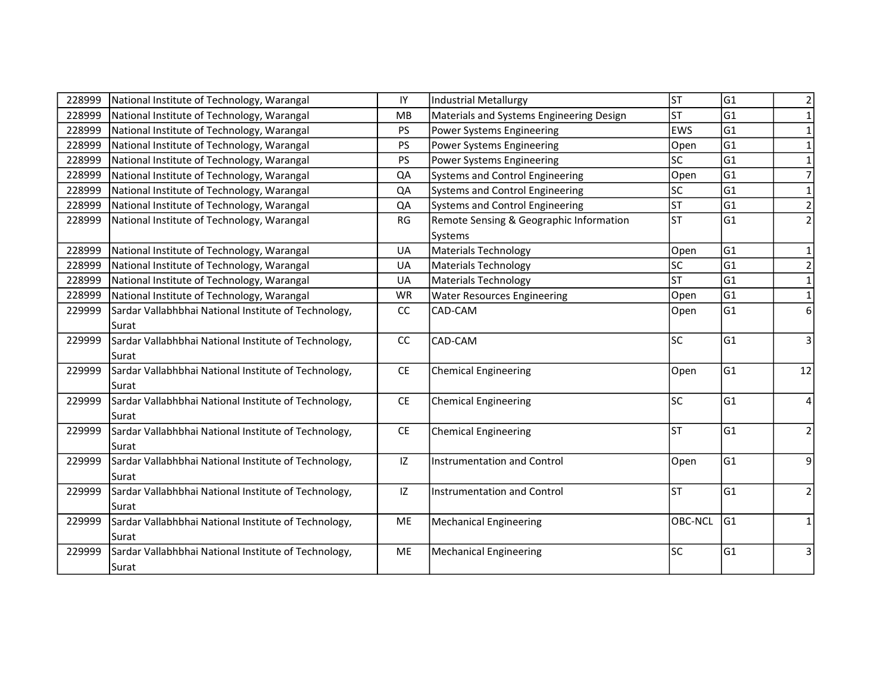| | | | | | | |
|---|---|---|---|---|---|---|
| 228999 | National Institute of Technology, Warangal | IY | Industrial Metallurgy | ST | G1 | 2 |
| 228999 | National Institute of Technology, Warangal | MB | Materials and Systems Engineering Design | ST | G1 | 1 |
| 228999 | National Institute of Technology, Warangal | PS | Power Systems Engineering | EWS | G1 | 1 |
| 228999 | National Institute of Technology, Warangal | PS | Power Systems Engineering | Open | G1 | 1 |
| 228999 | National Institute of Technology, Warangal | PS | Power Systems Engineering | SC | G1 | 1 |
| 228999 | National Institute of Technology, Warangal | QA | Systems and Control Engineering | Open | G1 | 7 |
| 228999 | National Institute of Technology, Warangal | QA | Systems and Control Engineering | SC | G1 | 1 |
| 228999 | National Institute of Technology, Warangal | QA | Systems and Control Engineering | ST | G1 | 2 |
| 228999 | National Institute of Technology, Warangal | RG | Remote Sensing & Geographic Information Systems | ST | G1 | 2 |
| 228999 | National Institute of Technology, Warangal | UA | Materials Technology | Open | G1 | 1 |
| 228999 | National Institute of Technology, Warangal | UA | Materials Technology | SC | G1 | 2 |
| 228999 | National Institute of Technology, Warangal | UA | Materials Technology | ST | G1 | 1 |
| 228999 | National Institute of Technology, Warangal | WR | Water Resources Engineering | Open | G1 | 1 |
| 229999 | Sardar Vallabhbhai National Institute of Technology, Surat | CC | CAD-CAM | Open | G1 | 6 |
| 229999 | Sardar Vallabhbhai National Institute of Technology, Surat | CC | CAD-CAM | SC | G1 | 3 |
| 229999 | Sardar Vallabhbhai National Institute of Technology, Surat | CE | Chemical Engineering | Open | G1 | 12 |
| 229999 | Sardar Vallabhbhai National Institute of Technology, Surat | CE | Chemical Engineering | SC | G1 | 4 |
| 229999 | Sardar Vallabhbhai National Institute of Technology, Surat | CE | Chemical Engineering | ST | G1 | 2 |
| 229999 | Sardar Vallabhbhai National Institute of Technology, Surat | IZ | Instrumentation and Control | Open | G1 | 9 |
| 229999 | Sardar Vallabhbhai National Institute of Technology, Surat | IZ | Instrumentation and Control | ST | G1 | 2 |
| 229999 | Sardar Vallabhbhai National Institute of Technology, Surat | ME | Mechanical Engineering | OBC-NCL | G1 | 1 |
| 229999 | Sardar Vallabhbhai National Institute of Technology, Surat | ME | Mechanical Engineering | SC | G1 | 3 |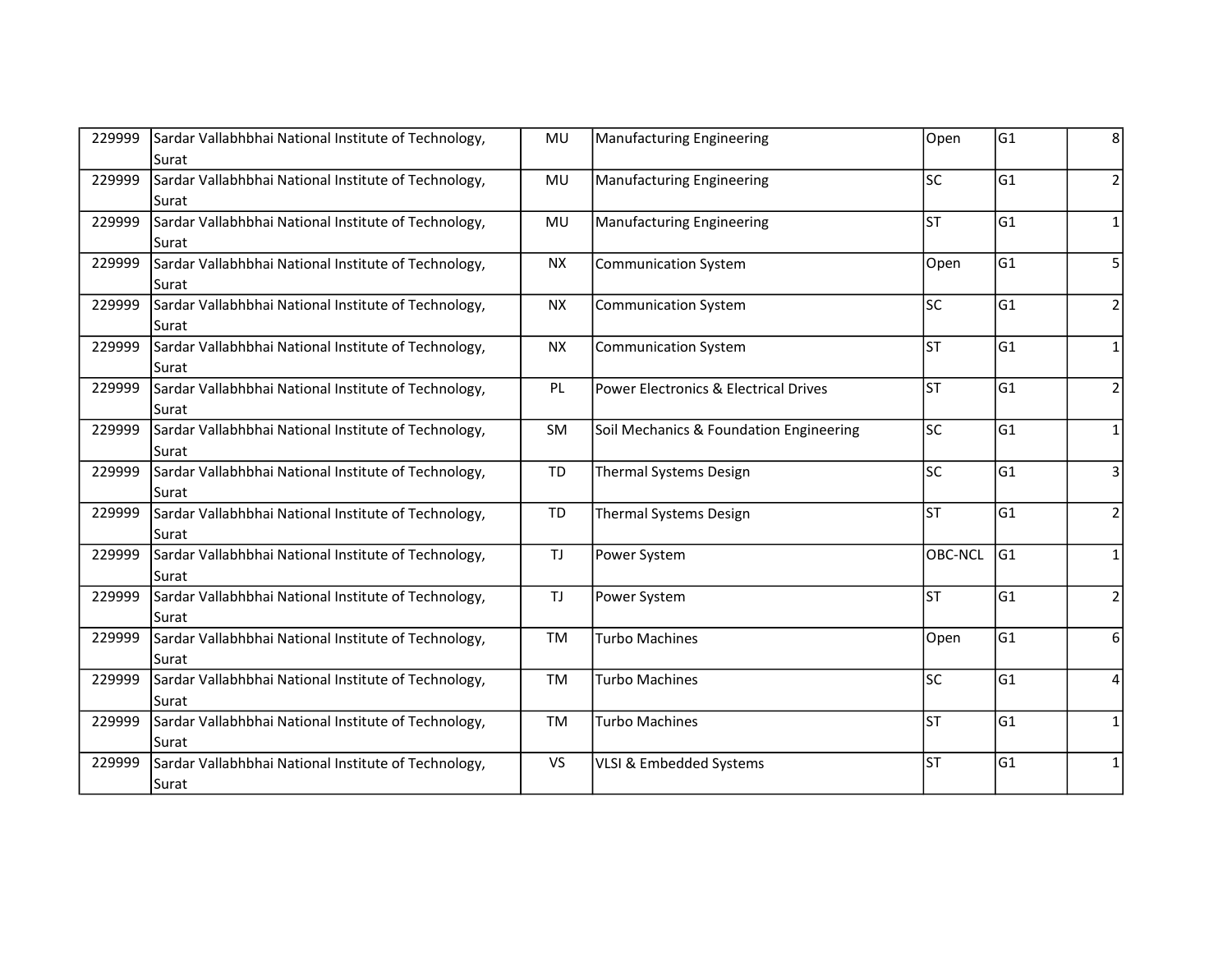| | | | | | | |
|---|---|---|---|---|---|---|
| 229999 | Sardar Vallabhbhai National Institute of Technology, Surat | MU | Manufacturing Engineering | Open | G1 | 8 |
| 229999 | Sardar Vallabhbhai National Institute of Technology, Surat | MU | Manufacturing Engineering | SC | G1 | 2 |
| 229999 | Sardar Vallabhbhai National Institute of Technology, Surat | MU | Manufacturing Engineering | ST | G1 | 1 |
| 229999 | Sardar Vallabhbhai National Institute of Technology, Surat | NX | Communication System | Open | G1 | 5 |
| 229999 | Sardar Vallabhbhai National Institute of Technology, Surat | NX | Communication System | SC | G1 | 2 |
| 229999 | Sardar Vallabhbhai National Institute of Technology, Surat | NX | Communication System | ST | G1 | 1 |
| 229999 | Sardar Vallabhbhai National Institute of Technology, Surat | PL | Power Electronics & Electrical Drives | ST | G1 | 2 |
| 229999 | Sardar Vallabhbhai National Institute of Technology, Surat | SM | Soil Mechanics & Foundation Engineering | SC | G1 | 1 |
| 229999 | Sardar Vallabhbhai National Institute of Technology, Surat | TD | Thermal Systems Design | SC | G1 | 3 |
| 229999 | Sardar Vallabhbhai National Institute of Technology, Surat | TD | Thermal Systems Design | ST | G1 | 2 |
| 229999 | Sardar Vallabhbhai National Institute of Technology, Surat | TJ | Power System | OBC-NCL | G1 | 1 |
| 229999 | Sardar Vallabhbhai National Institute of Technology, Surat | TJ | Power System | ST | G1 | 2 |
| 229999 | Sardar Vallabhbhai National Institute of Technology, Surat | TM | Turbo Machines | Open | G1 | 6 |
| 229999 | Sardar Vallabhbhai National Institute of Technology, Surat | TM | Turbo Machines | SC | G1 | 4 |
| 229999 | Sardar Vallabhbhai National Institute of Technology, Surat | TM | Turbo Machines | ST | G1 | 1 |
| 229999 | Sardar Vallabhbhai National Institute of Technology, Surat | VS | VLSI & Embedded Systems | ST | G1 | 1 |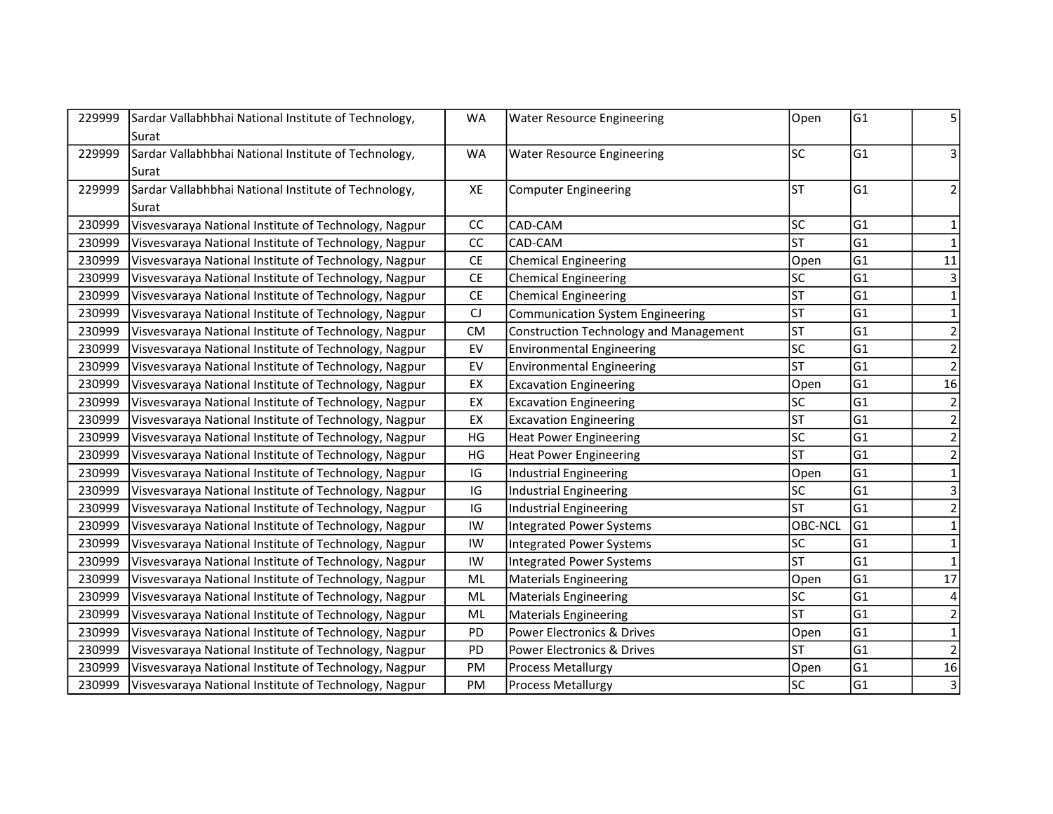| | | | | | | |
|---|---|---|---|---|---|---|
| 229999 | Sardar Vallabhbhai National Institute of Technology, Surat | WA | Water Resource Engineering | Open | G1 | 5 |
| 229999 | Sardar Vallabhbhai National Institute of Technology, Surat | WA | Water Resource Engineering | SC | G1 | 3 |
| 229999 | Sardar Vallabhbhai National Institute of Technology, Surat | XE | Computer Engineering | ST | G1 | 2 |
| 230999 | Visvesvaraya National Institute of Technology, Nagpur | CC | CAD-CAM | SC | G1 | 1 |
| 230999 | Visvesvaraya National Institute of Technology, Nagpur | CC | CAD-CAM | ST | G1 | 1 |
| 230999 | Visvesvaraya National Institute of Technology, Nagpur | CE | Chemical Engineering | Open | G1 | 11 |
| 230999 | Visvesvaraya National Institute of Technology, Nagpur | CE | Chemical Engineering | SC | G1 | 3 |
| 230999 | Visvesvaraya National Institute of Technology, Nagpur | CE | Chemical Engineering | ST | G1 | 1 |
| 230999 | Visvesvaraya National Institute of Technology, Nagpur | CJ | Communication System Engineering | ST | G1 | 1 |
| 230999 | Visvesvaraya National Institute of Technology, Nagpur | CM | Construction Technology and Management | ST | G1 | 2 |
| 230999 | Visvesvaraya National Institute of Technology, Nagpur | EV | Environmental Engineering | SC | G1 | 2 |
| 230999 | Visvesvaraya National Institute of Technology, Nagpur | EV | Environmental Engineering | ST | G1 | 2 |
| 230999 | Visvesvaraya National Institute of Technology, Nagpur | EX | Excavation Engineering | Open | G1 | 16 |
| 230999 | Visvesvaraya National Institute of Technology, Nagpur | EX | Excavation Engineering | SC | G1 | 2 |
| 230999 | Visvesvaraya National Institute of Technology, Nagpur | EX | Excavation Engineering | ST | G1 | 2 |
| 230999 | Visvesvaraya National Institute of Technology, Nagpur | HG | Heat Power Engineering | SC | G1 | 2 |
| 230999 | Visvesvaraya National Institute of Technology, Nagpur | HG | Heat Power Engineering | ST | G1 | 2 |
| 230999 | Visvesvaraya National Institute of Technology, Nagpur | IG | Industrial Engineering | Open | G1 | 1 |
| 230999 | Visvesvaraya National Institute of Technology, Nagpur | IG | Industrial Engineering | SC | G1 | 3 |
| 230999 | Visvesvaraya National Institute of Technology, Nagpur | IG | Industrial Engineering | ST | G1 | 2 |
| 230999 | Visvesvaraya National Institute of Technology, Nagpur | IW | Integrated Power Systems | OBC-NCL | G1 | 1 |
| 230999 | Visvesvaraya National Institute of Technology, Nagpur | IW | Integrated Power Systems | SC | G1 | 1 |
| 230999 | Visvesvaraya National Institute of Technology, Nagpur | IW | Integrated Power Systems | ST | G1 | 1 |
| 230999 | Visvesvaraya National Institute of Technology, Nagpur | ML | Materials Engineering | Open | G1 | 17 |
| 230999 | Visvesvaraya National Institute of Technology, Nagpur | ML | Materials Engineering | SC | G1 | 4 |
| 230999 | Visvesvaraya National Institute of Technology, Nagpur | ML | Materials Engineering | ST | G1 | 2 |
| 230999 | Visvesvaraya National Institute of Technology, Nagpur | PD | Power Electronics & Drives | Open | G1 | 1 |
| 230999 | Visvesvaraya National Institute of Technology, Nagpur | PD | Power Electronics & Drives | ST | G1 | 2 |
| 230999 | Visvesvaraya National Institute of Technology, Nagpur | PM | Process Metallurgy | Open | G1 | 16 |
| 230999 | Visvesvaraya National Institute of Technology, Nagpur | PM | Process Metallurgy | SC | G1 | 3 |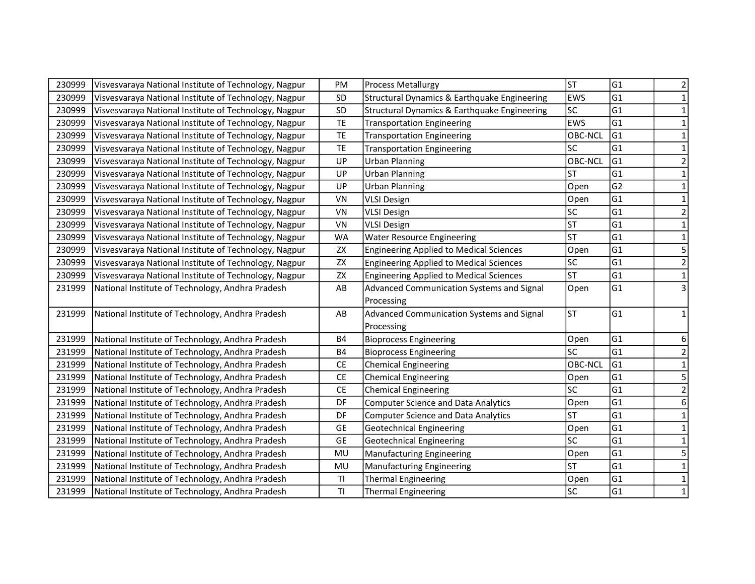| | | | | | | |
|---|---|---|---|---|---|---|
| 230999 | Visvesvaraya National Institute of Technology, Nagpur | PM | Process Metallurgy | ST | G1 | 2 |
| 230999 | Visvesvaraya National Institute of Technology, Nagpur | SD | Structural Dynamics & Earthquake Engineering | EWS | G1 | 1 |
| 230999 | Visvesvaraya National Institute of Technology, Nagpur | SD | Structural Dynamics & Earthquake Engineering | SC | G1 | 1 |
| 230999 | Visvesvaraya National Institute of Technology, Nagpur | TE | Transportation Engineering | EWS | G1 | 1 |
| 230999 | Visvesvaraya National Institute of Technology, Nagpur | TE | Transportation Engineering | OBC-NCL | G1 | 1 |
| 230999 | Visvesvaraya National Institute of Technology, Nagpur | TE | Transportation Engineering | SC | G1 | 1 |
| 230999 | Visvesvaraya National Institute of Technology, Nagpur | UP | Urban Planning | OBC-NCL | G1 | 2 |
| 230999 | Visvesvaraya National Institute of Technology, Nagpur | UP | Urban Planning | ST | G1 | 1 |
| 230999 | Visvesvaraya National Institute of Technology, Nagpur | UP | Urban Planning | Open | G2 | 1 |
| 230999 | Visvesvaraya National Institute of Technology, Nagpur | VN | VLSI Design | Open | G1 | 1 |
| 230999 | Visvesvaraya National Institute of Technology, Nagpur | VN | VLSI Design | SC | G1 | 2 |
| 230999 | Visvesvaraya National Institute of Technology, Nagpur | VN | VLSI Design | ST | G1 | 1 |
| 230999 | Visvesvaraya National Institute of Technology, Nagpur | WA | Water Resource Engineering | ST | G1 | 1 |
| 230999 | Visvesvaraya National Institute of Technology, Nagpur | ZX | Engineering Applied to Medical Sciences | Open | G1 | 5 |
| 230999 | Visvesvaraya National Institute of Technology, Nagpur | ZX | Engineering Applied to Medical Sciences | SC | G1 | 2 |
| 230999 | Visvesvaraya National Institute of Technology, Nagpur | ZX | Engineering Applied to Medical Sciences | ST | G1 | 1 |
| 231999 | National Institute of Technology, Andhra Pradesh | AB | Advanced Communication Systems and Signal Processing | Open | G1 | 3 |
| 231999 | National Institute of Technology, Andhra Pradesh | AB | Advanced Communication Systems and Signal Processing | ST | G1 | 1 |
| 231999 | National Institute of Technology, Andhra Pradesh | B4 | Bioprocess Engineering | Open | G1 | 6 |
| 231999 | National Institute of Technology, Andhra Pradesh | B4 | Bioprocess Engineering | SC | G1 | 2 |
| 231999 | National Institute of Technology, Andhra Pradesh | CE | Chemical Engineering | OBC-NCL | G1 | 1 |
| 231999 | National Institute of Technology, Andhra Pradesh | CE | Chemical Engineering | Open | G1 | 5 |
| 231999 | National Institute of Technology, Andhra Pradesh | CE | Chemical Engineering | SC | G1 | 2 |
| 231999 | National Institute of Technology, Andhra Pradesh | DF | Computer Science and Data Analytics | Open | G1 | 6 |
| 231999 | National Institute of Technology, Andhra Pradesh | DF | Computer Science and Data Analytics | ST | G1 | 1 |
| 231999 | National Institute of Technology, Andhra Pradesh | GE | Geotechnical Engineering | Open | G1 | 1 |
| 231999 | National Institute of Technology, Andhra Pradesh | GE | Geotechnical Engineering | SC | G1 | 1 |
| 231999 | National Institute of Technology, Andhra Pradesh | MU | Manufacturing Engineering | Open | G1 | 5 |
| 231999 | National Institute of Technology, Andhra Pradesh | MU | Manufacturing Engineering | ST | G1 | 1 |
| 231999 | National Institute of Technology, Andhra Pradesh | TI | Thermal Engineering | Open | G1 | 1 |
| 231999 | National Institute of Technology, Andhra Pradesh | TI | Thermal Engineering | SC | G1 | 1 |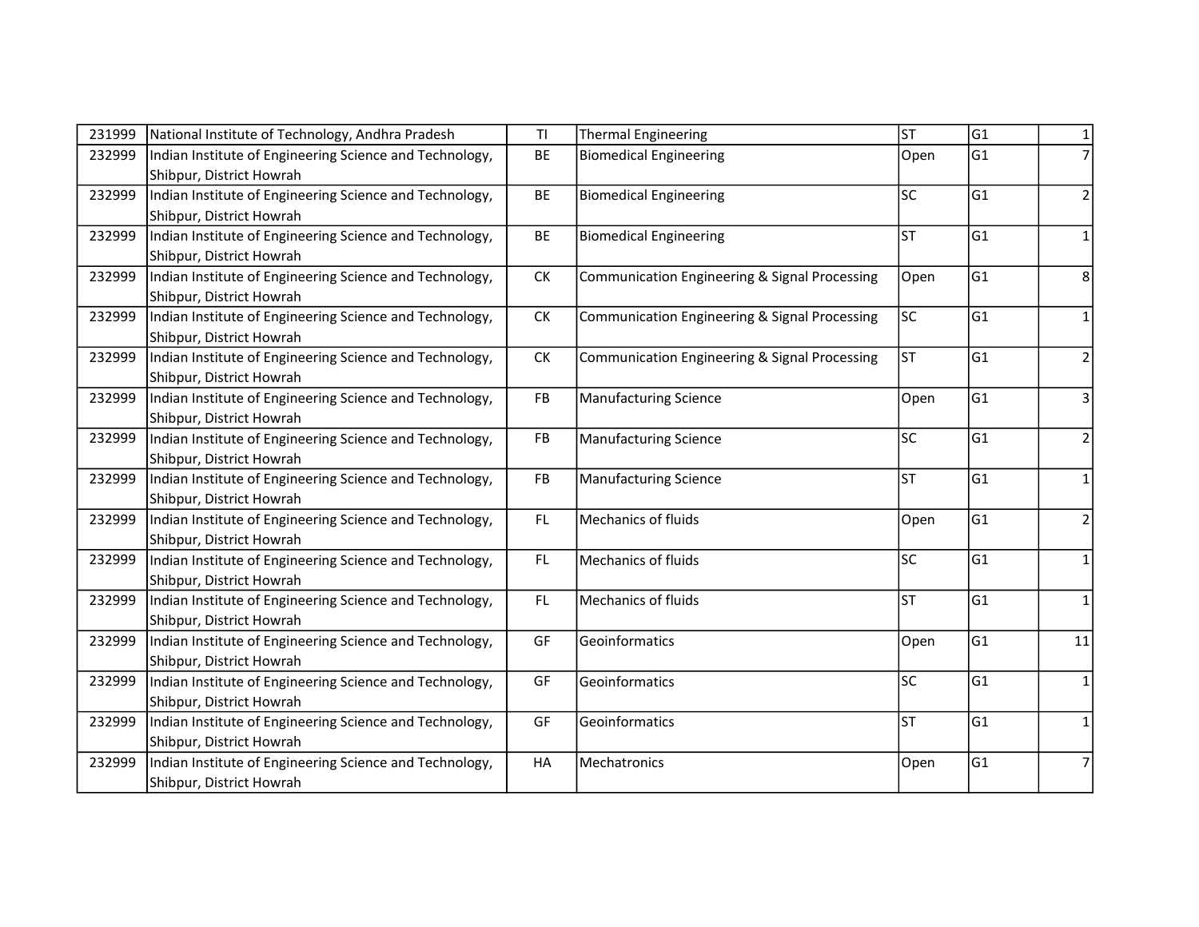| | | | | | | |
|---|---|---|---|---|---|---|
| 231999 | National Institute of Technology, Andhra Pradesh | TI | Thermal Engineering | ST | G1 | 1 |
| 232999 | Indian Institute of Engineering Science and Technology, Shibpur, District Howrah | BE | Biomedical Engineering | Open | G1 | 7 |
| 232999 | Indian Institute of Engineering Science and Technology, Shibpur, District Howrah | BE | Biomedical Engineering | SC | G1 | 2 |
| 232999 | Indian Institute of Engineering Science and Technology, Shibpur, District Howrah | BE | Biomedical Engineering | ST | G1 | 1 |
| 232999 | Indian Institute of Engineering Science and Technology, Shibpur, District Howrah | CK | Communication Engineering & Signal Processing | Open | G1 | 8 |
| 232999 | Indian Institute of Engineering Science and Technology, Shibpur, District Howrah | CK | Communication Engineering & Signal Processing | SC | G1 | 1 |
| 232999 | Indian Institute of Engineering Science and Technology, Shibpur, District Howrah | CK | Communication Engineering & Signal Processing | ST | G1 | 2 |
| 232999 | Indian Institute of Engineering Science and Technology, Shibpur, District Howrah | FB | Manufacturing Science | Open | G1 | 3 |
| 232999 | Indian Institute of Engineering Science and Technology, Shibpur, District Howrah | FB | Manufacturing Science | SC | G1 | 2 |
| 232999 | Indian Institute of Engineering Science and Technology, Shibpur, District Howrah | FB | Manufacturing Science | ST | G1 | 1 |
| 232999 | Indian Institute of Engineering Science and Technology, Shibpur, District Howrah | FL | Mechanics of fluids | Open | G1 | 2 |
| 232999 | Indian Institute of Engineering Science and Technology, Shibpur, District Howrah | FL | Mechanics of fluids | SC | G1 | 1 |
| 232999 | Indian Institute of Engineering Science and Technology, Shibpur, District Howrah | FL | Mechanics of fluids | ST | G1 | 1 |
| 232999 | Indian Institute of Engineering Science and Technology, Shibpur, District Howrah | GF | Geoinformatics | Open | G1 | 11 |
| 232999 | Indian Institute of Engineering Science and Technology, Shibpur, District Howrah | GF | Geoinformatics | SC | G1 | 1 |
| 232999 | Indian Institute of Engineering Science and Technology, Shibpur, District Howrah | GF | Geoinformatics | ST | G1 | 1 |
| 232999 | Indian Institute of Engineering Science and Technology, Shibpur, District Howrah | HA | Mechatronics | Open | G1 | 7 |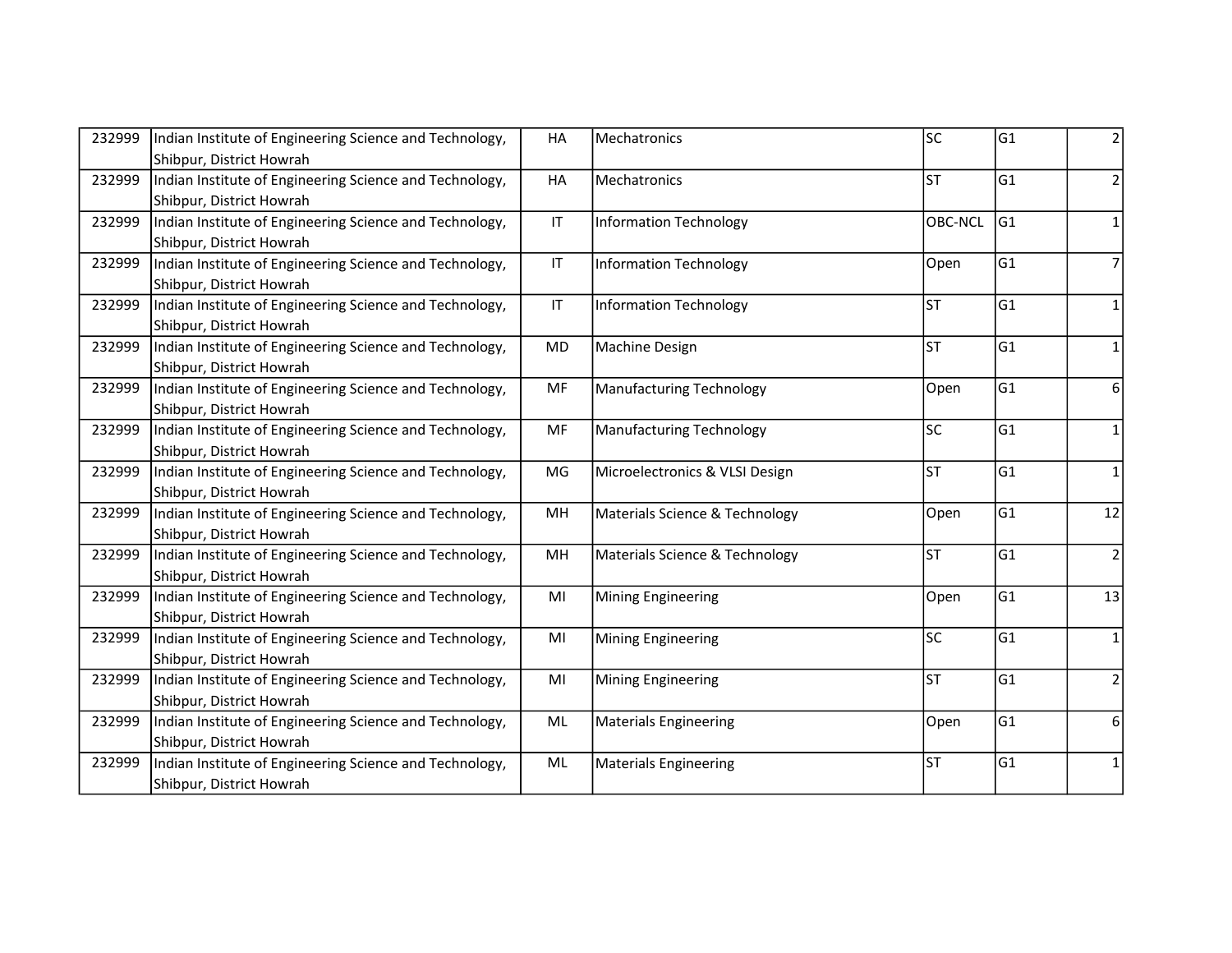| | | | | | | |
|---|---|---|---|---|---|---|
| 232999 | Indian Institute of Engineering Science and Technology, Shibpur, District Howrah | HA | Mechatronics | SC | G1 | 2 |
| 232999 | Indian Institute of Engineering Science and Technology, Shibpur, District Howrah | HA | Mechatronics | ST | G1 | 2 |
| 232999 | Indian Institute of Engineering Science and Technology, Shibpur, District Howrah | IT | Information Technology | OBC-NCL | G1 | 1 |
| 232999 | Indian Institute of Engineering Science and Technology, Shibpur, District Howrah | IT | Information Technology | Open | G1 | 7 |
| 232999 | Indian Institute of Engineering Science and Technology, Shibpur, District Howrah | IT | Information Technology | ST | G1 | 1 |
| 232999 | Indian Institute of Engineering Science and Technology, Shibpur, District Howrah | MD | Machine Design | ST | G1 | 1 |
| 232999 | Indian Institute of Engineering Science and Technology, Shibpur, District Howrah | MF | Manufacturing Technology | Open | G1 | 6 |
| 232999 | Indian Institute of Engineering Science and Technology, Shibpur, District Howrah | MF | Manufacturing Technology | SC | G1 | 1 |
| 232999 | Indian Institute of Engineering Science and Technology, Shibpur, District Howrah | MG | Microelectronics & VLSI Design | ST | G1 | 1 |
| 232999 | Indian Institute of Engineering Science and Technology, Shibpur, District Howrah | MH | Materials Science & Technology | Open | G1 | 12 |
| 232999 | Indian Institute of Engineering Science and Technology, Shibpur, District Howrah | MH | Materials Science & Technology | ST | G1 | 2 |
| 232999 | Indian Institute of Engineering Science and Technology, Shibpur, District Howrah | MI | Mining Engineering | Open | G1 | 13 |
| 232999 | Indian Institute of Engineering Science and Technology, Shibpur, District Howrah | MI | Mining Engineering | SC | G1 | 1 |
| 232999 | Indian Institute of Engineering Science and Technology, Shibpur, District Howrah | MI | Mining Engineering | ST | G1 | 2 |
| 232999 | Indian Institute of Engineering Science and Technology, Shibpur, District Howrah | ML | Materials Engineering | Open | G1 | 6 |
| 232999 | Indian Institute of Engineering Science and Technology, Shibpur, District Howrah | ML | Materials Engineering | ST | G1 | 1 |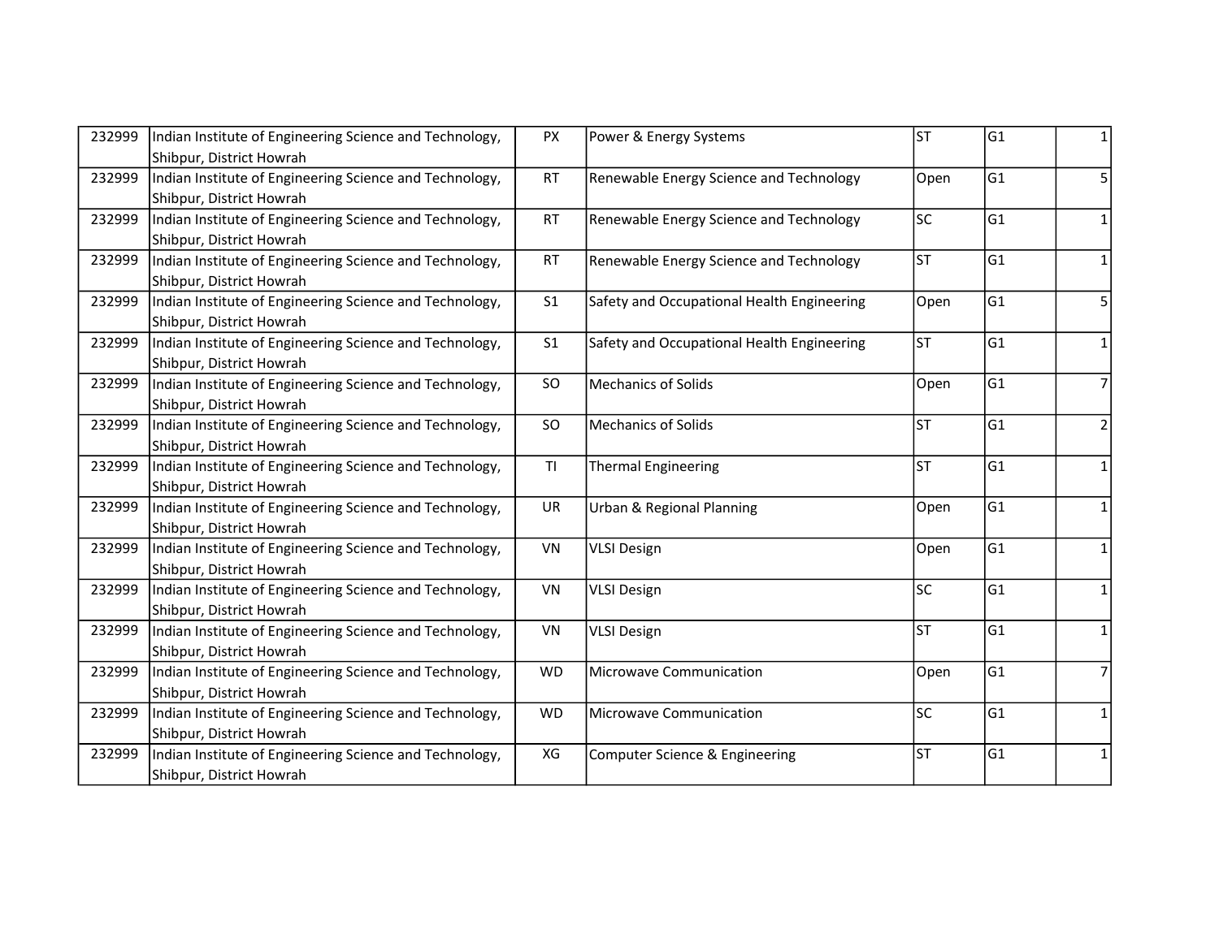| | | | | | | |
|---|---|---|---|---|---|---|
| 232999 | Indian Institute of Engineering Science and Technology, Shibpur, District Howrah | PX | Power & Energy Systems | ST | G1 | 1 |
| 232999 | Indian Institute of Engineering Science and Technology, Shibpur, District Howrah | RT | Renewable Energy Science and Technology | Open | G1 | 5 |
| 232999 | Indian Institute of Engineering Science and Technology, Shibpur, District Howrah | RT | Renewable Energy Science and Technology | SC | G1 | 1 |
| 232999 | Indian Institute of Engineering Science and Technology, Shibpur, District Howrah | RT | Renewable Energy Science and Technology | ST | G1 | 1 |
| 232999 | Indian Institute of Engineering Science and Technology, Shibpur, District Howrah | S1 | Safety and Occupational Health Engineering | Open | G1 | 5 |
| 232999 | Indian Institute of Engineering Science and Technology, Shibpur, District Howrah | S1 | Safety and Occupational Health Engineering | ST | G1 | 1 |
| 232999 | Indian Institute of Engineering Science and Technology, Shibpur, District Howrah | SO | Mechanics of Solids | Open | G1 | 7 |
| 232999 | Indian Institute of Engineering Science and Technology, Shibpur, District Howrah | SO | Mechanics of Solids | ST | G1 | 2 |
| 232999 | Indian Institute of Engineering Science and Technology, Shibpur, District Howrah | TI | Thermal Engineering | ST | G1 | 1 |
| 232999 | Indian Institute of Engineering Science and Technology, Shibpur, District Howrah | UR | Urban & Regional Planning | Open | G1 | 1 |
| 232999 | Indian Institute of Engineering Science and Technology, Shibpur, District Howrah | VN | VLSI Design | Open | G1 | 1 |
| 232999 | Indian Institute of Engineering Science and Technology, Shibpur, District Howrah | VN | VLSI Design | SC | G1 | 1 |
| 232999 | Indian Institute of Engineering Science and Technology, Shibpur, District Howrah | VN | VLSI Design | ST | G1 | 1 |
| 232999 | Indian Institute of Engineering Science and Technology, Shibpur, District Howrah | WD | Microwave Communication | Open | G1 | 7 |
| 232999 | Indian Institute of Engineering Science and Technology, Shibpur, District Howrah | WD | Microwave Communication | SC | G1 | 1 |
| 232999 | Indian Institute of Engineering Science and Technology, Shibpur, District Howrah | XG | Computer Science & Engineering | ST | G1 | 1 |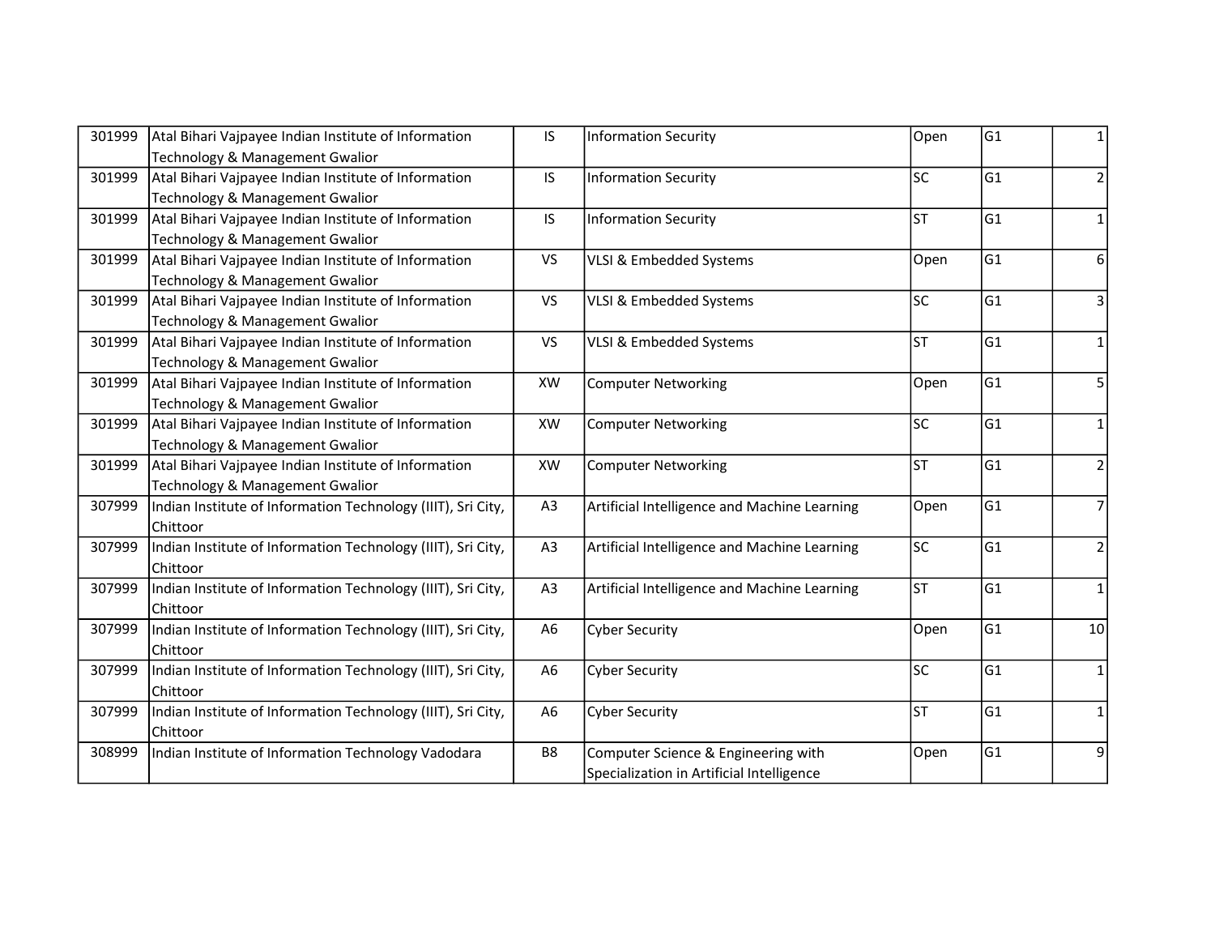| | | | | | | |
|---|---|---|---|---|---|---|
| 301999 | Atal Bihari Vajpayee Indian Institute of Information Technology & Management Gwalior | IS | Information Security | Open | G1 | 1 |
| 301999 | Atal Bihari Vajpayee Indian Institute of Information Technology & Management Gwalior | IS | Information Security | SC | G1 | 2 |
| 301999 | Atal Bihari Vajpayee Indian Institute of Information Technology & Management Gwalior | IS | Information Security | ST | G1 | 1 |
| 301999 | Atal Bihari Vajpayee Indian Institute of Information Technology & Management Gwalior | VS | VLSI & Embedded Systems | Open | G1 | 6 |
| 301999 | Atal Bihari Vajpayee Indian Institute of Information Technology & Management Gwalior | VS | VLSI & Embedded Systems | SC | G1 | 3 |
| 301999 | Atal Bihari Vajpayee Indian Institute of Information Technology & Management Gwalior | VS | VLSI & Embedded Systems | ST | G1 | 1 |
| 301999 | Atal Bihari Vajpayee Indian Institute of Information Technology & Management Gwalior | XW | Computer Networking | Open | G1 | 5 |
| 301999 | Atal Bihari Vajpayee Indian Institute of Information Technology & Management Gwalior | XW | Computer Networking | SC | G1 | 1 |
| 301999 | Atal Bihari Vajpayee Indian Institute of Information Technology & Management Gwalior | XW | Computer Networking | ST | G1 | 2 |
| 307999 | Indian Institute of Information Technology (IIIT), Sri City, Chittoor | A3 | Artificial Intelligence and Machine Learning | Open | G1 | 7 |
| 307999 | Indian Institute of Information Technology (IIIT), Sri City, Chittoor | A3 | Artificial Intelligence and Machine Learning | SC | G1 | 2 |
| 307999 | Indian Institute of Information Technology (IIIT), Sri City, Chittoor | A3 | Artificial Intelligence and Machine Learning | ST | G1 | 1 |
| 307999 | Indian Institute of Information Technology (IIIT), Sri City, Chittoor | A6 | Cyber Security | Open | G1 | 10 |
| 307999 | Indian Institute of Information Technology (IIIT), Sri City, Chittoor | A6 | Cyber Security | SC | G1 | 1 |
| 307999 | Indian Institute of Information Technology (IIIT), Sri City, Chittoor | A6 | Cyber Security | ST | G1 | 1 |
| 308999 | Indian Institute of Information Technology Vadodara | B8 | Computer Science & Engineering with Specialization in Artificial Intelligence | Open | G1 | 9 |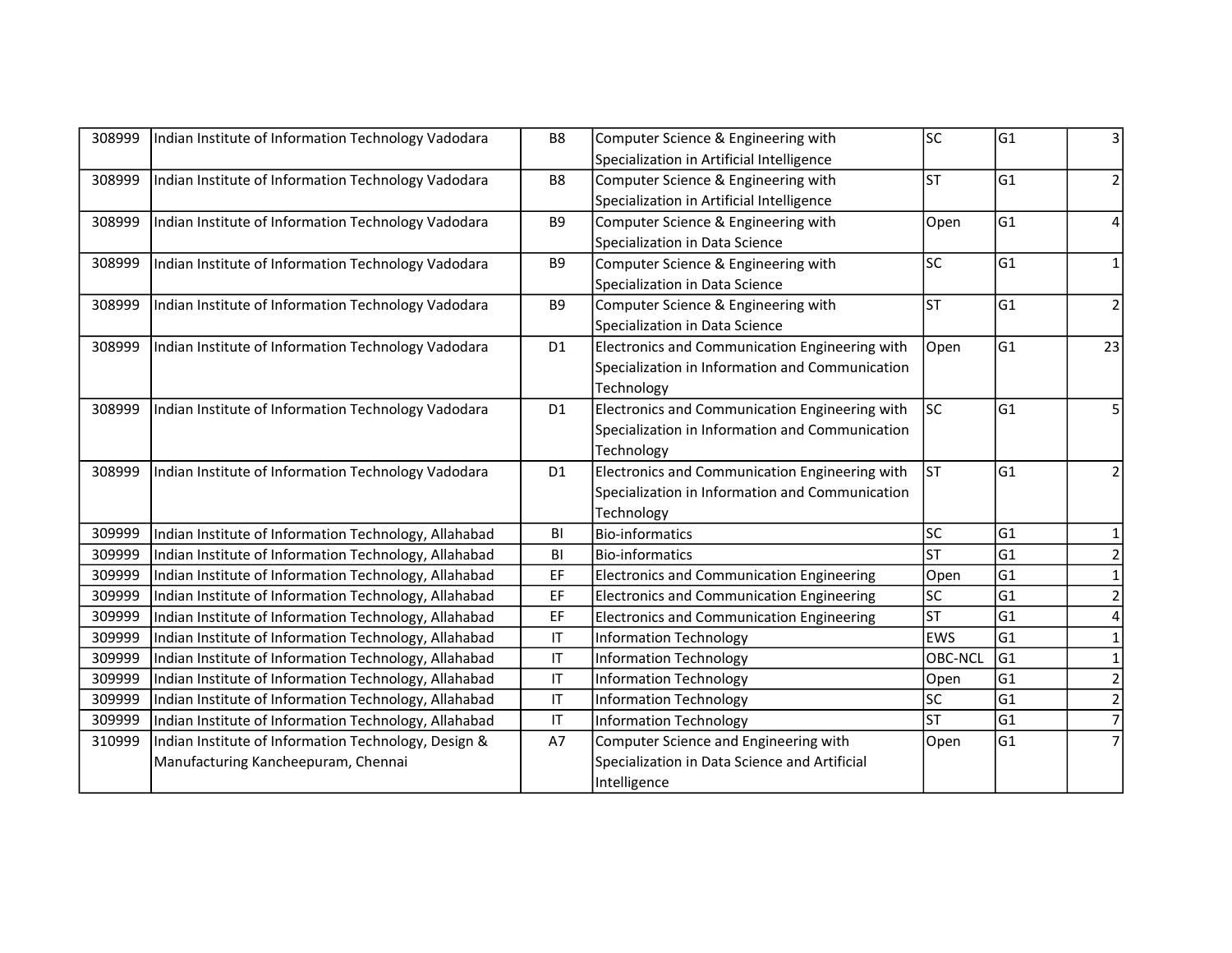| | | | | | | |
|---|---|---|---|---|---|---|
| 308999 | Indian Institute of Information Technology Vadodara | B8 | Computer Science & Engineering with Specialization in Artificial Intelligence | SC | G1 | 3 |
| 308999 | Indian Institute of Information Technology Vadodara | B8 | Computer Science & Engineering with Specialization in Artificial Intelligence | ST | G1 | 2 |
| 308999 | Indian Institute of Information Technology Vadodara | B9 | Computer Science & Engineering with Specialization in Data Science | Open | G1 | 4 |
| 308999 | Indian Institute of Information Technology Vadodara | B9 | Computer Science & Engineering with Specialization in Data Science | SC | G1 | 1 |
| 308999 | Indian Institute of Information Technology Vadodara | B9 | Computer Science & Engineering with Specialization in Data Science | ST | G1 | 2 |
| 308999 | Indian Institute of Information Technology Vadodara | D1 | Electronics and Communication Engineering with Specialization in Information and Communication Technology | Open | G1 | 23 |
| 308999 | Indian Institute of Information Technology Vadodara | D1 | Electronics and Communication Engineering with Specialization in Information and Communication Technology | SC | G1 | 5 |
| 308999 | Indian Institute of Information Technology Vadodara | D1 | Electronics and Communication Engineering with Specialization in Information and Communication Technology | ST | G1 | 2 |
| 309999 | Indian Institute of Information Technology, Allahabad | BI | Bio-informatics | SC | G1 | 1 |
| 309999 | Indian Institute of Information Technology, Allahabad | BI | Bio-informatics | ST | G1 | 2 |
| 309999 | Indian Institute of Information Technology, Allahabad | EF | Electronics and Communication Engineering | Open | G1 | 1 |
| 309999 | Indian Institute of Information Technology, Allahabad | EF | Electronics and Communication Engineering | SC | G1 | 2 |
| 309999 | Indian Institute of Information Technology, Allahabad | EF | Electronics and Communication Engineering | ST | G1 | 4 |
| 309999 | Indian Institute of Information Technology, Allahabad | IT | Information Technology | EWS | G1 | 1 |
| 309999 | Indian Institute of Information Technology, Allahabad | IT | Information Technology | OBC-NCL | G1 | 1 |
| 309999 | Indian Institute of Information Technology, Allahabad | IT | Information Technology | Open | G1 | 2 |
| 309999 | Indian Institute of Information Technology, Allahabad | IT | Information Technology | SC | G1 | 2 |
| 309999 | Indian Institute of Information Technology, Allahabad | IT | Information Technology | ST | G1 | 7 |
| 310999 | Indian Institute of Information Technology, Design & Manufacturing Kancheepuram, Chennai | A7 | Computer Science and Engineering with Specialization in Data Science and Artificial Intelligence | Open | G1 | 7 |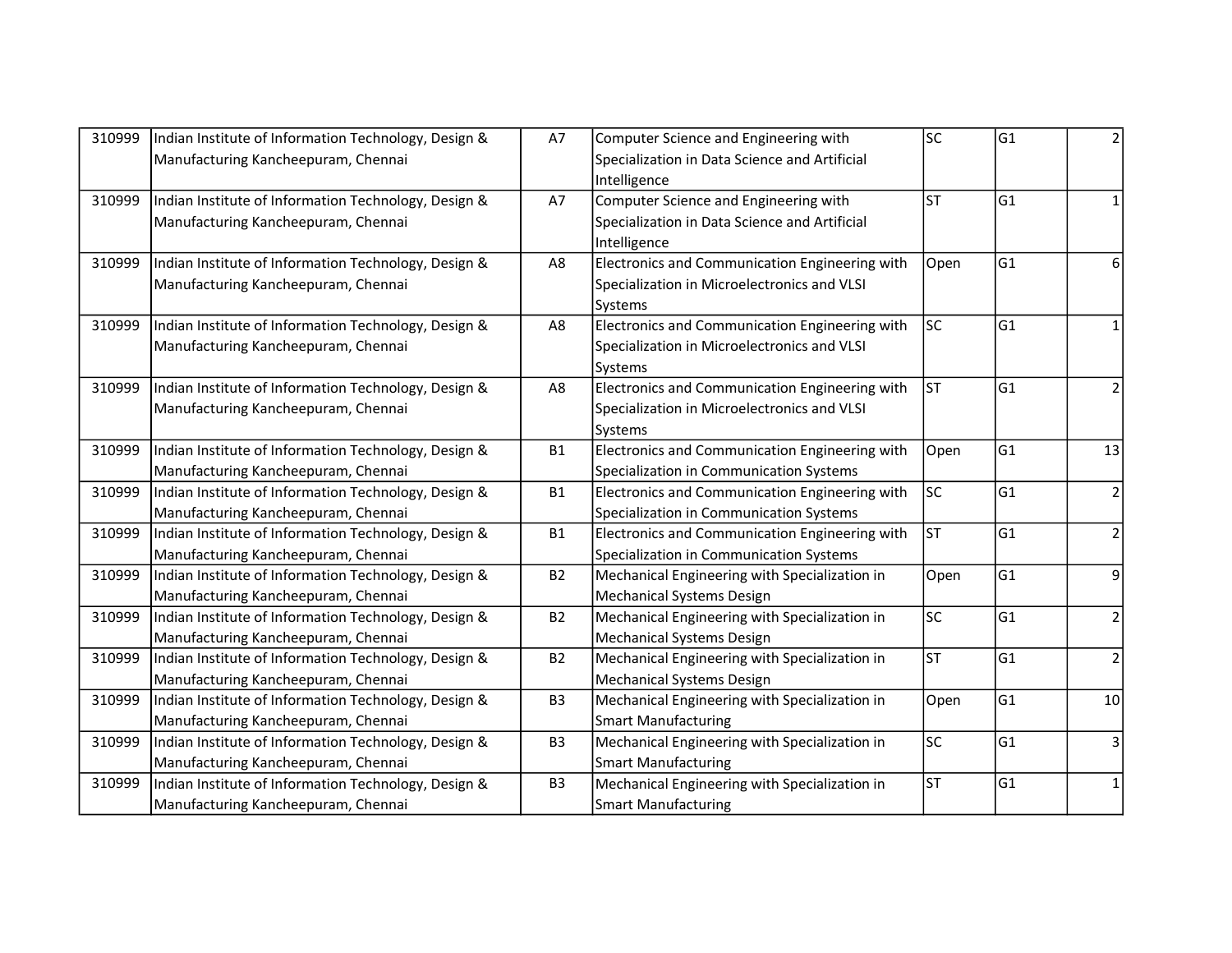| | | | | | | |
|---|---|---|---|---|---|---|
| 310999 | Indian Institute of Information Technology, Design & Manufacturing Kancheepuram, Chennai | A7 | Computer Science and Engineering with Specialization in Data Science and Artificial Intelligence | SC | G1 | 2 |
| 310999 | Indian Institute of Information Technology, Design & Manufacturing Kancheepuram, Chennai | A7 | Computer Science and Engineering with Specialization in Data Science and Artificial Intelligence | ST | G1 | 1 |
| 310999 | Indian Institute of Information Technology, Design & Manufacturing Kancheepuram, Chennai | A8 | Electronics and Communication Engineering with Specialization in Microelectronics and VLSI Systems | Open | G1 | 6 |
| 310999 | Indian Institute of Information Technology, Design & Manufacturing Kancheepuram, Chennai | A8 | Electronics and Communication Engineering with Specialization in Microelectronics and VLSI Systems | SC | G1 | 1 |
| 310999 | Indian Institute of Information Technology, Design & Manufacturing Kancheepuram, Chennai | A8 | Electronics and Communication Engineering with Specialization in Microelectronics and VLSI Systems | ST | G1 | 2 |
| 310999 | Indian Institute of Information Technology, Design & Manufacturing Kancheepuram, Chennai | B1 | Electronics and Communication Engineering with Specialization in Communication Systems | Open | G1 | 13 |
| 310999 | Indian Institute of Information Technology, Design & Manufacturing Kancheepuram, Chennai | B1 | Electronics and Communication Engineering with Specialization in Communication Systems | SC | G1 | 2 |
| 310999 | Indian Institute of Information Technology, Design & Manufacturing Kancheepuram, Chennai | B1 | Electronics and Communication Engineering with Specialization in Communication Systems | ST | G1 | 2 |
| 310999 | Indian Institute of Information Technology, Design & Manufacturing Kancheepuram, Chennai | B2 | Mechanical Engineering with Specialization in Mechanical Systems Design | Open | G1 | 9 |
| 310999 | Indian Institute of Information Technology, Design & Manufacturing Kancheepuram, Chennai | B2 | Mechanical Engineering with Specialization in Mechanical Systems Design | SC | G1 | 2 |
| 310999 | Indian Institute of Information Technology, Design & Manufacturing Kancheepuram, Chennai | B2 | Mechanical Engineering with Specialization in Mechanical Systems Design | ST | G1 | 2 |
| 310999 | Indian Institute of Information Technology, Design & Manufacturing Kancheepuram, Chennai | B3 | Mechanical Engineering with Specialization in Smart Manufacturing | Open | G1 | 10 |
| 310999 | Indian Institute of Information Technology, Design & Manufacturing Kancheepuram, Chennai | B3 | Mechanical Engineering with Specialization in Smart Manufacturing | SC | G1 | 3 |
| 310999 | Indian Institute of Information Technology, Design & Manufacturing Kancheepuram, Chennai | B3 | Mechanical Engineering with Specialization in Smart Manufacturing | ST | G1 | 1 |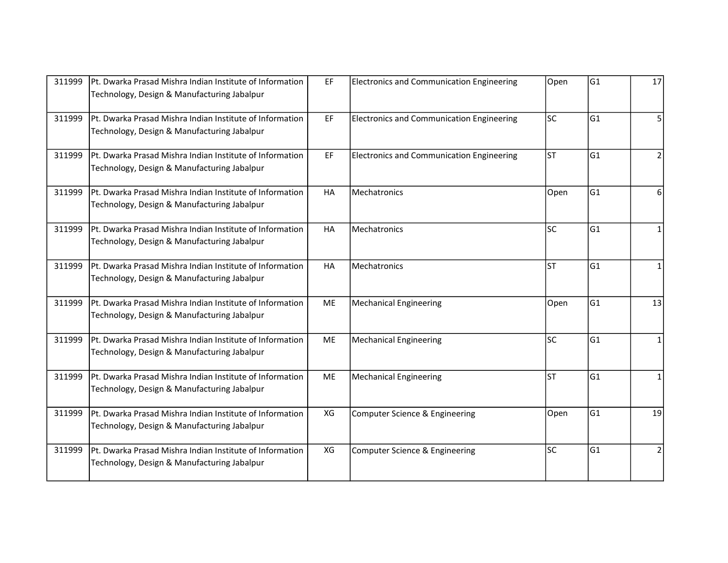| 311999 | Pt. Dwarka Prasad Mishra Indian Institute of Information Technology, Design & Manufacturing Jabalpur | EF | Electronics and Communication Engineering | Open | G1 | 17 |
|---|---|---|---|---|---|---|
| 311999 | Pt. Dwarka Prasad Mishra Indian Institute of Information Technology, Design & Manufacturing Jabalpur | EF | Electronics and Communication Engineering | SC | G1 | 5 |
| 311999 | Pt. Dwarka Prasad Mishra Indian Institute of Information Technology, Design & Manufacturing Jabalpur | EF | Electronics and Communication Engineering | ST | G1 | 2 |
| 311999 | Pt. Dwarka Prasad Mishra Indian Institute of Information Technology, Design & Manufacturing Jabalpur | HA | Mechatronics | Open | G1 | 6 |
| 311999 | Pt. Dwarka Prasad Mishra Indian Institute of Information Technology, Design & Manufacturing Jabalpur | HA | Mechatronics | SC | G1 | 1 |
| 311999 | Pt. Dwarka Prasad Mishra Indian Institute of Information Technology, Design & Manufacturing Jabalpur | HA | Mechatronics | ST | G1 | 1 |
| 311999 | Pt. Dwarka Prasad Mishra Indian Institute of Information Technology, Design & Manufacturing Jabalpur | ME | Mechanical Engineering | Open | G1 | 13 |
| 311999 | Pt. Dwarka Prasad Mishra Indian Institute of Information Technology, Design & Manufacturing Jabalpur | ME | Mechanical Engineering | SC | G1 | 1 |
| 311999 | Pt. Dwarka Prasad Mishra Indian Institute of Information Technology, Design & Manufacturing Jabalpur | ME | Mechanical Engineering | ST | G1 | 1 |
| 311999 | Pt. Dwarka Prasad Mishra Indian Institute of Information Technology, Design & Manufacturing Jabalpur | XG | Computer Science & Engineering | Open | G1 | 19 |
| 311999 | Pt. Dwarka Prasad Mishra Indian Institute of Information Technology, Design & Manufacturing Jabalpur | XG | Computer Science & Engineering | SC | G1 | 2 |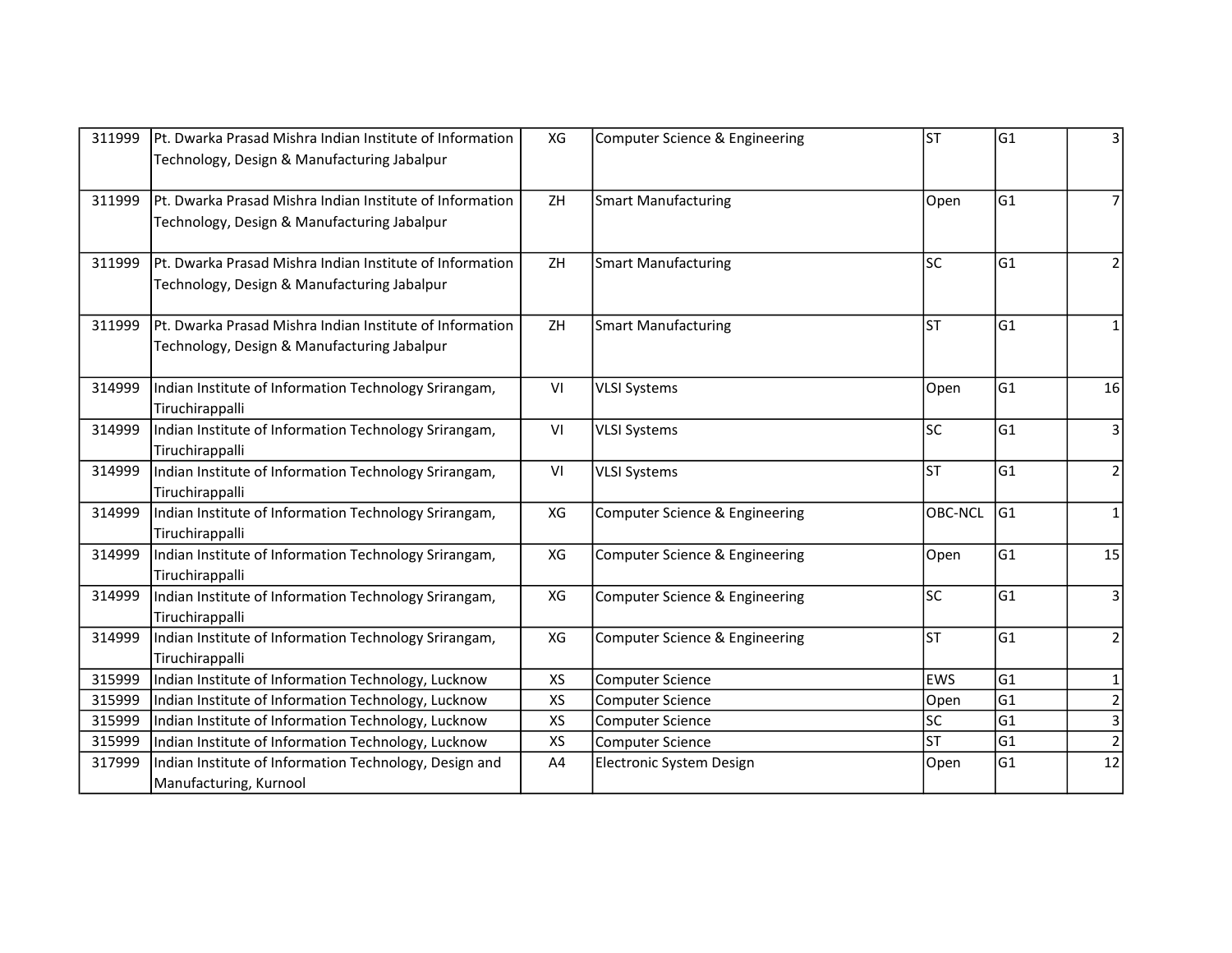| | | | | | | |
|---|---|---|---|---|---|---|
| 311999 | Pt. Dwarka Prasad Mishra Indian Institute of Information Technology, Design & Manufacturing Jabalpur | XG | Computer Science & Engineering | ST | G1 | 3 |
| 311999 | Pt. Dwarka Prasad Mishra Indian Institute of Information Technology, Design & Manufacturing Jabalpur | ZH | Smart Manufacturing | Open | G1 | 7 |
| 311999 | Pt. Dwarka Prasad Mishra Indian Institute of Information Technology, Design & Manufacturing Jabalpur | ZH | Smart Manufacturing | SC | G1 | 2 |
| 311999 | Pt. Dwarka Prasad Mishra Indian Institute of Information Technology, Design & Manufacturing Jabalpur | ZH | Smart Manufacturing | ST | G1 | 1 |
| 314999 | Indian Institute of Information Technology Srirangam, Tiruchirappalli | VI | VLSI Systems | Open | G1 | 16 |
| 314999 | Indian Institute of Information Technology Srirangam, Tiruchirappalli | VI | VLSI Systems | SC | G1 | 3 |
| 314999 | Indian Institute of Information Technology Srirangam, Tiruchirappalli | VI | VLSI Systems | ST | G1 | 2 |
| 314999 | Indian Institute of Information Technology Srirangam, Tiruchirappalli | XG | Computer Science & Engineering | OBC-NCL | G1 | 1 |
| 314999 | Indian Institute of Information Technology Srirangam, Tiruchirappalli | XG | Computer Science & Engineering | Open | G1 | 15 |
| 314999 | Indian Institute of Information Technology Srirangam, Tiruchirappalli | XG | Computer Science & Engineering | SC | G1 | 3 |
| 314999 | Indian Institute of Information Technology Srirangam, Tiruchirappalli | XG | Computer Science & Engineering | ST | G1 | 2 |
| 315999 | Indian Institute of Information Technology, Lucknow | XS | Computer Science | EWS | G1 | 1 |
| 315999 | Indian Institute of Information Technology, Lucknow | XS | Computer Science | Open | G1 | 2 |
| 315999 | Indian Institute of Information Technology, Lucknow | XS | Computer Science | SC | G1 | 3 |
| 315999 | Indian Institute of Information Technology, Lucknow | XS | Computer Science | ST | G1 | 2 |
| 317999 | Indian Institute of Information Technology, Design and Manufacturing, Kurnool | A4 | Electronic System Design | Open | G1 | 12 |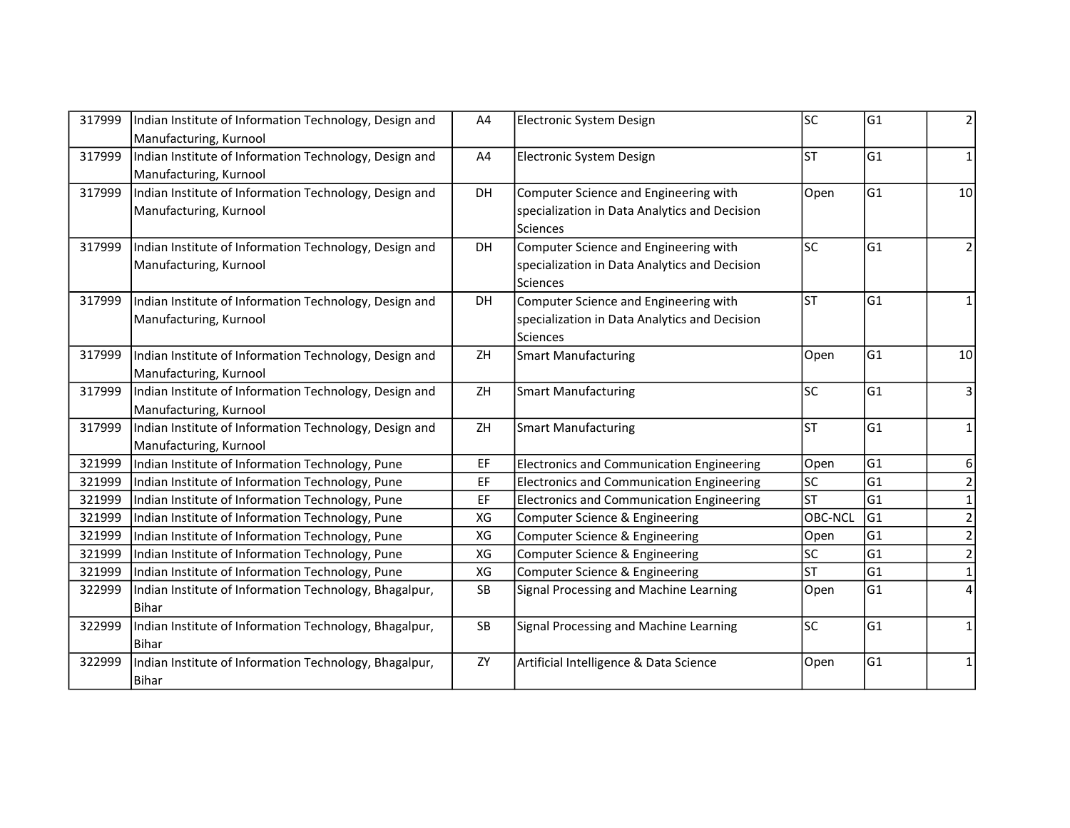| | | | | | | |
|---|---|---|---|---|---|---|
| 317999 | Indian Institute of Information Technology, Design and Manufacturing, Kurnool | A4 | Electronic System Design | SC | G1 | 2 |
| 317999 | Indian Institute of Information Technology, Design and Manufacturing, Kurnool | A4 | Electronic System Design | ST | G1 | 1 |
| 317999 | Indian Institute of Information Technology, Design and Manufacturing, Kurnool | DH | Computer Science and Engineering with specialization in Data Analytics and Decision Sciences | Open | G1 | 10 |
| 317999 | Indian Institute of Information Technology, Design and Manufacturing, Kurnool | DH | Computer Science and Engineering with specialization in Data Analytics and Decision Sciences | SC | G1 | 2 |
| 317999 | Indian Institute of Information Technology, Design and Manufacturing, Kurnool | DH | Computer Science and Engineering with specialization in Data Analytics and Decision Sciences | ST | G1 | 1 |
| 317999 | Indian Institute of Information Technology, Design and Manufacturing, Kurnool | ZH | Smart Manufacturing | Open | G1 | 10 |
| 317999 | Indian Institute of Information Technology, Design and Manufacturing, Kurnool | ZH | Smart Manufacturing | SC | G1 | 3 |
| 317999 | Indian Institute of Information Technology, Design and Manufacturing, Kurnool | ZH | Smart Manufacturing | ST | G1 | 1 |
| 321999 | Indian Institute of Information Technology, Pune | EF | Electronics and Communication Engineering | Open | G1 | 6 |
| 321999 | Indian Institute of Information Technology, Pune | EF | Electronics and Communication Engineering | SC | G1 | 2 |
| 321999 | Indian Institute of Information Technology, Pune | EF | Electronics and Communication Engineering | ST | G1 | 1 |
| 321999 | Indian Institute of Information Technology, Pune | XG | Computer Science & Engineering | OBC-NCL | G1 | 2 |
| 321999 | Indian Institute of Information Technology, Pune | XG | Computer Science & Engineering | Open | G1 | 2 |
| 321999 | Indian Institute of Information Technology, Pune | XG | Computer Science & Engineering | SC | G1 | 2 |
| 321999 | Indian Institute of Information Technology, Pune | XG | Computer Science & Engineering | ST | G1 | 1 |
| 322999 | Indian Institute of Information Technology, Bhagalpur, Bihar | SB | Signal Processing and Machine Learning | Open | G1 | 4 |
| 322999 | Indian Institute of Information Technology, Bhagalpur, Bihar | SB | Signal Processing and Machine Learning | SC | G1 | 1 |
| 322999 | Indian Institute of Information Technology, Bhagalpur, Bihar | ZY | Artificial Intelligence & Data Science | Open | G1 | 1 |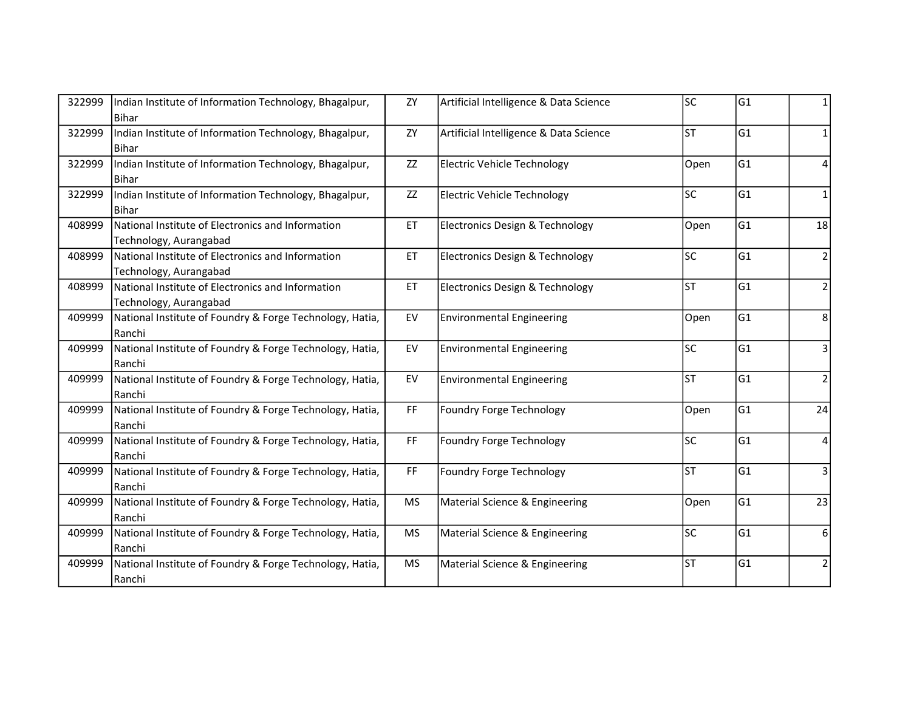| | | | | | | |
|---|---|---|---|---|---|---|
| 322999 | Indian Institute of Information Technology, Bhagalpur, Bihar | ZY | Artificial Intelligence & Data Science | SC | G1 | 1 |
| 322999 | Indian Institute of Information Technology, Bhagalpur, Bihar | ZY | Artificial Intelligence & Data Science | ST | G1 | 1 |
| 322999 | Indian Institute of Information Technology, Bhagalpur, Bihar | ZZ | Electric Vehicle Technology | Open | G1 | 4 |
| 322999 | Indian Institute of Information Technology, Bhagalpur, Bihar | ZZ | Electric Vehicle Technology | SC | G1 | 1 |
| 408999 | National Institute of Electronics and Information Technology, Aurangabad | ET | Electronics Design & Technology | Open | G1 | 18 |
| 408999 | National Institute of Electronics and Information Technology, Aurangabad | ET | Electronics Design & Technology | SC | G1 | 2 |
| 408999 | National Institute of Electronics and Information Technology, Aurangabad | ET | Electronics Design & Technology | ST | G1 | 2 |
| 409999 | National Institute of Foundry & Forge Technology, Hatia, Ranchi | EV | Environmental Engineering | Open | G1 | 8 |
| 409999 | National Institute of Foundry & Forge Technology, Hatia, Ranchi | EV | Environmental Engineering | SC | G1 | 3 |
| 409999 | National Institute of Foundry & Forge Technology, Hatia, Ranchi | EV | Environmental Engineering | ST | G1 | 2 |
| 409999 | National Institute of Foundry & Forge Technology, Hatia, Ranchi | FF | Foundry Forge Technology | Open | G1 | 24 |
| 409999 | National Institute of Foundry & Forge Technology, Hatia, Ranchi | FF | Foundry Forge Technology | SC | G1 | 4 |
| 409999 | National Institute of Foundry & Forge Technology, Hatia, Ranchi | FF | Foundry Forge Technology | ST | G1 | 3 |
| 409999 | National Institute of Foundry & Forge Technology, Hatia, Ranchi | MS | Material Science & Engineering | Open | G1 | 23 |
| 409999 | National Institute of Foundry & Forge Technology, Hatia, Ranchi | MS | Material Science & Engineering | SC | G1 | 6 |
| 409999 | National Institute of Foundry & Forge Technology, Hatia, Ranchi | MS | Material Science & Engineering | ST | G1 | 2 |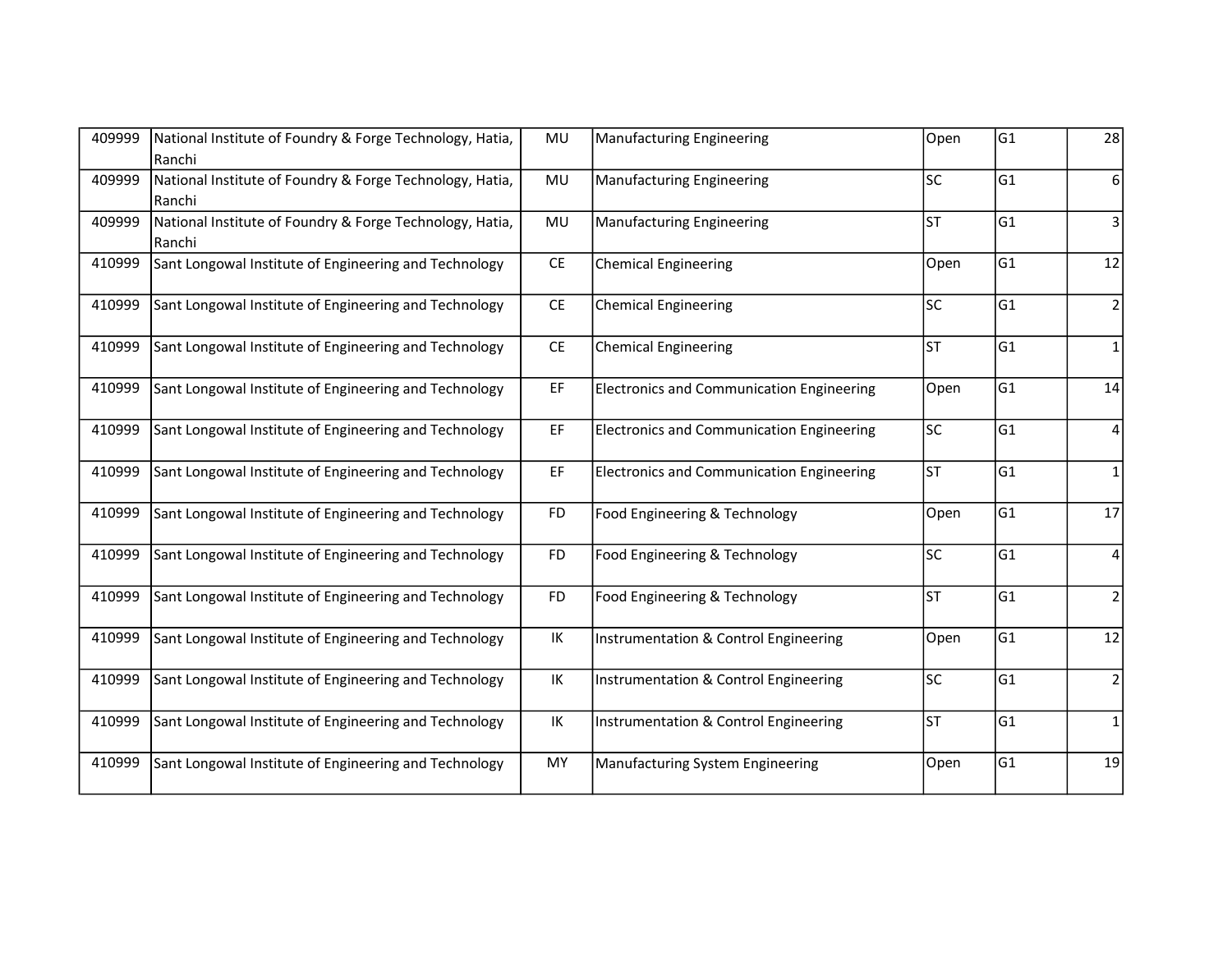| | | | | | | |
|---|---|---|---|---|---|---|
| 409999 | National Institute of Foundry & Forge Technology, Hatia, Ranchi | MU | Manufacturing Engineering | Open | G1 | 28 |
| 409999 | National Institute of Foundry & Forge Technology, Hatia, Ranchi | MU | Manufacturing Engineering | SC | G1 | 6 |
| 409999 | National Institute of Foundry & Forge Technology, Hatia, Ranchi | MU | Manufacturing Engineering | ST | G1 | 3 |
| 410999 | Sant Longowal Institute of Engineering and Technology | CE | Chemical Engineering | Open | G1 | 12 |
| 410999 | Sant Longowal Institute of Engineering and Technology | CE | Chemical Engineering | SC | G1 | 2 |
| 410999 | Sant Longowal Institute of Engineering and Technology | CE | Chemical Engineering | ST | G1 | 1 |
| 410999 | Sant Longowal Institute of Engineering and Technology | EF | Electronics and Communication Engineering | Open | G1 | 14 |
| 410999 | Sant Longowal Institute of Engineering and Technology | EF | Electronics and Communication Engineering | SC | G1 | 4 |
| 410999 | Sant Longowal Institute of Engineering and Technology | EF | Electronics and Communication Engineering | ST | G1 | 1 |
| 410999 | Sant Longowal Institute of Engineering and Technology | FD | Food Engineering & Technology | Open | G1 | 17 |
| 410999 | Sant Longowal Institute of Engineering and Technology | FD | Food Engineering & Technology | SC | G1 | 4 |
| 410999 | Sant Longowal Institute of Engineering and Technology | FD | Food Engineering & Technology | ST | G1 | 2 |
| 410999 | Sant Longowal Institute of Engineering and Technology | IK | Instrumentation & Control Engineering | Open | G1 | 12 |
| 410999 | Sant Longowal Institute of Engineering and Technology | IK | Instrumentation & Control Engineering | SC | G1 | 2 |
| 410999 | Sant Longowal Institute of Engineering and Technology | IK | Instrumentation & Control Engineering | ST | G1 | 1 |
| 410999 | Sant Longowal Institute of Engineering and Technology | MY | Manufacturing System Engineering | Open | G1 | 19 |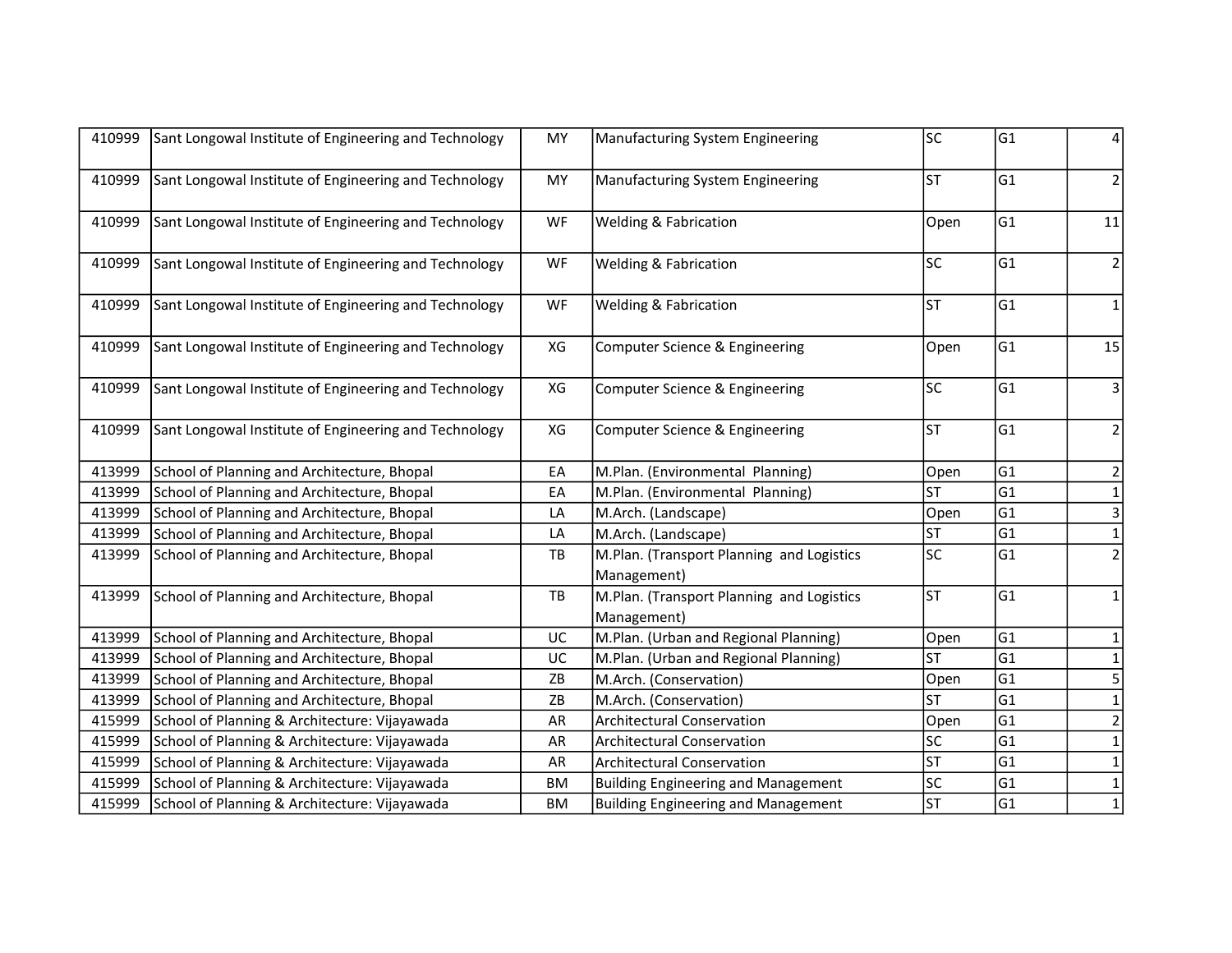| | | | | | | |
|---|---|---|---|---|---|---|
| 410999 | Sant Longowal Institute of Engineering and Technology | MY | Manufacturing System Engineering | SC | G1 | 4 |
| 410999 | Sant Longowal Institute of Engineering and Technology | MY | Manufacturing System Engineering | ST | G1 | 2 |
| 410999 | Sant Longowal Institute of Engineering and Technology | WF | Welding & Fabrication | Open | G1 | 11 |
| 410999 | Sant Longowal Institute of Engineering and Technology | WF | Welding & Fabrication | SC | G1 | 2 |
| 410999 | Sant Longowal Institute of Engineering and Technology | WF | Welding & Fabrication | ST | G1 | 1 |
| 410999 | Sant Longowal Institute of Engineering and Technology | XG | Computer Science & Engineering | Open | G1 | 15 |
| 410999 | Sant Longowal Institute of Engineering and Technology | XG | Computer Science & Engineering | SC | G1 | 3 |
| 410999 | Sant Longowal Institute of Engineering and Technology | XG | Computer Science & Engineering | ST | G1 | 2 |
| 413999 | School of Planning and Architecture, Bhopal | EA | M.Plan. (Environmental Planning) | Open | G1 | 2 |
| 413999 | School of Planning and Architecture, Bhopal | EA | M.Plan. (Environmental Planning) | ST | G1 | 1 |
| 413999 | School of Planning and Architecture, Bhopal | LA | M.Arch. (Landscape) | Open | G1 | 3 |
| 413999 | School of Planning and Architecture, Bhopal | LA | M.Arch. (Landscape) | ST | G1 | 1 |
| 413999 | School of Planning and Architecture, Bhopal | TB | M.Plan. (Transport Planning and Logistics Management) | SC | G1 | 2 |
| 413999 | School of Planning and Architecture, Bhopal | TB | M.Plan. (Transport Planning and Logistics Management) | ST | G1 | 1 |
| 413999 | School of Planning and Architecture, Bhopal | UC | M.Plan. (Urban and Regional Planning) | Open | G1 | 1 |
| 413999 | School of Planning and Architecture, Bhopal | UC | M.Plan. (Urban and Regional Planning) | ST | G1 | 1 |
| 413999 | School of Planning and Architecture, Bhopal | ZB | M.Arch. (Conservation) | Open | G1 | 5 |
| 413999 | School of Planning and Architecture, Bhopal | ZB | M.Arch. (Conservation) | ST | G1 | 1 |
| 415999 | School of Planning & Architecture: Vijayawada | AR | Architectural Conservation | Open | G1 | 2 |
| 415999 | School of Planning & Architecture: Vijayawada | AR | Architectural Conservation | SC | G1 | 1 |
| 415999 | School of Planning & Architecture: Vijayawada | AR | Architectural Conservation | ST | G1 | 1 |
| 415999 | School of Planning & Architecture: Vijayawada | BM | Building Engineering and Management | SC | G1 | 1 |
| 415999 | School of Planning & Architecture: Vijayawada | BM | Building Engineering and Management | ST | G1 | 1 |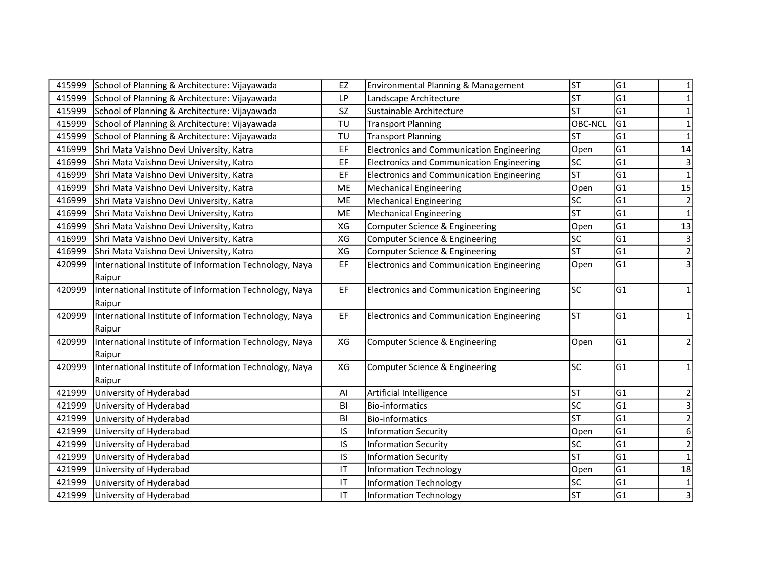| | | | | | | |
|---|---|---|---|---|---|---|
| 415999 | School of Planning & Architecture: Vijayawada | EZ | Environmental Planning & Management | ST | G1 | 1 |
| 415999 | School of Planning & Architecture: Vijayawada | LP | Landscape Architecture | ST | G1 | 1 |
| 415999 | School of Planning & Architecture: Vijayawada | SZ | Sustainable Architecture | ST | G1 | 1 |
| 415999 | School of Planning & Architecture: Vijayawada | TU | Transport Planning | OBC-NCL | G1 | 1 |
| 415999 | School of Planning & Architecture: Vijayawada | TU | Transport Planning | ST | G1 | 1 |
| 416999 | Shri Mata Vaishno Devi University, Katra | EF | Electronics and Communication Engineering | Open | G1 | 14 |
| 416999 | Shri Mata Vaishno Devi University, Katra | EF | Electronics and Communication Engineering | SC | G1 | 3 |
| 416999 | Shri Mata Vaishno Devi University, Katra | EF | Electronics and Communication Engineering | ST | G1 | 1 |
| 416999 | Shri Mata Vaishno Devi University, Katra | ME | Mechanical Engineering | Open | G1 | 15 |
| 416999 | Shri Mata Vaishno Devi University, Katra | ME | Mechanical Engineering | SC | G1 | 2 |
| 416999 | Shri Mata Vaishno Devi University, Katra | ME | Mechanical Engineering | ST | G1 | 1 |
| 416999 | Shri Mata Vaishno Devi University, Katra | XG | Computer Science & Engineering | Open | G1 | 13 |
| 416999 | Shri Mata Vaishno Devi University, Katra | XG | Computer Science & Engineering | SC | G1 | 3 |
| 416999 | Shri Mata Vaishno Devi University, Katra | XG | Computer Science & Engineering | ST | G1 | 2 |
| 420999 | International Institute of Information Technology, Naya Raipur | EF | Electronics and Communication Engineering | Open | G1 | 3 |
| 420999 | International Institute of Information Technology, Naya Raipur | EF | Electronics and Communication Engineering | SC | G1 | 1 |
| 420999 | International Institute of Information Technology, Naya Raipur | EF | Electronics and Communication Engineering | ST | G1 | 1 |
| 420999 | International Institute of Information Technology, Naya Raipur | XG | Computer Science & Engineering | Open | G1 | 2 |
| 420999 | International Institute of Information Technology, Naya Raipur | XG | Computer Science & Engineering | SC | G1 | 1 |
| 421999 | University of Hyderabad | AI | Artificial Intelligence | ST | G1 | 2 |
| 421999 | University of Hyderabad | BI | Bio-informatics | SC | G1 | 3 |
| 421999 | University of Hyderabad | BI | Bio-informatics | ST | G1 | 2 |
| 421999 | University of Hyderabad | IS | Information Security | Open | G1 | 6 |
| 421999 | University of Hyderabad | IS | Information Security | SC | G1 | 2 |
| 421999 | University of Hyderabad | IS | Information Security | ST | G1 | 1 |
| 421999 | University of Hyderabad | IT | Information Technology | Open | G1 | 18 |
| 421999 | University of Hyderabad | IT | Information Technology | SC | G1 | 1 |
| 421999 | University of Hyderabad | IT | Information Technology | ST | G1 | 3 |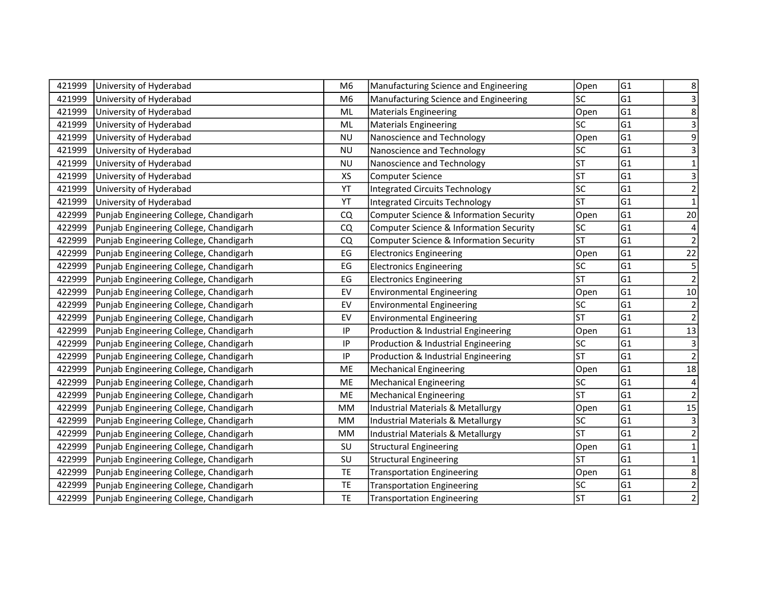| 421999 | University of Hyderabad | M6 | Manufacturing Science and Engineering | Open | G1 | 8 |
|---|---|---|---|---|---|---|
| 421999 | University of Hyderabad | M6 | Manufacturing Science and Engineering | SC | G1 | 3 |
| 421999 | University of Hyderabad | ML | Materials Engineering | Open | G1 | 8 |
| 421999 | University of Hyderabad | ML | Materials Engineering | SC | G1 | 3 |
| 421999 | University of Hyderabad | NU | Nanoscience and Technology | Open | G1 | 9 |
| 421999 | University of Hyderabad | NU | Nanoscience and Technology | SC | G1 | 3 |
| 421999 | University of Hyderabad | NU | Nanoscience and Technology | ST | G1 | 1 |
| 421999 | University of Hyderabad | XS | Computer Science | ST | G1 | 3 |
| 421999 | University of Hyderabad | YT | Integrated Circuits Technology | SC | G1 | 2 |
| 421999 | University of Hyderabad | YT | Integrated Circuits Technology | ST | G1 | 1 |
| 422999 | Punjab Engineering College, Chandigarh | CQ | Computer Science & Information Security | Open | G1 | 20 |
| 422999 | Punjab Engineering College, Chandigarh | CQ | Computer Science & Information Security | SC | G1 | 4 |
| 422999 | Punjab Engineering College, Chandigarh | CQ | Computer Science & Information Security | ST | G1 | 2 |
| 422999 | Punjab Engineering College, Chandigarh | EG | Electronics Engineering | Open | G1 | 22 |
| 422999 | Punjab Engineering College, Chandigarh | EG | Electronics Engineering | SC | G1 | 5 |
| 422999 | Punjab Engineering College, Chandigarh | EG | Electronics Engineering | ST | G1 | 2 |
| 422999 | Punjab Engineering College, Chandigarh | EV | Environmental Engineering | Open | G1 | 10 |
| 422999 | Punjab Engineering College, Chandigarh | EV | Environmental Engineering | SC | G1 | 2 |
| 422999 | Punjab Engineering College, Chandigarh | EV | Environmental Engineering | ST | G1 | 2 |
| 422999 | Punjab Engineering College, Chandigarh | IP | Production & Industrial Engineering | Open | G1 | 13 |
| 422999 | Punjab Engineering College, Chandigarh | IP | Production & Industrial Engineering | SC | G1 | 3 |
| 422999 | Punjab Engineering College, Chandigarh | IP | Production & Industrial Engineering | ST | G1 | 2 |
| 422999 | Punjab Engineering College, Chandigarh | ME | Mechanical Engineering | Open | G1 | 18 |
| 422999 | Punjab Engineering College, Chandigarh | ME | Mechanical Engineering | SC | G1 | 4 |
| 422999 | Punjab Engineering College, Chandigarh | ME | Mechanical Engineering | ST | G1 | 2 |
| 422999 | Punjab Engineering College, Chandigarh | MM | Industrial Materials & Metallurgy | Open | G1 | 15 |
| 422999 | Punjab Engineering College, Chandigarh | MM | Industrial Materials & Metallurgy | SC | G1 | 3 |
| 422999 | Punjab Engineering College, Chandigarh | MM | Industrial Materials & Metallurgy | ST | G1 | 2 |
| 422999 | Punjab Engineering College, Chandigarh | SU | Structural Engineering | Open | G1 | 1 |
| 422999 | Punjab Engineering College, Chandigarh | SU | Structural Engineering | ST | G1 | 1 |
| 422999 | Punjab Engineering College, Chandigarh | TE | Transportation Engineering | Open | G1 | 8 |
| 422999 | Punjab Engineering College, Chandigarh | TE | Transportation Engineering | SC | G1 | 2 |
| 422999 | Punjab Engineering College, Chandigarh | TE | Transportation Engineering | ST | G1 | 2 |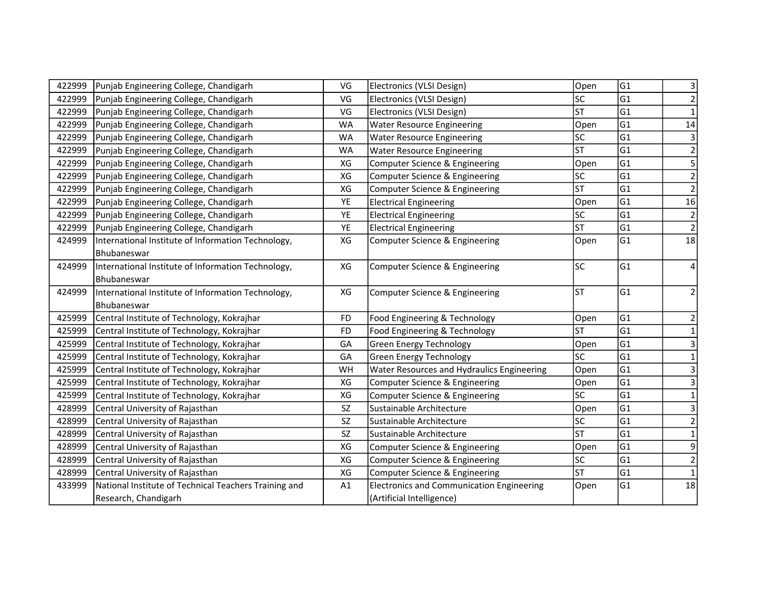| | | | | | | |
|---|---|---|---|---|---|---|
| 422999 | Punjab Engineering College, Chandigarh | VG | Electronics (VLSI Design) | Open | G1 | 3 |
| 422999 | Punjab Engineering College, Chandigarh | VG | Electronics (VLSI Design) | SC | G1 | 2 |
| 422999 | Punjab Engineering College, Chandigarh | VG | Electronics (VLSI Design) | ST | G1 | 1 |
| 422999 | Punjab Engineering College, Chandigarh | WA | Water Resource Engineering | Open | G1 | 14 |
| 422999 | Punjab Engineering College, Chandigarh | WA | Water Resource Engineering | SC | G1 | 3 |
| 422999 | Punjab Engineering College, Chandigarh | WA | Water Resource Engineering | ST | G1 | 2 |
| 422999 | Punjab Engineering College, Chandigarh | XG | Computer Science & Engineering | Open | G1 | 5 |
| 422999 | Punjab Engineering College, Chandigarh | XG | Computer Science & Engineering | SC | G1 | 2 |
| 422999 | Punjab Engineering College, Chandigarh | XG | Computer Science & Engineering | ST | G1 | 2 |
| 422999 | Punjab Engineering College, Chandigarh | YE | Electrical Engineering | Open | G1 | 16 |
| 422999 | Punjab Engineering College, Chandigarh | YE | Electrical Engineering | SC | G1 | 2 |
| 422999 | Punjab Engineering College, Chandigarh | YE | Electrical Engineering | ST | G1 | 2 |
| 424999 | International Institute of Information Technology, Bhubaneswar | XG | Computer Science & Engineering | Open | G1 | 18 |
| 424999 | International Institute of Information Technology, Bhubaneswar | XG | Computer Science & Engineering | SC | G1 | 4 |
| 424999 | International Institute of Information Technology, Bhubaneswar | XG | Computer Science & Engineering | ST | G1 | 2 |
| 425999 | Central Institute of Technology, Kokrajhar | FD | Food Engineering & Technology | Open | G1 | 2 |
| 425999 | Central Institute of Technology, Kokrajhar | FD | Food Engineering & Technology | ST | G1 | 1 |
| 425999 | Central Institute of Technology, Kokrajhar | GA | Green Energy Technology | Open | G1 | 3 |
| 425999 | Central Institute of Technology, Kokrajhar | GA | Green Energy Technology | SC | G1 | 1 |
| 425999 | Central Institute of Technology, Kokrajhar | WH | Water Resources and Hydraulics Engineering | Open | G1 | 3 |
| 425999 | Central Institute of Technology, Kokrajhar | XG | Computer Science & Engineering | Open | G1 | 3 |
| 425999 | Central Institute of Technology, Kokrajhar | XG | Computer Science & Engineering | SC | G1 | 1 |
| 428999 | Central University of Rajasthan | SZ | Sustainable Architecture | Open | G1 | 3 |
| 428999 | Central University of Rajasthan | SZ | Sustainable Architecture | SC | G1 | 2 |
| 428999 | Central University of Rajasthan | SZ | Sustainable Architecture | ST | G1 | 1 |
| 428999 | Central University of Rajasthan | XG | Computer Science & Engineering | Open | G1 | 9 |
| 428999 | Central University of Rajasthan | XG | Computer Science & Engineering | SC | G1 | 2 |
| 428999 | Central University of Rajasthan | XG | Computer Science & Engineering | ST | G1 | 1 |
| 433999 | National Institute of Technical Teachers Training and Research, Chandigarh | A1 | Electronics and Communication Engineering (Artificial Intelligence) | Open | G1 | 18 |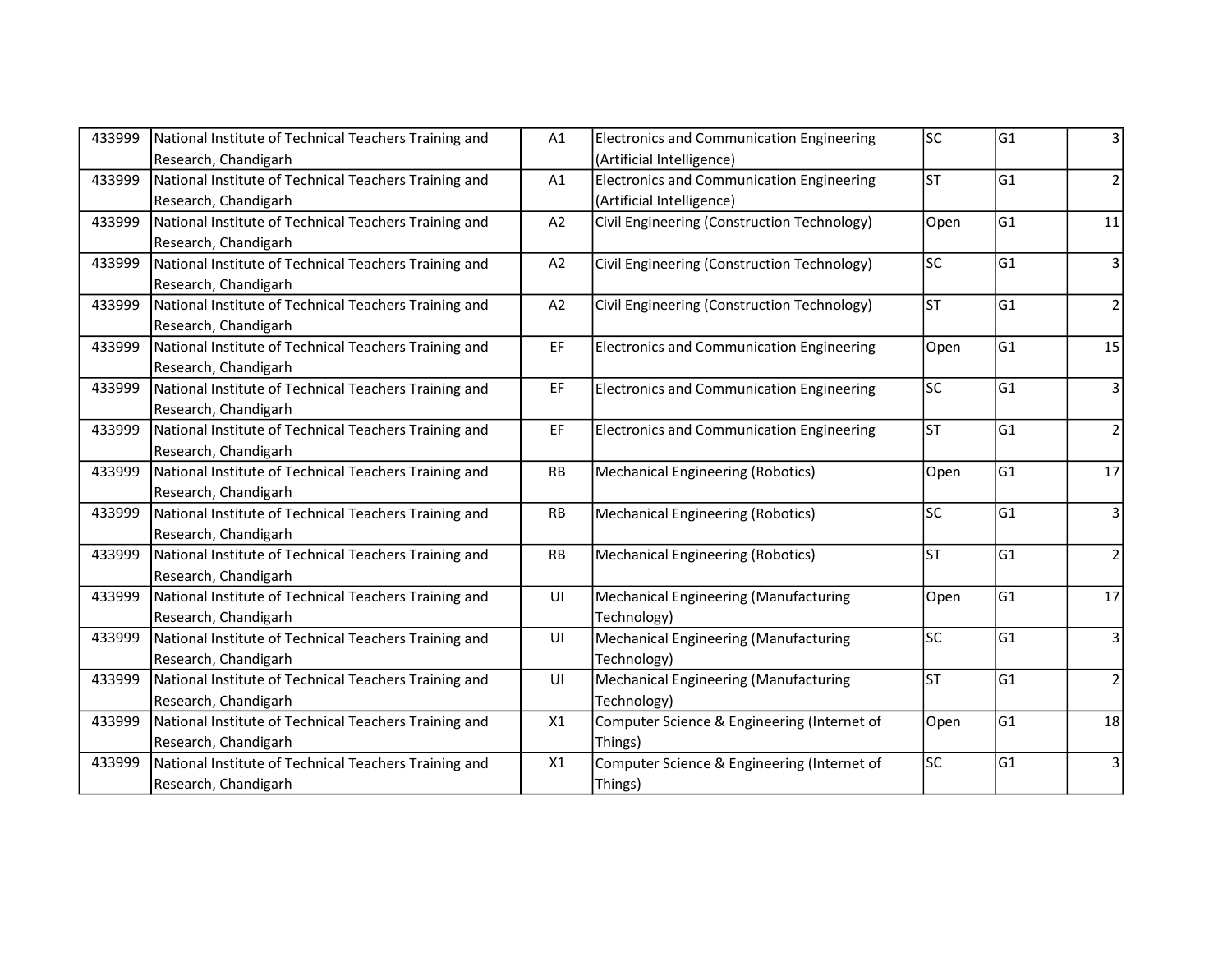| | | | | | | |
|---|---|---|---|---|---|---|
| 433999 | National Institute of Technical Teachers Training and Research, Chandigarh | A1 | Electronics and Communication Engineering (Artificial Intelligence) | SC | G1 | 3 |
| 433999 | National Institute of Technical Teachers Training and Research, Chandigarh | A1 | Electronics and Communication Engineering (Artificial Intelligence) | ST | G1 | 2 |
| 433999 | National Institute of Technical Teachers Training and Research, Chandigarh | A2 | Civil Engineering (Construction Technology) | Open | G1 | 11 |
| 433999 | National Institute of Technical Teachers Training and Research, Chandigarh | A2 | Civil Engineering (Construction Technology) | SC | G1 | 3 |
| 433999 | National Institute of Technical Teachers Training and Research, Chandigarh | A2 | Civil Engineering (Construction Technology) | ST | G1 | 2 |
| 433999 | National Institute of Technical Teachers Training and Research, Chandigarh | EF | Electronics and Communication Engineering | Open | G1 | 15 |
| 433999 | National Institute of Technical Teachers Training and Research, Chandigarh | EF | Electronics and Communication Engineering | SC | G1 | 3 |
| 433999 | National Institute of Technical Teachers Training and Research, Chandigarh | EF | Electronics and Communication Engineering | ST | G1 | 2 |
| 433999 | National Institute of Technical Teachers Training and Research, Chandigarh | RB | Mechanical Engineering (Robotics) | Open | G1 | 17 |
| 433999 | National Institute of Technical Teachers Training and Research, Chandigarh | RB | Mechanical Engineering (Robotics) | SC | G1 | 3 |
| 433999 | National Institute of Technical Teachers Training and Research, Chandigarh | RB | Mechanical Engineering (Robotics) | ST | G1 | 2 |
| 433999 | National Institute of Technical Teachers Training and Research, Chandigarh | UI | Mechanical Engineering (Manufacturing Technology) | Open | G1 | 17 |
| 433999 | National Institute of Technical Teachers Training and Research, Chandigarh | UI | Mechanical Engineering (Manufacturing Technology) | SC | G1 | 3 |
| 433999 | National Institute of Technical Teachers Training and Research, Chandigarh | UI | Mechanical Engineering (Manufacturing Technology) | ST | G1 | 2 |
| 433999 | National Institute of Technical Teachers Training and Research, Chandigarh | X1 | Computer Science & Engineering (Internet of Things) | Open | G1 | 18 |
| 433999 | National Institute of Technical Teachers Training and Research, Chandigarh | X1 | Computer Science & Engineering (Internet of Things) | SC | G1 | 3 |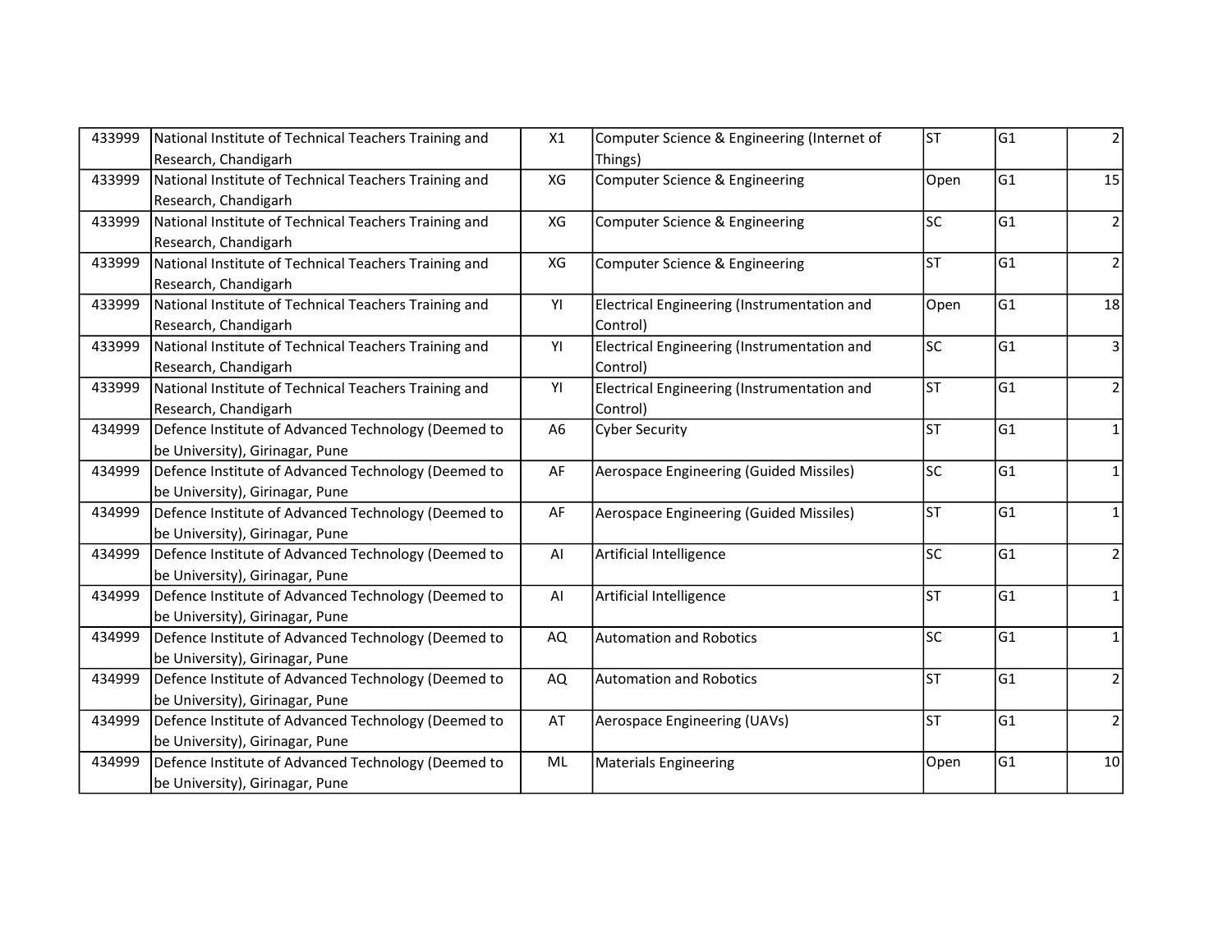| | | | | | | |
|---|---|---|---|---|---|---|
| 433999 | National Institute of Technical Teachers Training and Research, Chandigarh | X1 | Computer Science & Engineering (Internet of Things) | ST | G1 | 2 |
| 433999 | National Institute of Technical Teachers Training and Research, Chandigarh | XG | Computer Science & Engineering | Open | G1 | 15 |
| 433999 | National Institute of Technical Teachers Training and Research, Chandigarh | XG | Computer Science & Engineering | SC | G1 | 2 |
| 433999 | National Institute of Technical Teachers Training and Research, Chandigarh | XG | Computer Science & Engineering | ST | G1 | 2 |
| 433999 | National Institute of Technical Teachers Training and Research, Chandigarh | YI | Electrical Engineering (Instrumentation and Control) | Open | G1 | 18 |
| 433999 | National Institute of Technical Teachers Training and Research, Chandigarh | YI | Electrical Engineering (Instrumentation and Control) | SC | G1 | 3 |
| 433999 | National Institute of Technical Teachers Training and Research, Chandigarh | YI | Electrical Engineering (Instrumentation and Control) | ST | G1 | 2 |
| 434999 | Defence Institute of Advanced Technology (Deemed to be University), Girinagar, Pune | A6 | Cyber Security | ST | G1 | 1 |
| 434999 | Defence Institute of Advanced Technology (Deemed to be University), Girinagar, Pune | AF | Aerospace Engineering (Guided Missiles) | SC | G1 | 1 |
| 434999 | Defence Institute of Advanced Technology (Deemed to be University), Girinagar, Pune | AF | Aerospace Engineering (Guided Missiles) | ST | G1 | 1 |
| 434999 | Defence Institute of Advanced Technology (Deemed to be University), Girinagar, Pune | AI | Artificial Intelligence | SC | G1 | 2 |
| 434999 | Defence Institute of Advanced Technology (Deemed to be University), Girinagar, Pune | AI | Artificial Intelligence | ST | G1 | 1 |
| 434999 | Defence Institute of Advanced Technology (Deemed to be University), Girinagar, Pune | AQ | Automation and Robotics | SC | G1 | 1 |
| 434999 | Defence Institute of Advanced Technology (Deemed to be University), Girinagar, Pune | AQ | Automation and Robotics | ST | G1 | 2 |
| 434999 | Defence Institute of Advanced Technology (Deemed to be University), Girinagar, Pune | AT | Aerospace Engineering (UAVs) | ST | G1 | 2 |
| 434999 | Defence Institute of Advanced Technology (Deemed to be University), Girinagar, Pune | ML | Materials Engineering | Open | G1 | 10 |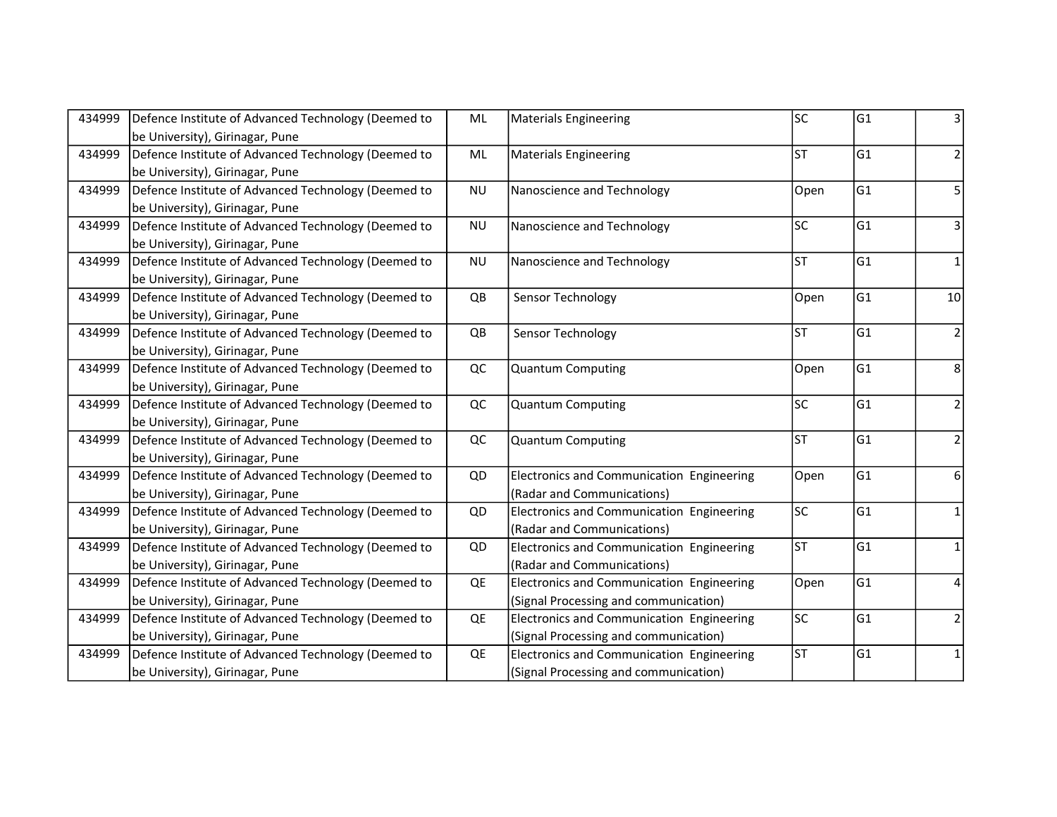| 434999 | Defence Institute of Advanced Technology (Deemed to be University), Girinagar, Pune | ML | Materials Engineering | SC | G1 | 3 |
|---|---|---|---|---|---|---|
| 434999 | Defence Institute of Advanced Technology (Deemed to be University), Girinagar, Pune | ML | Materials Engineering | ST | G1 | 2 |
| 434999 | Defence Institute of Advanced Technology (Deemed to be University), Girinagar, Pune | NU | Nanoscience and Technology | Open | G1 | 5 |
| 434999 | Defence Institute of Advanced Technology (Deemed to be University), Girinagar, Pune | NU | Nanoscience and Technology | SC | G1 | 3 |
| 434999 | Defence Institute of Advanced Technology (Deemed to be University), Girinagar, Pune | NU | Nanoscience and Technology | ST | G1 | 1 |
| 434999 | Defence Institute of Advanced Technology (Deemed to be University), Girinagar, Pune | QB | Sensor Technology | Open | G1 | 10 |
| 434999 | Defence Institute of Advanced Technology (Deemed to be University), Girinagar, Pune | QB | Sensor Technology | ST | G1 | 2 |
| 434999 | Defence Institute of Advanced Technology (Deemed to be University), Girinagar, Pune | QC | Quantum Computing | Open | G1 | 8 |
| 434999 | Defence Institute of Advanced Technology (Deemed to be University), Girinagar, Pune | QC | Quantum Computing | SC | G1 | 2 |
| 434999 | Defence Institute of Advanced Technology (Deemed to be University), Girinagar, Pune | QC | Quantum Computing | ST | G1 | 2 |
| 434999 | Defence Institute of Advanced Technology (Deemed to be University), Girinagar, Pune | QD | Electronics and Communication Engineering (Radar and Communications) | Open | G1 | 6 |
| 434999 | Defence Institute of Advanced Technology (Deemed to be University), Girinagar, Pune | QD | Electronics and Communication Engineering (Radar and Communications) | SC | G1 | 1 |
| 434999 | Defence Institute of Advanced Technology (Deemed to be University), Girinagar, Pune | QD | Electronics and Communication Engineering (Radar and Communications) | ST | G1 | 1 |
| 434999 | Defence Institute of Advanced Technology (Deemed to be University), Girinagar, Pune | QE | Electronics and Communication Engineering (Signal Processing and communication) | Open | G1 | 4 |
| 434999 | Defence Institute of Advanced Technology (Deemed to be University), Girinagar, Pune | QE | Electronics and Communication Engineering (Signal Processing and communication) | SC | G1 | 2 |
| 434999 | Defence Institute of Advanced Technology (Deemed to be University), Girinagar, Pune | QE | Electronics and Communication Engineering (Signal Processing and communication) | ST | G1 | 1 |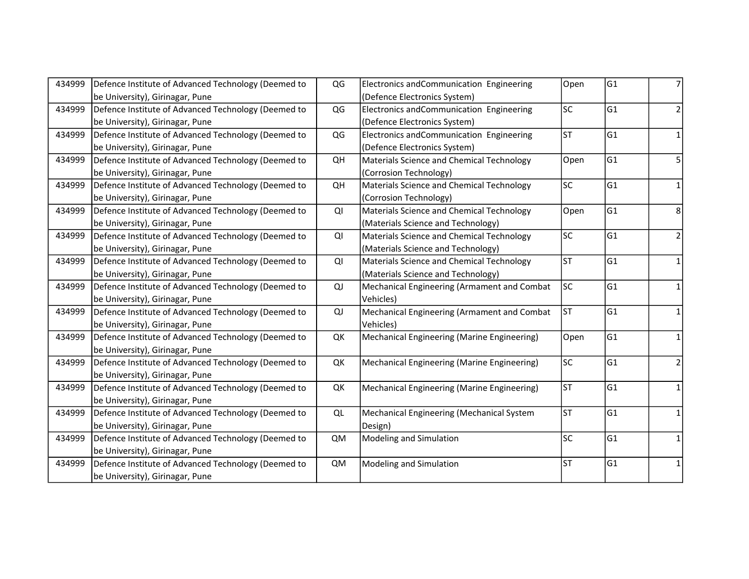| | | | | | | |
|---|---|---|---|---|---|---|
| 434999 | Defence Institute of Advanced Technology (Deemed to be University), Girinagar, Pune | QG | Electronics andCommunication Engineering (Defence Electronics System) | Open | G1 | 7 |
| 434999 | Defence Institute of Advanced Technology (Deemed to be University), Girinagar, Pune | QG | Electronics andCommunication Engineering (Defence Electronics System) | SC | G1 | 2 |
| 434999 | Defence Institute of Advanced Technology (Deemed to be University), Girinagar, Pune | QG | Electronics andCommunication Engineering (Defence Electronics System) | ST | G1 | 1 |
| 434999 | Defence Institute of Advanced Technology (Deemed to be University), Girinagar, Pune | QH | Materials Science and Chemical Technology (Corrosion Technology) | Open | G1 | 5 |
| 434999 | Defence Institute of Advanced Technology (Deemed to be University), Girinagar, Pune | QH | Materials Science and Chemical Technology (Corrosion Technology) | SC | G1 | 1 |
| 434999 | Defence Institute of Advanced Technology (Deemed to be University), Girinagar, Pune | QI | Materials Science and Chemical Technology (Materials Science and Technology) | Open | G1 | 8 |
| 434999 | Defence Institute of Advanced Technology (Deemed to be University), Girinagar, Pune | QI | Materials Science and Chemical Technology (Materials Science and Technology) | SC | G1 | 2 |
| 434999 | Defence Institute of Advanced Technology (Deemed to be University), Girinagar, Pune | QI | Materials Science and Chemical Technology (Materials Science and Technology) | ST | G1 | 1 |
| 434999 | Defence Institute of Advanced Technology (Deemed to be University), Girinagar, Pune | QJ | Mechanical Engineering (Armament and Combat Vehicles) | SC | G1 | 1 |
| 434999 | Defence Institute of Advanced Technology (Deemed to be University), Girinagar, Pune | QJ | Mechanical Engineering (Armament and Combat Vehicles) | ST | G1 | 1 |
| 434999 | Defence Institute of Advanced Technology (Deemed to be University), Girinagar, Pune | QK | Mechanical Engineering (Marine Engineering) | Open | G1 | 1 |
| 434999 | Defence Institute of Advanced Technology (Deemed to be University), Girinagar, Pune | QK | Mechanical Engineering (Marine Engineering) | SC | G1 | 2 |
| 434999 | Defence Institute of Advanced Technology (Deemed to be University), Girinagar, Pune | QK | Mechanical Engineering (Marine Engineering) | ST | G1 | 1 |
| 434999 | Defence Institute of Advanced Technology (Deemed to be University), Girinagar, Pune | QL | Mechanical Engineering (Mechanical System Design) | ST | G1 | 1 |
| 434999 | Defence Institute of Advanced Technology (Deemed to be University), Girinagar, Pune | QM | Modeling and Simulation | SC | G1 | 1 |
| 434999 | Defence Institute of Advanced Technology (Deemed to be University), Girinagar, Pune | QM | Modeling and Simulation | ST | G1 | 1 |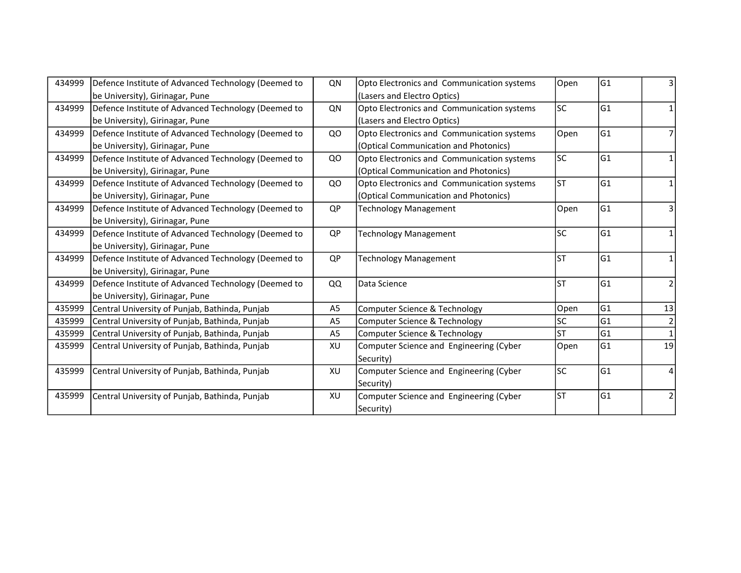| | | | | | | |
|---|---|---|---|---|---|---|
| 434999 | Defence Institute of Advanced Technology (Deemed to be University), Girinagar, Pune | QN | Opto Electronics and Communication systems (Lasers and Electro Optics) | Open | G1 | 3 |
| 434999 | Defence Institute of Advanced Technology (Deemed to be University), Girinagar, Pune | QN | Opto Electronics and Communication systems (Lasers and Electro Optics) | SC | G1 | 1 |
| 434999 | Defence Institute of Advanced Technology (Deemed to be University), Girinagar, Pune | QO | Opto Electronics and Communication systems (Optical Communication and Photonics) | Open | G1 | 7 |
| 434999 | Defence Institute of Advanced Technology (Deemed to be University), Girinagar, Pune | QO | Opto Electronics and Communication systems (Optical Communication and Photonics) | SC | G1 | 1 |
| 434999 | Defence Institute of Advanced Technology (Deemed to be University), Girinagar, Pune | QO | Opto Electronics and Communication systems (Optical Communication and Photonics) | ST | G1 | 1 |
| 434999 | Defence Institute of Advanced Technology (Deemed to be University), Girinagar, Pune | QP | Technology Management | Open | G1 | 3 |
| 434999 | Defence Institute of Advanced Technology (Deemed to be University), Girinagar, Pune | QP | Technology Management | SC | G1 | 1 |
| 434999 | Defence Institute of Advanced Technology (Deemed to be University), Girinagar, Pune | QP | Technology Management | ST | G1 | 1 |
| 434999 | Defence Institute of Advanced Technology (Deemed to be University), Girinagar, Pune | QQ | Data Science | ST | G1 | 2 |
| 435999 | Central University of Punjab, Bathinda, Punjab | A5 | Computer Science & Technology | Open | G1 | 13 |
| 435999 | Central University of Punjab, Bathinda, Punjab | A5 | Computer Science & Technology | SC | G1 | 2 |
| 435999 | Central University of Punjab, Bathinda, Punjab | A5 | Computer Science & Technology | ST | G1 | 1 |
| 435999 | Central University of Punjab, Bathinda, Punjab | XU | Computer Science and Engineering (Cyber Security) | Open | G1 | 19 |
| 435999 | Central University of Punjab, Bathinda, Punjab | XU | Computer Science and Engineering (Cyber Security) | SC | G1 | 4 |
| 435999 | Central University of Punjab, Bathinda, Punjab | XU | Computer Science and Engineering (Cyber Security) | ST | G1 | 2 |